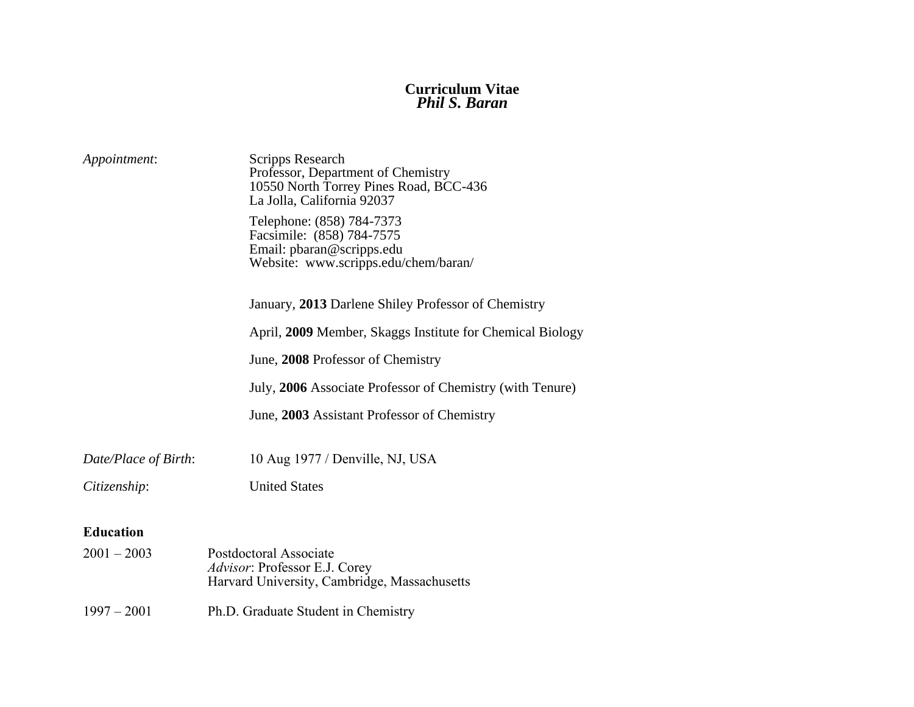# Curriculum Vitae
## *Phil S. Baran*

*Appointment*: Scripps Research
Professor, Department of Chemistry
10550 North Torrey Pines Road, BCC-436
La Jolla, California 92037

Telephone: (858) 784-7373
Facsimile: (858) 784-7575
Email: pbaran@scripps.edu
Website: www.scripps.edu/chem/baran/

January, **2013** Darlene Shiley Professor of Chemistry

April, **2009** Member, Skaggs Institute for Chemical Biology

June, **2008** Professor of Chemistry

July, **2006** Associate Professor of Chemistry (with Tenure)

June, **2003** Assistant Professor of Chemistry

*Date/Place of Birth*: 10 Aug 1977 / Denville, NJ, USA

*Citizenship*: United States

### Education

2001 – 2003 Postdoctoral Associate
*Advisor*: Professor E.J. Corey
Harvard University, Cambridge, Massachusetts

1997 – 2001 Ph.D. Graduate Student in Chemistry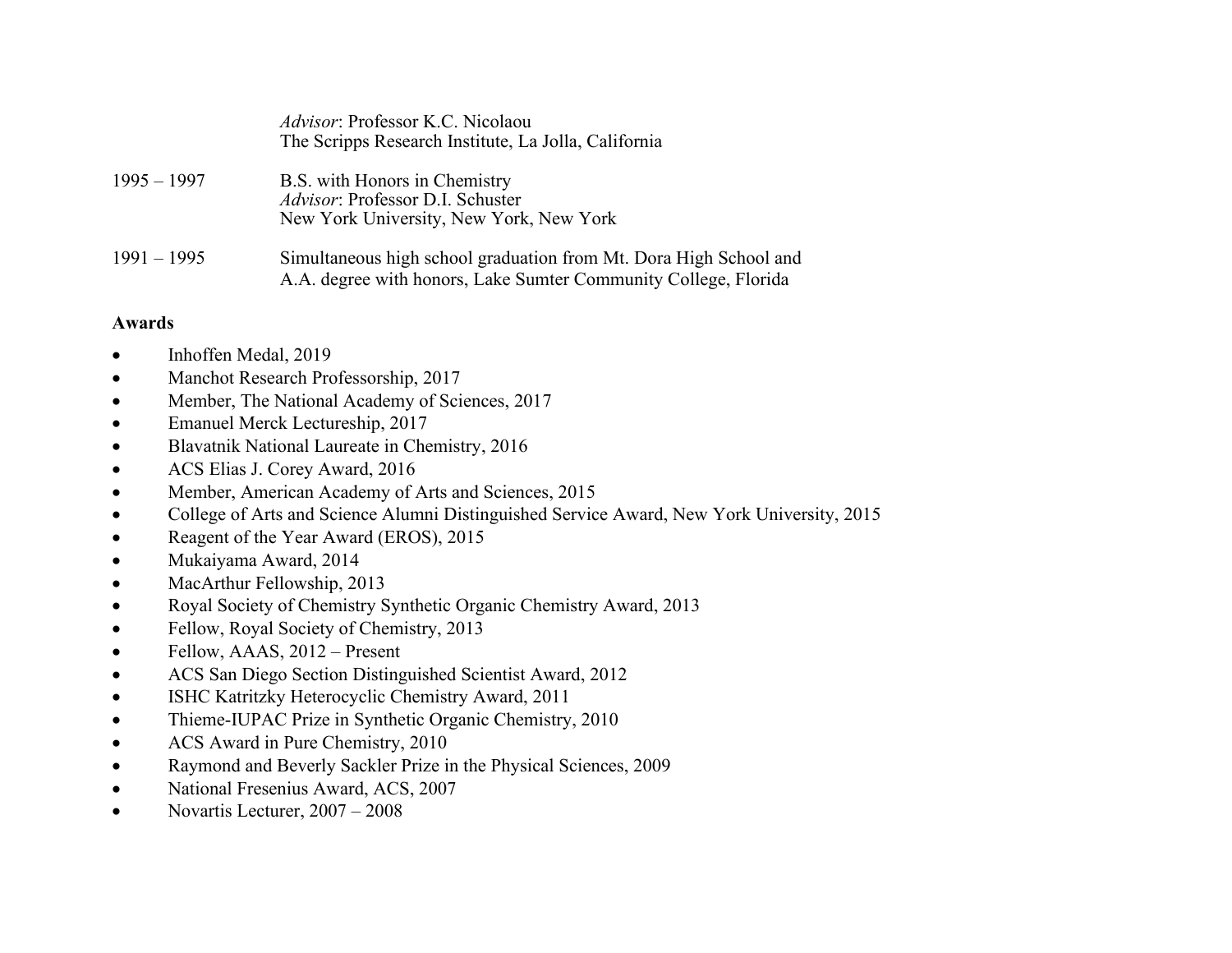*Advisor*: Professor K.C. Nicolaou
The Scripps Research Institute, La Jolla, California

1995 – 1997 B.S. with Honors in Chemistry
*Advisor*: Professor D.I. Schuster
New York University, New York, New York

1991 – 1995 Simultaneous high school graduation from Mt. Dora High School and A.A. degree with honors, Lake Sumter Community College, Florida

**Awards**

- Inhoffen Medal, 2019
- Manchot Research Professorship, 2017
- Member, The National Academy of Sciences, 2017
- Emanuel Merck Lectureship, 2017
- Blavatnik National Laureate in Chemistry, 2016
- ACS Elias J. Corey Award, 2016
- Member, American Academy of Arts and Sciences, 2015
- College of Arts and Science Alumni Distinguished Service Award, New York University, 2015
- Reagent of the Year Award (EROS), 2015
- Mukaiyama Award, 2014
- MacArthur Fellowship, 2013
- Royal Society of Chemistry Synthetic Organic Chemistry Award, 2013
- Fellow, Royal Society of Chemistry, 2013
- Fellow, AAAS, 2012 – Present
- ACS San Diego Section Distinguished Scientist Award, 2012
- ISHC Katritzky Heterocyclic Chemistry Award, 2011
- Thieme-IUPAC Prize in Synthetic Organic Chemistry, 2010
- ACS Award in Pure Chemistry, 2010
- Raymond and Beverly Sackler Prize in the Physical Sciences, 2009
- National Fresenius Award, ACS, 2007
- Novartis Lecturer, 2007 – 2008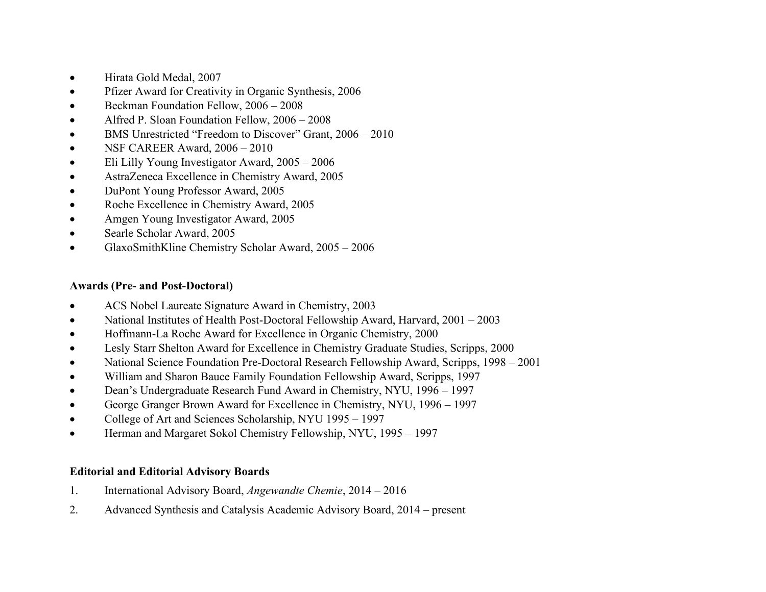- Hirata Gold Medal, 2007
- Pfizer Award for Creativity in Organic Synthesis, 2006
- Beckman Foundation Fellow, 2006 – 2008
- Alfred P. Sloan Foundation Fellow, 2006 – 2008
- BMS Unrestricted "Freedom to Discover" Grant, 2006 – 2010
- NSF CAREER Award, 2006 – 2010
- Eli Lilly Young Investigator Award, 2005 – 2006
- AstraZeneca Excellence in Chemistry Award, 2005
- DuPont Young Professor Award, 2005
- Roche Excellence in Chemistry Award, 2005
- Amgen Young Investigator Award, 2005
- Searle Scholar Award, 2005
- GlaxoSmithKline Chemistry Scholar Award, 2005 – 2006

**Awards (Pre- and Post-Doctoral)**

- ACS Nobel Laureate Signature Award in Chemistry, 2003
- National Institutes of Health Post-Doctoral Fellowship Award, Harvard, 2001 – 2003
- Hoffmann-La Roche Award for Excellence in Organic Chemistry, 2000
- Lesly Starr Shelton Award for Excellence in Chemistry Graduate Studies, Scripps, 2000
- National Science Foundation Pre-Doctoral Research Fellowship Award, Scripps, 1998 – 2001
- William and Sharon Bauce Family Foundation Fellowship Award, Scripps, 1997
- Dean's Undergraduate Research Fund Award in Chemistry, NYU, 1996 – 1997
- George Granger Brown Award for Excellence in Chemistry, NYU, 1996 – 1997
- College of Art and Sciences Scholarship, NYU 1995 – 1997
- Herman and Margaret Sokol Chemistry Fellowship, NYU, 1995 – 1997

**Editorial and Editorial Advisory Boards**

1. International Advisory Board, *Angewandte Chemie*, 2014 – 2016
2. Advanced Synthesis and Catalysis Academic Advisory Board, 2014 – present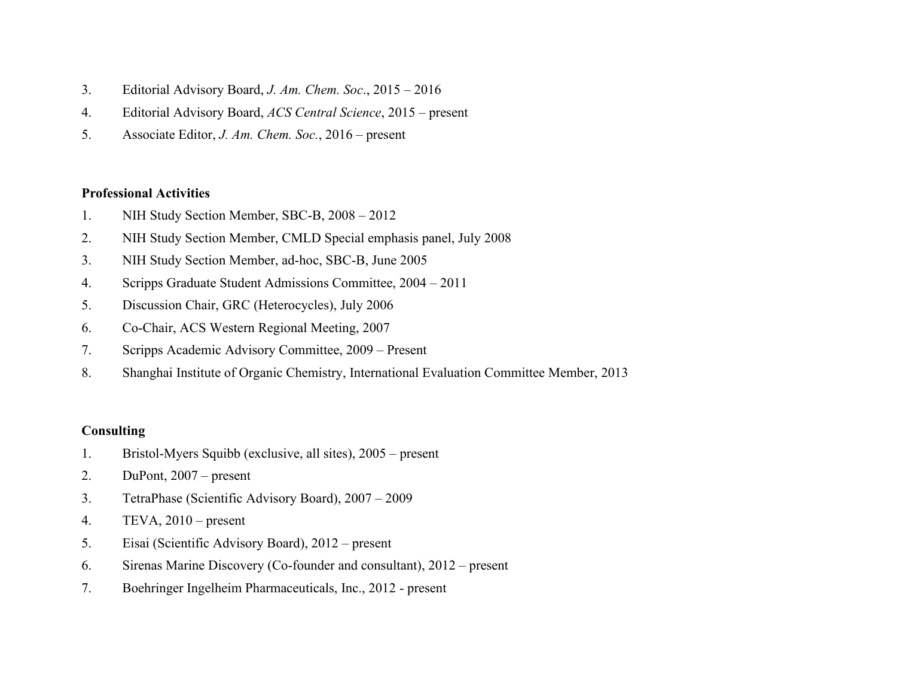3. Editorial Advisory Board, *J. Am. Chem. Soc*., 2015 – 2016
4. Editorial Advisory Board, *ACS Central Science*, 2015 – present
5. Associate Editor, *J. Am. Chem. Soc.*, 2016 – present

**Professional Activities**

1. NIH Study Section Member, SBC-B, 2008 – 2012
2. NIH Study Section Member, CMLD Special emphasis panel, July 2008
3. NIH Study Section Member, ad-hoc, SBC-B, June 2005
4. Scripps Graduate Student Admissions Committee, 2004 – 2011
5. Discussion Chair, GRC (Heterocycles), July 2006
6. Co-Chair, ACS Western Regional Meeting, 2007
7. Scripps Academic Advisory Committee, 2009 – Present
8. Shanghai Institute of Organic Chemistry, International Evaluation Committee Member, 2013

**Consulting**

1. Bristol-Myers Squibb (exclusive, all sites), 2005 – present
2. DuPont, 2007 – present
3. TetraPhase (Scientific Advisory Board), 2007 – 2009
4. TEVA, 2010 – present
5. Eisai (Scientific Advisory Board), 2012 – present
6. Sirenas Marine Discovery (Co-founder and consultant), 2012 – present
7. Boehringer Ingelheim Pharmaceuticals, Inc., 2012 - present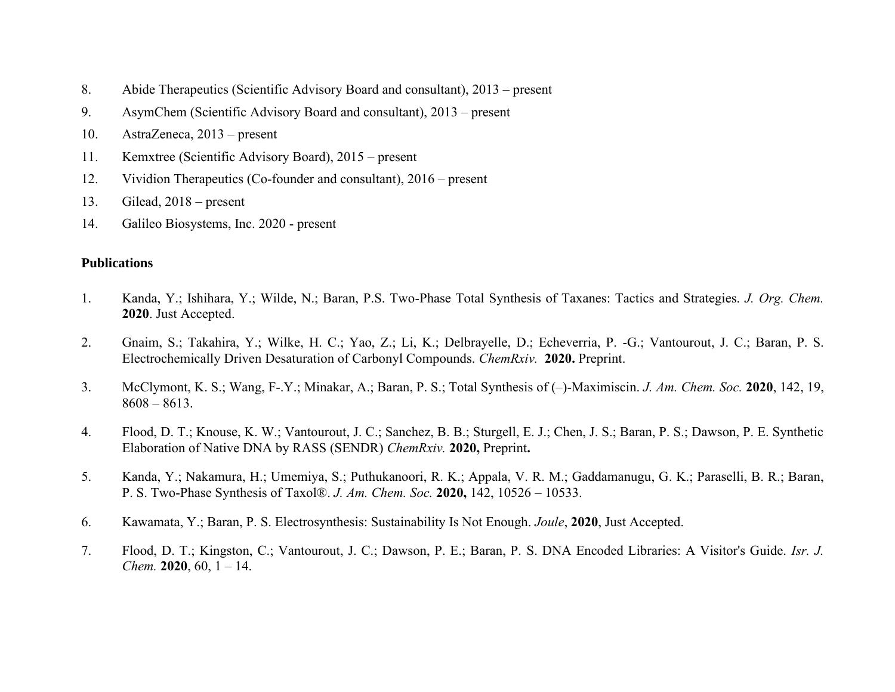8. Abide Therapeutics (Scientific Advisory Board and consultant), 2013 – present
9. AsymChem (Scientific Advisory Board and consultant), 2013 – present
10. AstraZeneca, 2013 – present
11. Kemxtree (Scientific Advisory Board), 2015 – present
12. Vividion Therapeutics (Co-founder and consultant), 2016 – present
13. Gilead, 2018 – present
14. Galileo Biosystems, Inc. 2020 - present

**Publications**

1. Kanda, Y.; Ishihara, Y.; Wilde, N.; Baran, P.S. Two-Phase Total Synthesis of Taxanes: Tactics and Strategies. *J. Org. Chem.* **2020**. Just Accepted.

2. Gnaim, S.; Takahira, Y.; Wilke, H. C.; Yao, Z.; Li, K.; Delbrayelle, D.; Echeverria, P. -G.; Vantourout, J. C.; Baran, P. S. Electrochemically Driven Desaturation of Carbonyl Compounds. *ChemRxiv.* **2020.** Preprint.

3. McClymont, K. S.; Wang, F-.Y.; Minakar, A.; Baran, P. S.; Total Synthesis of (–)-Maximiscin. *J. Am. Chem. Soc.* **2020**, 142, 19, 8608 – 8613.

4. Flood, D. T.; Knouse, K. W.; Vantourout, J. C.; Sanchez, B. B.; Sturgell, E. J.; Chen, J. S.; Baran, P. S.; Dawson, P. E. Synthetic Elaboration of Native DNA by RASS (SENDR) *ChemRxiv.* **2020,** Preprint**.**

5. Kanda, Y.; Nakamura, H.; Umemiya, S.; Puthukanoori, R. K.; Appala, V. R. M.; Gaddamanugu, G. K.; Paraselli, B. R.; Baran, P. S. Two-Phase Synthesis of Taxol®. *J. Am. Chem. Soc.* **2020,** 142, 10526 – 10533.

6. Kawamata, Y.; Baran, P. S. Electrosynthesis: Sustainability Is Not Enough. *Joule*, **2020**, Just Accepted.

7. Flood, D. T.; Kingston, C.; Vantourout, J. C.; Dawson, P. E.; Baran, P. S. DNA Encoded Libraries: A Visitor's Guide. *Isr. J. Chem.* **2020**, 60, 1 – 14.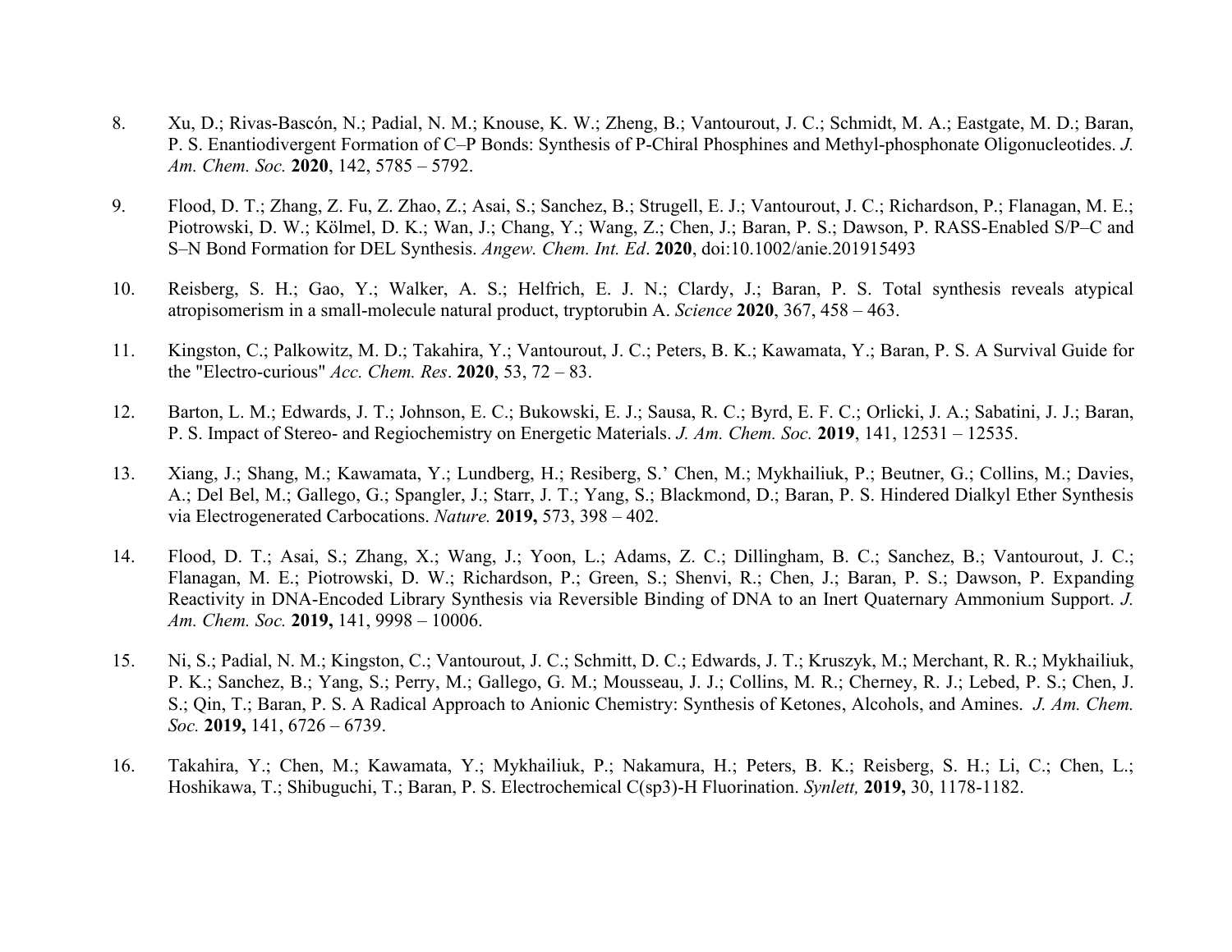8. Xu, D.; Rivas-Bascón, N.; Padial, N. M.; Knouse, K. W.; Zheng, B.; Vantourout, J. C.; Schmidt, M. A.; Eastgate, M. D.; Baran, P. S. Enantiodivergent Formation of C–P Bonds: Synthesis of P-Chiral Phosphines and Methyl-phosphonate Oligonucleotides. *J. Am. Chem. Soc.* **2020**, 142, 5785 – 5792.

9. Flood, D. T.; Zhang, Z. Fu, Z. Zhao, Z.; Asai, S.; Sanchez, B.; Strugell, E. J.; Vantourout, J. C.; Richardson, P.; Flanagan, M. E.; Piotrowski, D. W.; Kölmel, D. K.; Wan, J.; Chang, Y.; Wang, Z.; Chen, J.; Baran, P. S.; Dawson, P. RASS-Enabled S/P–C and S–N Bond Formation for DEL Synthesis. *Angew. Chem. Int. Ed*. **2020**, doi:10.1002/anie.201915493

10. Reisberg, S. H.; Gao, Y.; Walker, A. S.; Helfrich, E. J. N.; Clardy, J.; Baran, P. S. Total synthesis reveals atypical atropisomerism in a small-molecule natural product, tryptorubin A. *Science* **2020**, 367, 458 – 463.

11. Kingston, C.; Palkowitz, M. D.; Takahira, Y.; Vantourout, J. C.; Peters, B. K.; Kawamata, Y.; Baran, P. S. A Survival Guide for the "Electro-curious" *Acc. Chem. Res*. **2020**, 53, 72 – 83.

12. Barton, L. M.; Edwards, J. T.; Johnson, E. C.; Bukowski, E. J.; Sausa, R. C.; Byrd, E. F. C.; Orlicki, J. A.; Sabatini, J. J.; Baran, P. S. Impact of Stereo- and Regiochemistry on Energetic Materials. *J. Am. Chem. Soc.* **2019**, 141, 12531 – 12535.

13. Xiang, J.; Shang, M.; Kawamata, Y.; Lundberg, H.; Resiberg, S.' Chen, M.; Mykhailiuk, P.; Beutner, G.; Collins, M.; Davies, A.; Del Bel, M.; Gallego, G.; Spangler, J.; Starr, J. T.; Yang, S.; Blackmond, D.; Baran, P. S. Hindered Dialkyl Ether Synthesis via Electrogenerated Carbocations. *Nature.* **2019,** 573, 398 – 402.

14. Flood, D. T.; Asai, S.; Zhang, X.; Wang, J.; Yoon, L.; Adams, Z. C.; Dillingham, B. C.; Sanchez, B.; Vantourout, J. C.; Flanagan, M. E.; Piotrowski, D. W.; Richardson, P.; Green, S.; Shenvi, R.; Chen, J.; Baran, P. S.; Dawson, P. Expanding Reactivity in DNA-Encoded Library Synthesis via Reversible Binding of DNA to an Inert Quaternary Ammonium Support. *J. Am. Chem. Soc.* **2019,** 141, 9998 – 10006.

15. Ni, S.; Padial, N. M.; Kingston, C.; Vantourout, J. C.; Schmitt, D. C.; Edwards, J. T.; Kruszyk, M.; Merchant, R. R.; Mykhailiuk, P. K.; Sanchez, B.; Yang, S.; Perry, M.; Gallego, G. M.; Mousseau, J. J.; Collins, M. R.; Cherney, R. J.; Lebed, P. S.; Chen, J. S.; Qin, T.; Baran, P. S. A Radical Approach to Anionic Chemistry: Synthesis of Ketones, Alcohols, and Amines. *J. Am. Chem. Soc.* **2019,** 141, 6726 – 6739.

16. Takahira, Y.; Chen, M.; Kawamata, Y.; Mykhailiuk, P.; Nakamura, H.; Peters, B. K.; Reisberg, S. H.; Li, C.; Chen, L.; Hoshikawa, T.; Shibuguchi, T.; Baran, P. S. Electrochemical C(sp3)-H Fluorination. *Synlett,* **2019,** 30, 1178-1182.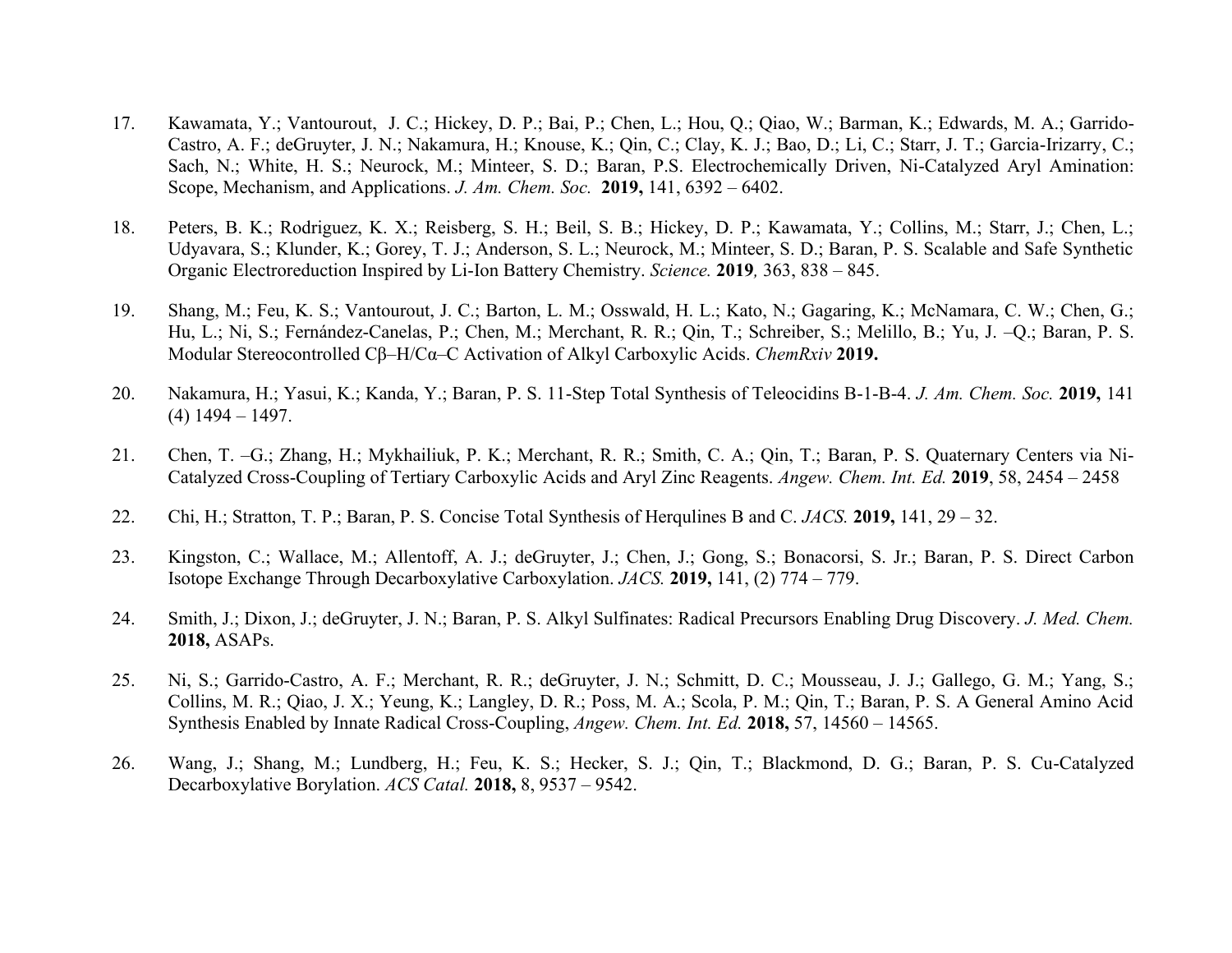17. Kawamata, Y.; Vantourout, J. C.; Hickey, D. P.; Bai, P.; Chen, L.; Hou, Q.; Qiao, W.; Barman, K.; Edwards, M. A.; Garrido-Castro, A. F.; deGruyter, J. N.; Nakamura, H.; Knouse, K.; Qin, C.; Clay, K. J.; Bao, D.; Li, C.; Starr, J. T.; Garcia-Irizarry, C.; Sach, N.; White, H. S.; Neurock, M.; Minteer, S. D.; Baran, P.S. Electrochemically Driven, Ni-Catalyzed Aryl Amination: Scope, Mechanism, and Applications. *J. Am. Chem. Soc.* **2019,** 141, 6392 – 6402.

18. Peters, B. K.; Rodriguez, K. X.; Reisberg, S. H.; Beil, S. B.; Hickey, D. P.; Kawamata, Y.; Collins, M.; Starr, J.; Chen, L.; Udyavara, S.; Klunder, K.; Gorey, T. J.; Anderson, S. L.; Neurock, M.; Minteer, S. D.; Baran, P. S. Scalable and Safe Synthetic Organic Electroreduction Inspired by Li-Ion Battery Chemistry. *Science.* **2019***,* 363, 838 – 845.

19. Shang, M.; Feu, K. S.; Vantourout, J. C.; Barton, L. M.; Osswald, H. L.; Kato, N.; Gagaring, K.; McNamara, C. W.; Chen, G.; Hu, L.; Ni, S.; Fernández-Canelas, P.; Chen, M.; Merchant, R. R.; Qin, T.; Schreiber, S.; Melillo, B.; Yu, J. –Q.; Baran, P. S. Modular Stereocontrolled Cβ–H/Cα–C Activation of Alkyl Carboxylic Acids. *ChemRxiv* **2019.**

20. Nakamura, H.; Yasui, K.; Kanda, Y.; Baran, P. S. 11-Step Total Synthesis of Teleocidins B-1-B-4. *J. Am. Chem. Soc.* **2019,** 141 (4) 1494 – 1497.

21. Chen, T. –G.; Zhang, H.; Mykhailiuk, P. K.; Merchant, R. R.; Smith, C. A.; Qin, T.; Baran, P. S. Quaternary Centers via Ni-Catalyzed Cross-Coupling of Tertiary Carboxylic Acids and Aryl Zinc Reagents. *Angew. Chem. Int. Ed.* **2019**, 58, 2454 – 2458

22. Chi, H.; Stratton, T. P.; Baran, P. S. Concise Total Synthesis of Herqulines B and C. *JACS.* **2019,** 141, 29 – 32.

23. Kingston, C.; Wallace, M.; Allentoff, A. J.; deGruyter, J.; Chen, J.; Gong, S.; Bonacorsi, S. Jr.; Baran, P. S. Direct Carbon Isotope Exchange Through Decarboxylative Carboxylation. *JACS.* **2019,** 141, (2) 774 – 779.

24. Smith, J.; Dixon, J.; deGruyter, J. N.; Baran, P. S. Alkyl Sulfinates: Radical Precursors Enabling Drug Discovery. *J. Med. Chem.* **2018,** ASAPs.

25. Ni, S.; Garrido-Castro, A. F.; Merchant, R. R.; deGruyter, J. N.; Schmitt, D. C.; Mousseau, J. J.; Gallego, G. M.; Yang, S.; Collins, M. R.; Qiao, J. X.; Yeung, K.; Langley, D. R.; Poss, M. A.; Scola, P. M.; Qin, T.; Baran, P. S. A General Amino Acid Synthesis Enabled by Innate Radical Cross-Coupling, *Angew. Chem. Int. Ed.* **2018,** 57, 14560 – 14565.

26. Wang, J.; Shang, M.; Lundberg, H.; Feu, K. S.; Hecker, S. J.; Qin, T.; Blackmond, D. G.; Baran, P. S. Cu-Catalyzed Decarboxylative Borylation. *ACS Catal.* **2018,** 8, 9537 – 9542.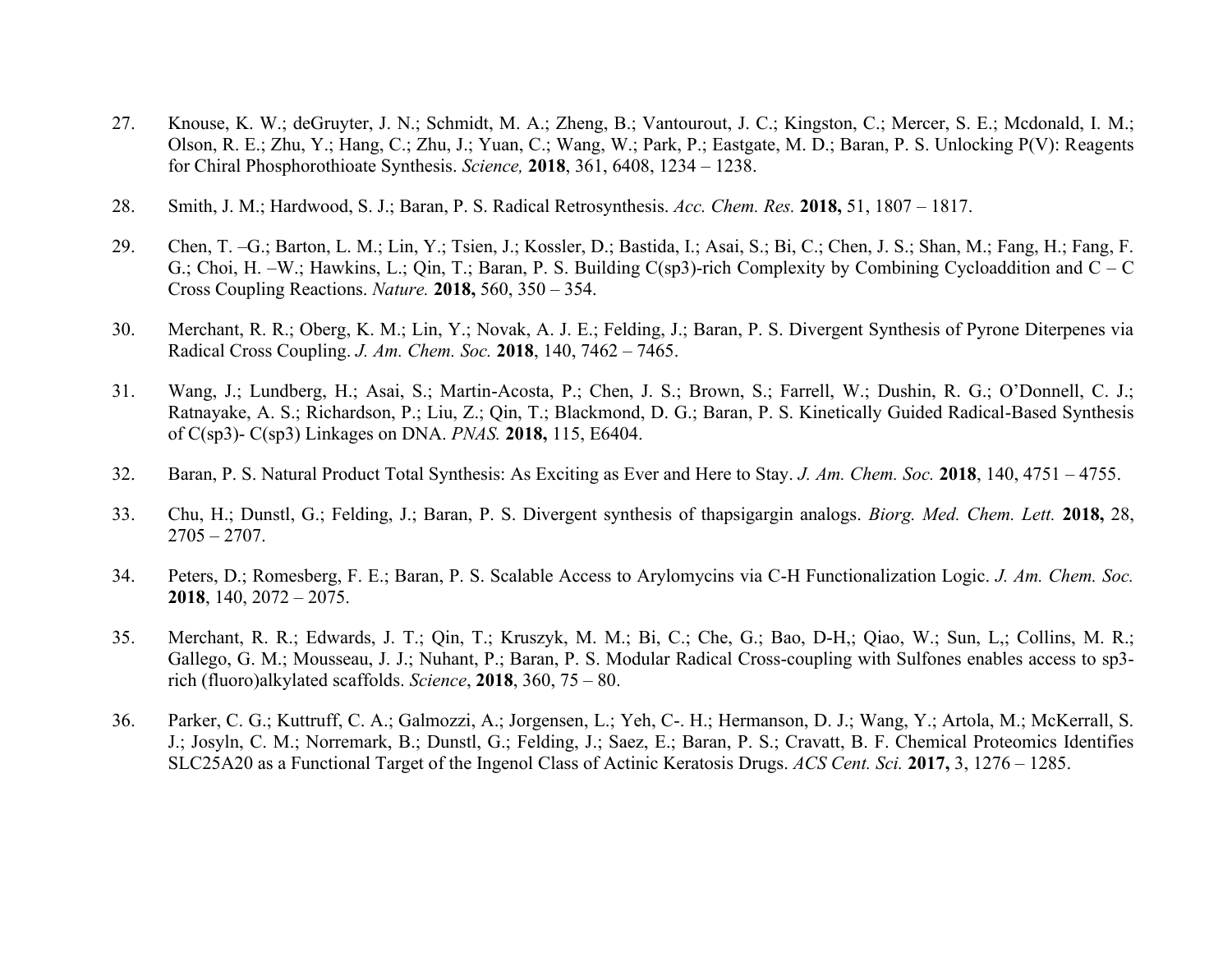27. Knouse, K. W.; deGruyter, J. N.; Schmidt, M. A.; Zheng, B.; Vantourout, J. C.; Kingston, C.; Mercer, S. E.; Mcdonald, I. M.; Olson, R. E.; Zhu, Y.; Hang, C.; Zhu, J.; Yuan, C.; Wang, W.; Park, P.; Eastgate, M. D.; Baran, P. S. Unlocking P(V): Reagents for Chiral Phosphorothioate Synthesis. *Science,* **2018**, 361, 6408, 1234 – 1238.

28. Smith, J. M.; Hardwood, S. J.; Baran, P. S. Radical Retrosynthesis. *Acc. Chem. Res.* **2018,** 51, 1807 – 1817.

29. Chen, T. –G.; Barton, L. M.; Lin, Y.; Tsien, J.; Kossler, D.; Bastida, I.; Asai, S.; Bi, C.; Chen, J. S.; Shan, M.; Fang, H.; Fang, F. G.; Choi, H. –W.; Hawkins, L.; Qin, T.; Baran, P. S. Building C(sp3)-rich Complexity by Combining Cycloaddition and C – C Cross Coupling Reactions. *Nature.* **2018,** 560, 350 – 354.

30. Merchant, R. R.; Oberg, K. M.; Lin, Y.; Novak, A. J. E.; Felding, J.; Baran, P. S. Divergent Synthesis of Pyrone Diterpenes via Radical Cross Coupling. *J. Am. Chem. Soc.* **2018**, 140, 7462 – 7465.

31. Wang, J.; Lundberg, H.; Asai, S.; Martin-Acosta, P.; Chen, J. S.; Brown, S.; Farrell, W.; Dushin, R. G.; O'Donnell, C. J.; Ratnayake, A. S.; Richardson, P.; Liu, Z.; Qin, T.; Blackmond, D. G.; Baran, P. S. Kinetically Guided Radical-Based Synthesis of C(sp3)- C(sp3) Linkages on DNA. *PNAS.* **2018,** 115, E6404.

32. Baran, P. S. Natural Product Total Synthesis: As Exciting as Ever and Here to Stay. *J. Am. Chem. Soc.* **2018**, 140, 4751 – 4755.

33. Chu, H.; Dunstl, G.; Felding, J.; Baran, P. S. Divergent synthesis of thapsigargin analogs. *Biorg. Med. Chem. Lett.* **2018,** 28, 2705 – 2707.

34. Peters, D.; Romesberg, F. E.; Baran, P. S. Scalable Access to Arylomycins via C-H Functionalization Logic. *J. Am. Chem. Soc.* **2018**, 140, 2072 – 2075.

35. Merchant, R. R.; Edwards, J. T.; Qin, T.; Kruszyk, M. M.; Bi, C.; Che, G.; Bao, D-H,; Qiao, W.; Sun, L,; Collins, M. R.; Gallego, G. M.; Mousseau, J. J.; Nuhant, P.; Baran, P. S. Modular Radical Cross-coupling with Sulfones enables access to sp3-rich (fluoro)alkylated scaffolds. *Science*, **2018**, 360, 75 – 80.

36. Parker, C. G.; Kuttruff, C. A.; Galmozzi, A.; Jorgensen, L.; Yeh, C-. H.; Hermanson, D. J.; Wang, Y.; Artola, M.; McKerrall, S. J.; Josyln, C. M.; Norremark, B.; Dunstl, G.; Felding, J.; Saez, E.; Baran, P. S.; Cravatt, B. F. Chemical Proteomics Identifies SLC25A20 as a Functional Target of the Ingenol Class of Actinic Keratosis Drugs. *ACS Cent. Sci.* **2017,** 3, 1276 – 1285.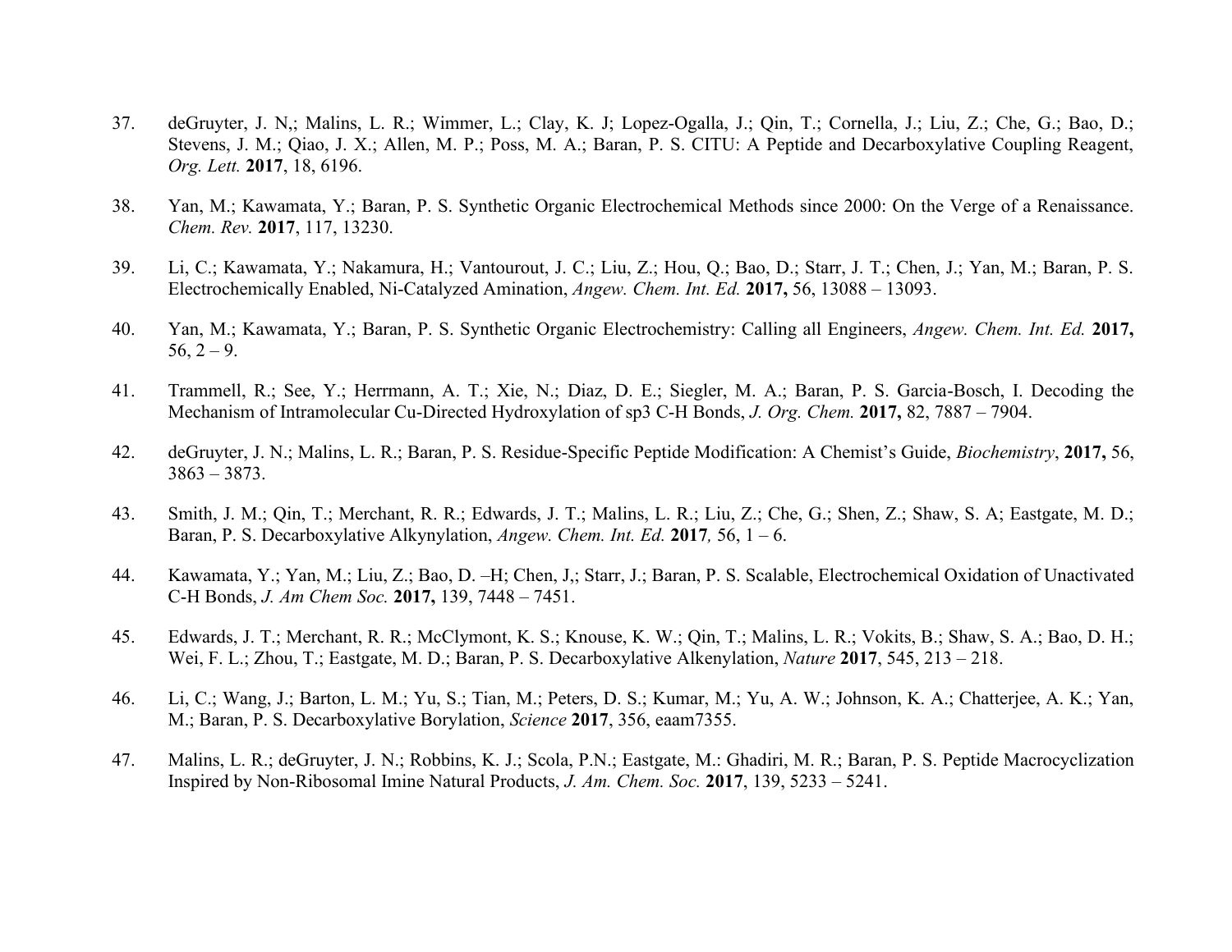37. deGruyter, J. N,; Malins, L. R.; Wimmer, L.; Clay, K. J; Lopez-Ogalla, J.; Qin, T.; Cornella, J.; Liu, Z.; Che, G.; Bao, D.; Stevens, J. M.; Qiao, J. X.; Allen, M. P.; Poss, M. A.; Baran, P. S. CITU: A Peptide and Decarboxylative Coupling Reagent, *Org. Lett.* **2017**, 18, 6196.

38. Yan, M.; Kawamata, Y.; Baran, P. S. Synthetic Organic Electrochemical Methods since 2000: On the Verge of a Renaissance. *Chem. Rev.* **2017**, 117, 13230.

39. Li, C.; Kawamata, Y.; Nakamura, H.; Vantourout, J. C.; Liu, Z.; Hou, Q.; Bao, D.; Starr, J. T.; Chen, J.; Yan, M.; Baran, P. S. Electrochemically Enabled, Ni-Catalyzed Amination, *Angew. Chem. Int. Ed.* **2017,** 56, 13088 – 13093.

40. Yan, M.; Kawamata, Y.; Baran, P. S. Synthetic Organic Electrochemistry: Calling all Engineers, *Angew. Chem. Int. Ed.* **2017,** 56, 2 – 9.

41. Trammell, R.; See, Y.; Herrmann, A. T.; Xie, N.; Diaz, D. E.; Siegler, M. A.; Baran, P. S. Garcia-Bosch, I. Decoding the Mechanism of Intramolecular Cu-Directed Hydroxylation of sp3 C-H Bonds, *J. Org. Chem.* **2017,** 82, 7887 – 7904.

42. deGruyter, J. N.; Malins, L. R.; Baran, P. S. Residue-Specific Peptide Modification: A Chemist's Guide, *Biochemistry*, **2017,** 56, 3863 – 3873.

43. Smith, J. M.; Qin, T.; Merchant, R. R.; Edwards, J. T.; Malins, L. R.; Liu, Z.; Che, G.; Shen, Z.; Shaw, S. A; Eastgate, M. D.; Baran, P. S. Decarboxylative Alkynylation, *Angew. Chem. Int. Ed.* **2017***,* 56, 1 – 6.

44. Kawamata, Y.; Yan, M.; Liu, Z.; Bao, D. –H; Chen, J,; Starr, J.; Baran, P. S. Scalable, Electrochemical Oxidation of Unactivated C-H Bonds, *J. Am Chem Soc.* **2017,** 139, 7448 – 7451.

45. Edwards, J. T.; Merchant, R. R.; McClymont, K. S.; Knouse, K. W.; Qin, T.; Malins, L. R.; Vokits, B.; Shaw, S. A.; Bao, D. H.; Wei, F. L.; Zhou, T.; Eastgate, M. D.; Baran, P. S. Decarboxylative Alkenylation, *Nature* **2017**, 545, 213 – 218.

46. Li, C.; Wang, J.; Barton, L. M.; Yu, S.; Tian, M.; Peters, D. S.; Kumar, M.; Yu, A. W.; Johnson, K. A.; Chatterjee, A. K.; Yan, M.; Baran, P. S. Decarboxylative Borylation, *Science* **2017**, 356, eaam7355.

47. Malins, L. R.; deGruyter, J. N.; Robbins, K. J.; Scola, P.N.; Eastgate, M.: Ghadiri, M. R.; Baran, P. S. Peptide Macrocyclization Inspired by Non-Ribosomal Imine Natural Products, *J. Am. Chem. Soc.* **2017**, 139, 5233 – 5241.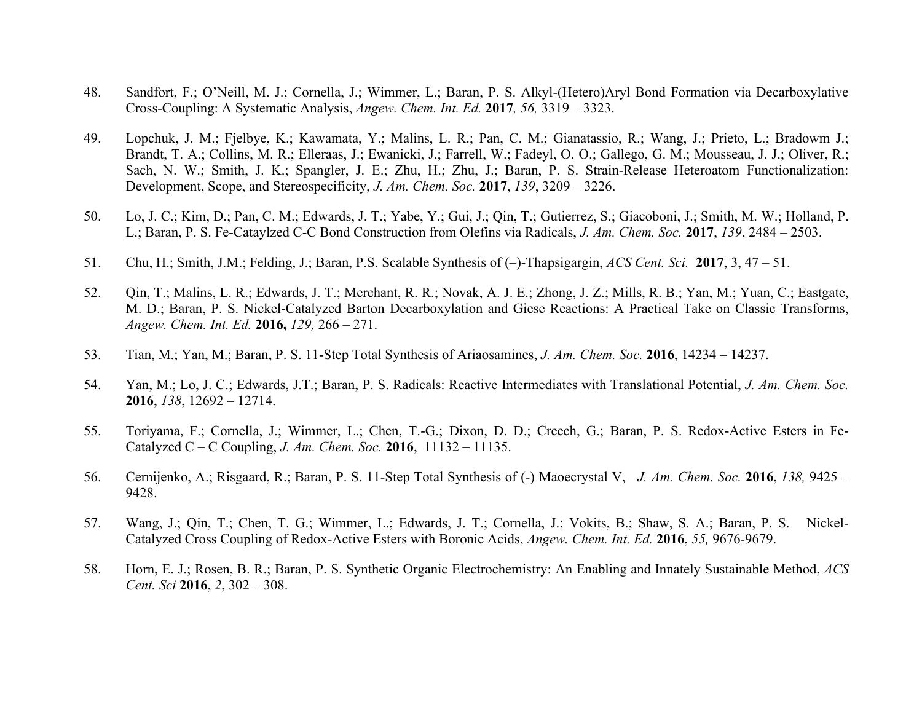48. Sandfort, F.; O'Neill, M. J.; Cornella, J.; Wimmer, L.; Baran, P. S. Alkyl-(Hetero)Aryl Bond Formation via Decarboxylative Cross-Coupling: A Systematic Analysis, *Angew. Chem. Int. Ed.* **2017***, 56,* 3319 – 3323.

49. Lopchuk, J. M.; Fjelbye, K.; Kawamata, Y.; Malins, L. R.; Pan, C. M.; Gianatassio, R.; Wang, J.; Prieto, L.; Bradowm J.; Brandt, T. A.; Collins, M. R.; Elleraas, J.; Ewanicki, J.; Farrell, W.; Fadeyl, O. O.; Gallego, G. M.; Mousseau, J. J.; Oliver, R.; Sach, N. W.; Smith, J. K.; Spangler, J. E.; Zhu, H.; Zhu, J.; Baran, P. S. Strain-Release Heteroatom Functionalization: Development, Scope, and Stereospecificity, *J. Am. Chem. Soc.* **2017**, *139*, 3209 – 3226.

50. Lo, J. C.; Kim, D.; Pan, C. M.; Edwards, J. T.; Yabe, Y.; Gui, J.; Qin, T.; Gutierrez, S.; Giacoboni, J.; Smith, M. W.; Holland, P. L.; Baran, P. S. Fe-Cataylzed C-C Bond Construction from Olefins via Radicals, *J. Am. Chem. Soc.* **2017**, *139*, 2484 – 2503.

51. Chu, H.; Smith, J.M.; Felding, J.; Baran, P.S. Scalable Synthesis of (–)-Thapsigargin, *ACS Cent. Sci.* **2017**, 3, 47 – 51.

52. Qin, T.; Malins, L. R.; Edwards, J. T.; Merchant, R. R.; Novak, A. J. E.; Zhong, J. Z.; Mills, R. B.; Yan, M.; Yuan, C.; Eastgate, M. D.; Baran, P. S. Nickel-Catalyzed Barton Decarboxylation and Giese Reactions: A Practical Take on Classic Transforms, *Angew. Chem. Int. Ed.* **2016,** *129,* 266 – 271.

53. Tian, M.; Yan, M.; Baran, P. S. 11-Step Total Synthesis of Ariaosamines, *J. Am. Chem. Soc.* **2016**, 14234 – 14237.

54. Yan, M.; Lo, J. C.; Edwards, J.T.; Baran, P. S. Radicals: Reactive Intermediates with Translational Potential, *J. Am. Chem. Soc.* **2016**, *138*, 12692 – 12714.

55. Toriyama, F.; Cornella, J.; Wimmer, L.; Chen, T.-G.; Dixon, D. D.; Creech, G.; Baran, P. S. Redox-Active Esters in Fe-Catalyzed C – C Coupling, *J. Am. Chem. Soc.* **2016**, 11132 – 11135.

56. Cernijenko, A.; Risgaard, R.; Baran, P. S. 11-Step Total Synthesis of (-) Maoecrystal V, *J. Am. Chem. Soc.* **2016**, *138,* 9425 – 9428.

57. Wang, J.; Qin, T.; Chen, T. G.; Wimmer, L.; Edwards, J. T.; Cornella, J.; Vokits, B.; Shaw, S. A.; Baran, P. S. Nickel-Catalyzed Cross Coupling of Redox-Active Esters with Boronic Acids, *Angew. Chem. Int. Ed.* **2016**, *55,* 9676-9679.

58. Horn, E. J.; Rosen, B. R.; Baran, P. S. Synthetic Organic Electrochemistry: An Enabling and Innately Sustainable Method, *ACS Cent. Sci* **2016**, *2*, 302 – 308.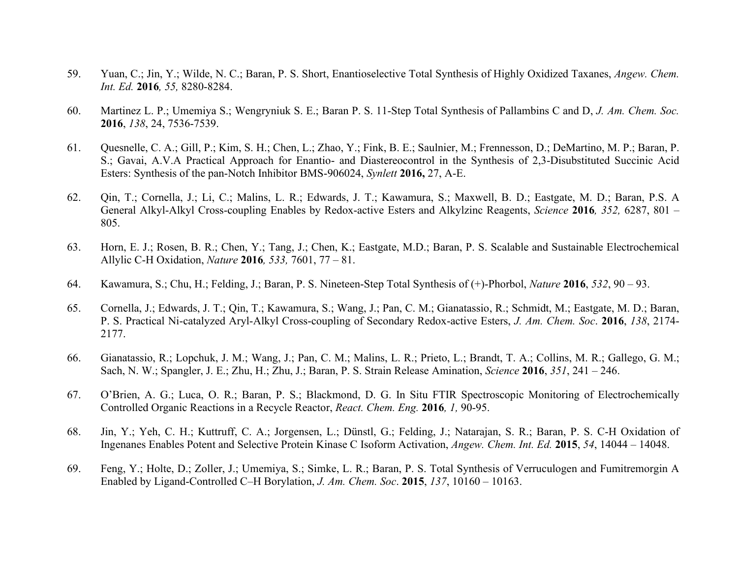59. Yuan, C.; Jin, Y.; Wilde, N. C.; Baran, P. S. Short, Enantioselective Total Synthesis of Highly Oxidized Taxanes, *Angew. Chem. Int. Ed.* **2016***, 55,* 8280-8284.

60. Martinez L. P.; Umemiya S.; Wengryniuk S. E.; Baran P. S. 11-Step Total Synthesis of Pallambins C and D, *J. Am. Chem. Soc.* **2016**, *138*, 24, 7536-7539.

61. Quesnelle, C. A.; Gill, P.; Kim, S. H.; Chen, L.; Zhao, Y.; Fink, B. E.; Saulnier, M.; Frennesson, D.; DeMartino, M. P.; Baran, P. S.; Gavai, A.V.A Practical Approach for Enantio- and Diastereocontrol in the Synthesis of 2,3-Disubstituted Succinic Acid Esters: Synthesis of the pan-Notch Inhibitor BMS-906024, *Synlett* **2016,** 27, A-E.

62. Qin, T.; Cornella, J.; Li, C.; Malins, L. R.; Edwards, J. T.; Kawamura, S.; Maxwell, B. D.; Eastgate, M. D.; Baran, P.S. A General Alkyl-Alkyl Cross-coupling Enables by Redox-active Esters and Alkylzinc Reagents, *Science* **2016***, 352,* 6287, 801 – 805.

63. Horn, E. J.; Rosen, B. R.; Chen, Y.; Tang, J.; Chen, K.; Eastgate, M.D.; Baran, P. S. Scalable and Sustainable Electrochemical Allylic C-H Oxidation, *Nature* **2016***, 533,* 7601, 77 – 81.

64. Kawamura, S.; Chu, H.; Felding, J.; Baran, P. S. Nineteen-Step Total Synthesis of (+)-Phorbol, *Nature* **2016**, *532*, 90 – 93.

65. Cornella, J.; Edwards, J. T.; Qin, T.; Kawamura, S.; Wang, J.; Pan, C. M.; Gianatassio, R.; Schmidt, M.; Eastgate, M. D.; Baran, P. S. Practical Ni-catalyzed Aryl-Alkyl Cross-coupling of Secondary Redox-active Esters, *J. Am. Chem. Soc*. **2016**, *138*, 2174-2177.

66. Gianatassio, R.; Lopchuk, J. M.; Wang, J.; Pan, C. M.; Malins, L. R.; Prieto, L.; Brandt, T. A.; Collins, M. R.; Gallego, G. M.; Sach, N. W.; Spangler, J. E.; Zhu, H.; Zhu, J.; Baran, P. S. Strain Release Amination, *Science* **2016**, *351*, 241 – 246.

67. O'Brien, A. G.; Luca, O. R.; Baran, P. S.; Blackmond, D. G. In Situ FTIR Spectroscopic Monitoring of Electrochemically Controlled Organic Reactions in a Recycle Reactor, *React. Chem. Eng.* **2016***, 1,* 90-95.

68. Jin, Y.; Yeh, C. H.; Kuttruff, C. A.; Jorgensen, L.; Dünstl, G.; Felding, J.; Natarajan, S. R.; Baran, P. S. C-H Oxidation of Ingenanes Enables Potent and Selective Protein Kinase C Isoform Activation, *Angew. Chem. Int. Ed.* **2015**, *54*, 14044 – 14048.

69. Feng, Y.; Holte, D.; Zoller, J.; Umemiya, S.; Simke, L. R.; Baran, P. S. Total Synthesis of Verruculogen and Fumitremorgin A Enabled by Ligand-Controlled C–H Borylation, *J. Am. Chem. Soc*. **2015**, *137*, 10160 – 10163.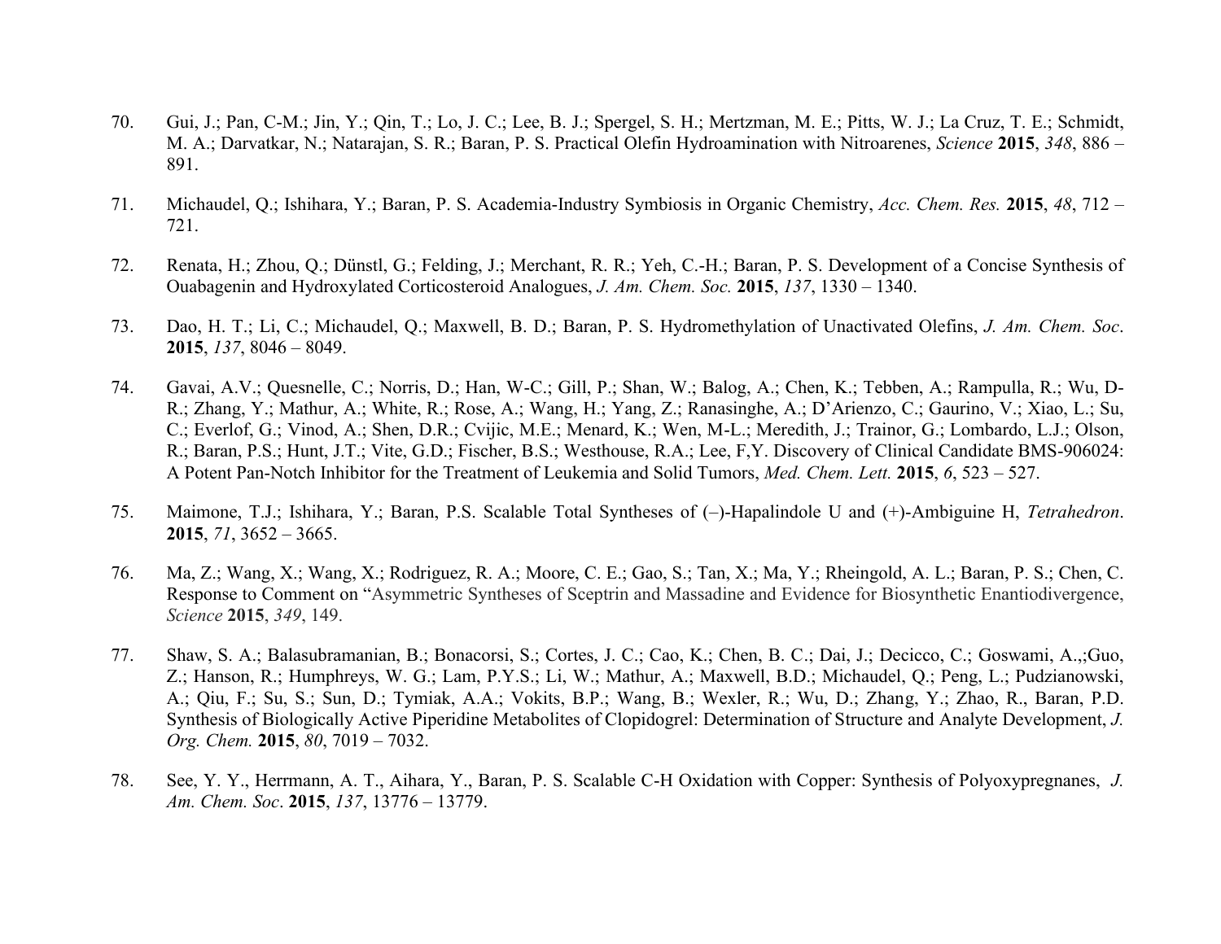70. Gui, J.; Pan, C-M.; Jin, Y.; Qin, T.; Lo, J. C.; Lee, B. J.; Spergel, S. H.; Mertzman, M. E.; Pitts, W. J.; La Cruz, T. E.; Schmidt, M. A.; Darvatkar, N.; Natarajan, S. R.; Baran, P. S. Practical Olefin Hydroamination with Nitroarenes, *Science* **2015**, *348*, 886 – 891.

71. Michaudel, Q.; Ishihara, Y.; Baran, P. S. Academia-Industry Symbiosis in Organic Chemistry, *Acc. Chem. Res.* **2015**, *48*, 712 – 721.

72. Renata, H.; Zhou, Q.; Dünstl, G.; Felding, J.; Merchant, R. R.; Yeh, C.-H.; Baran, P. S. Development of a Concise Synthesis of Ouabagenin and Hydroxylated Corticosteroid Analogues, *J. Am. Chem. Soc.* **2015**, *137*, 1330 – 1340.

73. Dao, H. T.; Li, C.; Michaudel, Q.; Maxwell, B. D.; Baran, P. S. Hydromethylation of Unactivated Olefins, *J. Am. Chem. Soc*. **2015**, *137*, 8046 – 8049.

74. Gavai, A.V.; Quesnelle, C.; Norris, D.; Han, W-C.; Gill, P.; Shan, W.; Balog, A.; Chen, K.; Tebben, A.; Rampulla, R.; Wu, D-R.; Zhang, Y.; Mathur, A.; White, R.; Rose, A.; Wang, H.; Yang, Z.; Ranasinghe, A.; D'Arienzo, C.; Gaurino, V.; Xiao, L.; Su, C.; Everlof, G.; Vinod, A.; Shen, D.R.; Cvijic, M.E.; Menard, K.; Wen, M-L.; Meredith, J.; Trainor, G.; Lombardo, L.J.; Olson, R.; Baran, P.S.; Hunt, J.T.; Vite, G.D.; Fischer, B.S.; Westhouse, R.A.; Lee, F,Y. Discovery of Clinical Candidate BMS-906024: A Potent Pan-Notch Inhibitor for the Treatment of Leukemia and Solid Tumors, *Med. Chem. Lett.* **2015**, *6*, 523 – 527.

75. Maimone, T.J.; Ishihara, Y.; Baran, P.S. Scalable Total Syntheses of (–)-Hapalindole U and (+)-Ambiguine H, *Tetrahedron*. **2015**, *71*, 3652 – 3665.

76. Ma, Z.; Wang, X.; Wang, X.; Rodriguez, R. A.; Moore, C. E.; Gao, S.; Tan, X.; Ma, Y.; Rheingold, A. L.; Baran, P. S.; Chen, C. Response to Comment on "Asymmetric Syntheses of Sceptrin and Massadine and Evidence for Biosynthetic Enantiodivergence, *Science* **2015**, *349*, 149.

77. Shaw, S. A.; Balasubramanian, B.; Bonacorsi, S.; Cortes, J. C.; Cao, K.; Chen, B. C.; Dai, J.; Decicco, C.; Goswami, A.,;Guo, Z.; Hanson, R.; Humphreys, W. G.; Lam, P.Y.S.; Li, W.; Mathur, A.; Maxwell, B.D.; Michaudel, Q.; Peng, L.; Pudzianowski, A.; Qiu, F.; Su, S.; Sun, D.; Tymiak, A.A.; Vokits, B.P.; Wang, B.; Wexler, R.; Wu, D.; Zhang, Y.; Zhao, R., Baran, P.D. Synthesis of Biologically Active Piperidine Metabolites of Clopidogrel: Determination of Structure and Analyte Development, *J. Org. Chem.* **2015**, *80*, 7019 – 7032.

78. See, Y. Y., Herrmann, A. T., Aihara, Y., Baran, P. S. Scalable C-H Oxidation with Copper: Synthesis of Polyoxypregnanes, *J. Am. Chem. Soc*. **2015**, *137*, 13776 – 13779.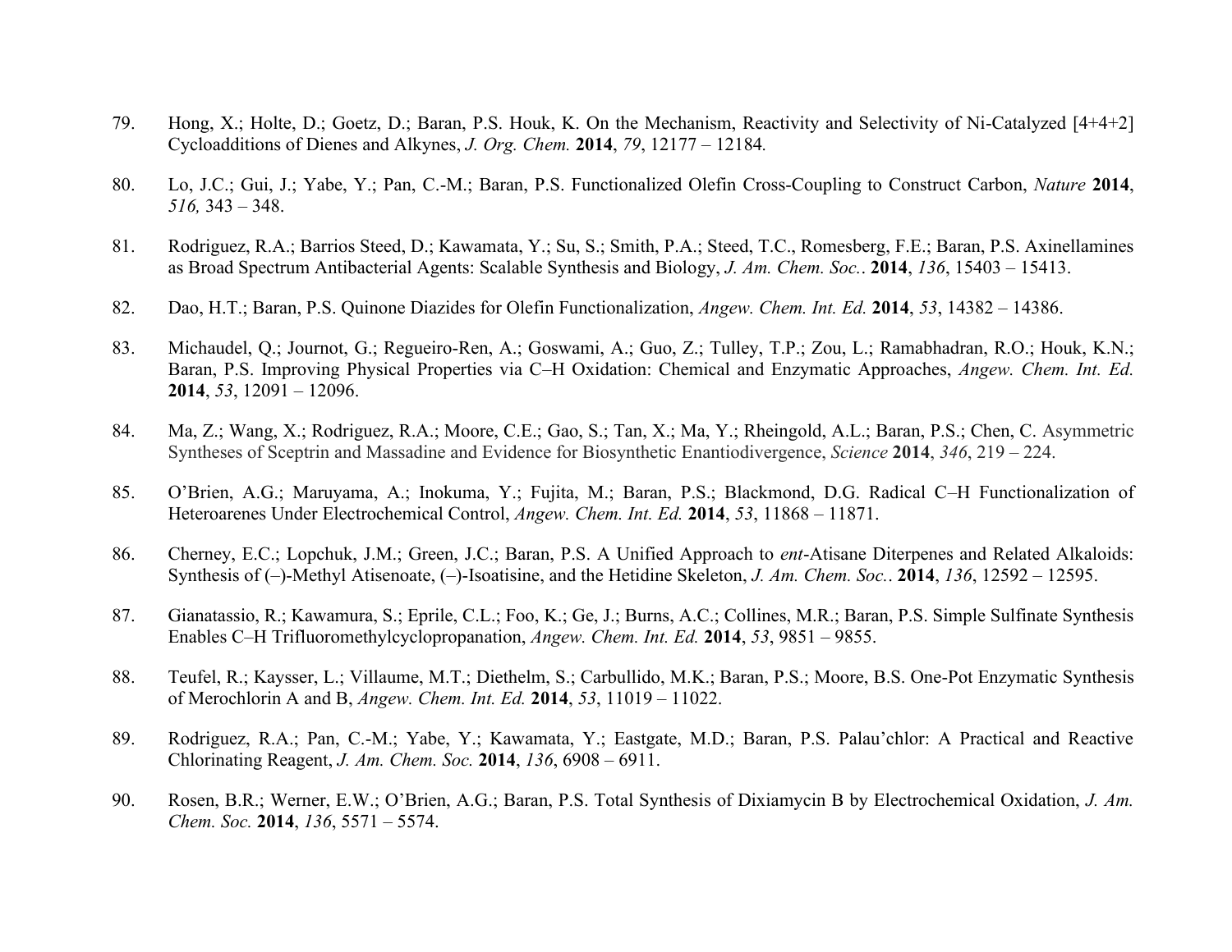79. Hong, X.; Holte, D.; Goetz, D.; Baran, P.S. Houk, K. On the Mechanism, Reactivity and Selectivity of Ni-Catalyzed [4+4+2] Cycloadditions of Dienes and Alkynes, *J. Org. Chem.* **2014**, *79*, 12177 – 12184.

80. Lo, J.C.; Gui, J.; Yabe, Y.; Pan, C.-M.; Baran, P.S. Functionalized Olefin Cross-Coupling to Construct Carbon, *Nature* **2014**, *516,* 343 – 348.

81. Rodriguez, R.A.; Barrios Steed, D.; Kawamata, Y.; Su, S.; Smith, P.A.; Steed, T.C., Romesberg, F.E.; Baran, P.S. Axinellamines as Broad Spectrum Antibacterial Agents: Scalable Synthesis and Biology, *J. Am. Chem. Soc.*. **2014**, *136*, 15403 – 15413.

82. Dao, H.T.; Baran, P.S. Quinone Diazides for Olefin Functionalization, *Angew. Chem. Int. Ed.* **2014**, *53*, 14382 – 14386.

83. Michaudel, Q.; Journot, G.; Regueiro-Ren, A.; Goswami, A.; Guo, Z.; Tulley, T.P.; Zou, L.; Ramabhadran, R.O.; Houk, K.N.; Baran, P.S. Improving Physical Properties via C–H Oxidation: Chemical and Enzymatic Approaches, *Angew. Chem. Int. Ed.* **2014**, *53*, 12091 – 12096.

84. Ma, Z.; Wang, X.; Rodriguez, R.A.; Moore, C.E.; Gao, S.; Tan, X.; Ma, Y.; Rheingold, A.L.; Baran, P.S.; Chen, C. Asymmetric Syntheses of Sceptrin and Massadine and Evidence for Biosynthetic Enantiodivergence, *Science* **2014**, *346*, 219 – 224.

85. O'Brien, A.G.; Maruyama, A.; Inokuma, Y.; Fujita, M.; Baran, P.S.; Blackmond, D.G. Radical C–H Functionalization of Heteroarenes Under Electrochemical Control, *Angew. Chem. Int. Ed.* **2014**, *53*, 11868 – 11871.

86. Cherney, E.C.; Lopchuk, J.M.; Green, J.C.; Baran, P.S. A Unified Approach to *ent*-Atisane Diterpenes and Related Alkaloids: Synthesis of (–)-Methyl Atisenoate, (–)-Isoatisine, and the Hetidine Skeleton, *J. Am. Chem. Soc.*. **2014**, *136*, 12592 – 12595.

87. Gianatassio, R.; Kawamura, S.; Eprile, C.L.; Foo, K.; Ge, J.; Burns, A.C.; Collines, M.R.; Baran, P.S. Simple Sulfinate Synthesis Enables C–H Trifluoromethylcyclopropanation, *Angew. Chem. Int. Ed.* **2014**, *53*, 9851 – 9855.

88. Teufel, R.; Kaysser, L.; Villaume, M.T.; Diethelm, S.; Carbullido, M.K.; Baran, P.S.; Moore, B.S. One-Pot Enzymatic Synthesis of Merochlorin A and B, *Angew. Chem. Int. Ed.* **2014**, *53*, 11019 – 11022.

89. Rodriguez, R.A.; Pan, C.-M.; Yabe, Y.; Kawamata, Y.; Eastgate, M.D.; Baran, P.S. Palau'chlor: A Practical and Reactive Chlorinating Reagent, *J. Am. Chem. Soc.* **2014**, *136*, 6908 – 6911.

90. Rosen, B.R.; Werner, E.W.; O'Brien, A.G.; Baran, P.S. Total Synthesis of Dixiamycin B by Electrochemical Oxidation, *J. Am. Chem. Soc.* **2014**, *136*, 5571 – 5574.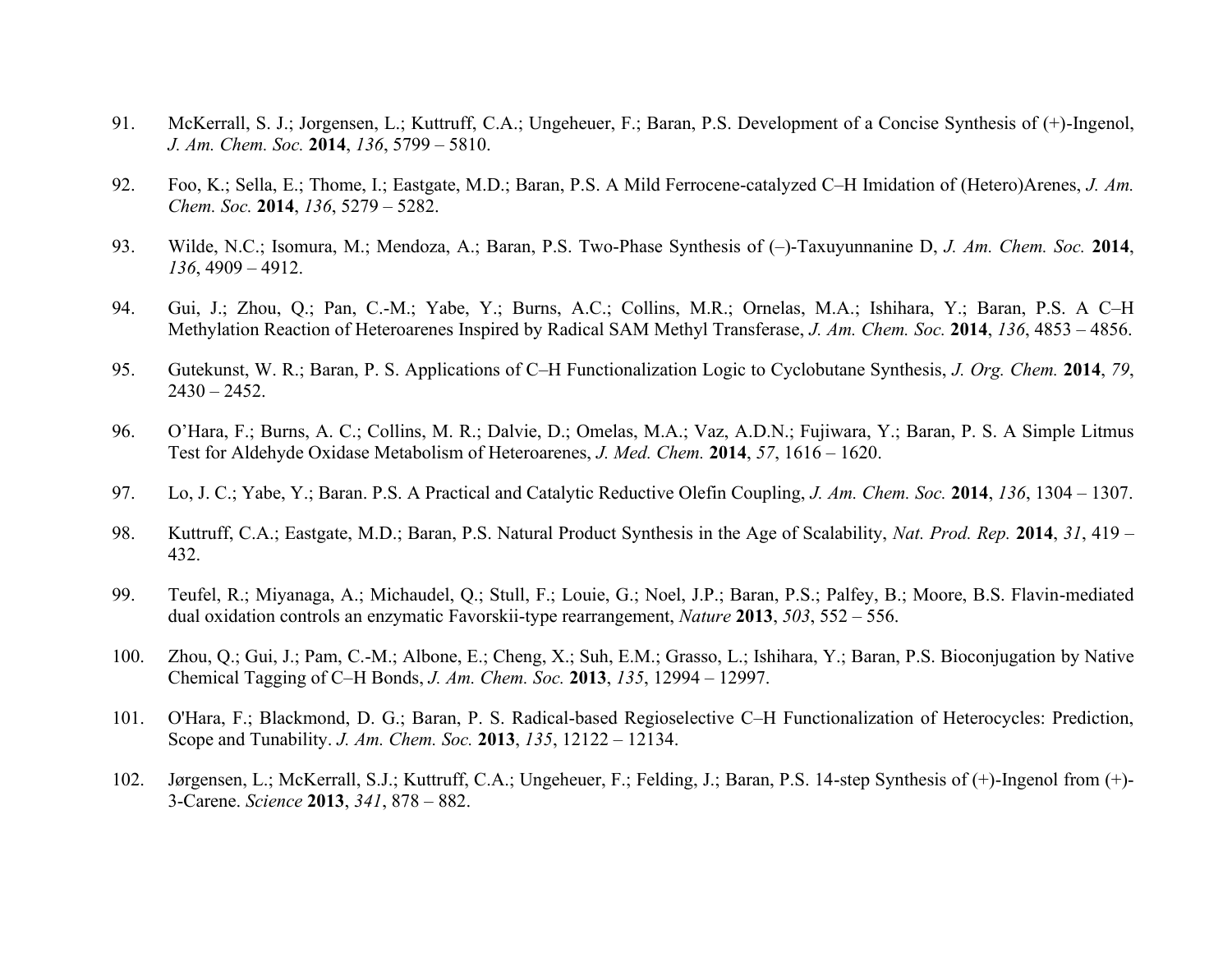91. McKerrall, S. J.; Jorgensen, L.; Kuttruff, C.A.; Ungeheuer, F.; Baran, P.S. Development of a Concise Synthesis of (+)-Ingenol, *J. Am. Chem. Soc.* **2014**, *136*, 5799 – 5810.

92. Foo, K.; Sella, E.; Thome, I.; Eastgate, M.D.; Baran, P.S. A Mild Ferrocene-catalyzed C–H Imidation of (Hetero)Arenes, *J. Am. Chem. Soc.* **2014**, *136*, 5279 – 5282.

93. Wilde, N.C.; Isomura, M.; Mendoza, A.; Baran, P.S. Two-Phase Synthesis of (–)-Taxuyunnanine D, *J. Am. Chem. Soc.* **2014**, *136*, 4909 – 4912.

94. Gui, J.; Zhou, Q.; Pan, C.-M.; Yabe, Y.; Burns, A.C.; Collins, M.R.; Ornelas, M.A.; Ishihara, Y.; Baran, P.S. A C–H Methylation Reaction of Heteroarenes Inspired by Radical SAM Methyl Transferase, *J. Am. Chem. Soc.* **2014**, *136*, 4853 – 4856.

95. Gutekunst, W. R.; Baran, P. S. Applications of C–H Functionalization Logic to Cyclobutane Synthesis, *J. Org. Chem.* **2014**, *79*, 2430 – 2452.

96. O'Hara, F.; Burns, A. C.; Collins, M. R.; Dalvie, D.; Omelas, M.A.; Vaz, A.D.N.; Fujiwara, Y.; Baran, P. S. A Simple Litmus Test for Aldehyde Oxidase Metabolism of Heteroarenes, *J. Med. Chem.* **2014**, *57*, 1616 – 1620.

97. Lo, J. C.; Yabe, Y.; Baran. P.S. A Practical and Catalytic Reductive Olefin Coupling, *J. Am. Chem. Soc.* **2014**, *136*, 1304 – 1307.

98. Kuttruff, C.A.; Eastgate, M.D.; Baran, P.S. Natural Product Synthesis in the Age of Scalability, *Nat. Prod. Rep.* **2014**, *31*, 419 – 432.

99. Teufel, R.; Miyanaga, A.; Michaudel, Q.; Stull, F.; Louie, G.; Noel, J.P.; Baran, P.S.; Palfey, B.; Moore, B.S. Flavin-mediated dual oxidation controls an enzymatic Favorskii-type rearrangement, *Nature* **2013**, *503*, 552 – 556.

100. Zhou, Q.; Gui, J.; Pam, C.-M.; Albone, E.; Cheng, X.; Suh, E.M.; Grasso, L.; Ishihara, Y.; Baran, P.S. Bioconjugation by Native Chemical Tagging of C–H Bonds, *J. Am. Chem. Soc.* **2013**, *135*, 12994 – 12997.

101. O'Hara, F.; Blackmond, D. G.; Baran, P. S. Radical-based Regioselective C–H Functionalization of Heterocycles: Prediction, Scope and Tunability. *J. Am. Chem. Soc.* **2013**, *135*, 12122 – 12134.

102. Jørgensen, L.; McKerrall, S.J.; Kuttruff, C.A.; Ungeheuer, F.; Felding, J.; Baran, P.S. 14-step Synthesis of (+)-Ingenol from (+)-3-Carene. *Science* **2013**, *341*, 878 – 882.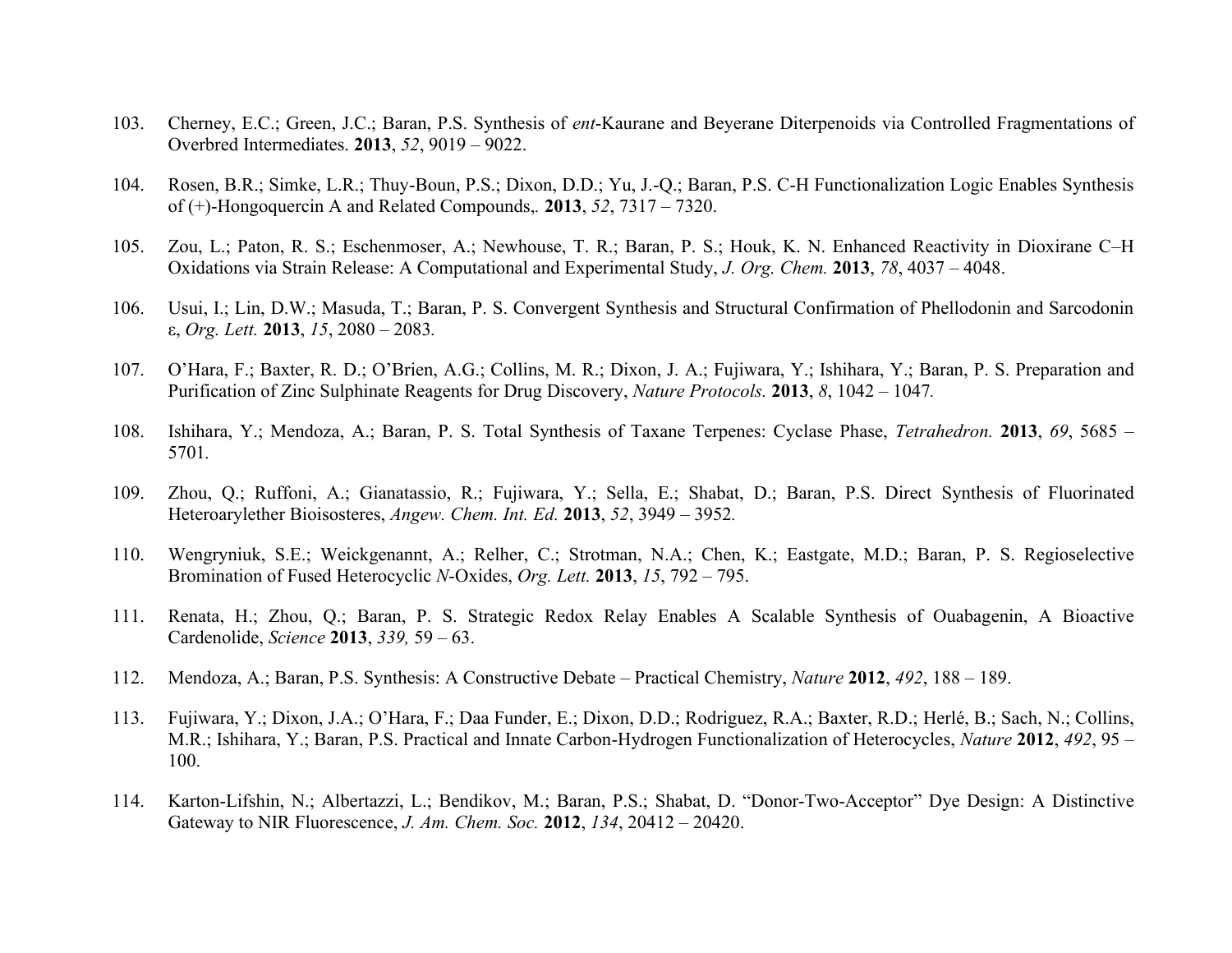103. Cherney, E.C.; Green, J.C.; Baran, P.S. Synthesis of *ent*-Kaurane and Beyerane Diterpenoids via Controlled Fragmentations of Overbred Intermediates. **2013**, *52*, 9019 – 9022.

104. Rosen, B.R.; Simke, L.R.; Thuy-Boun, P.S.; Dixon, D.D.; Yu, J.-Q.; Baran, P.S. C-H Functionalization Logic Enables Synthesis of (+)-Hongoquercin A and Related Compounds,. **2013**, *52*, 7317 – 7320.

105. Zou, L.; Paton, R. S.; Eschenmoser, A.; Newhouse, T. R.; Baran, P. S.; Houk, K. N. Enhanced Reactivity in Dioxirane C–H Oxidations via Strain Release: A Computational and Experimental Study, *J. Org. Chem.* **2013**, *78*, 4037 – 4048.

106. Usui, I.; Lin, D.W.; Masuda, T.; Baran, P. S. Convergent Synthesis and Structural Confirmation of Phellodonin and Sarcodonin ε, *Org. Lett.* **2013**, *15*, 2080 – 2083.

107. O'Hara, F.; Baxter, R. D.; O'Brien, A.G.; Collins, M. R.; Dixon, J. A.; Fujiwara, Y.; Ishihara, Y.; Baran, P. S. Preparation and Purification of Zinc Sulphinate Reagents for Drug Discovery, *Nature Protocols.* **2013**, *8*, 1042 – 1047.

108. Ishihara, Y.; Mendoza, A.; Baran, P. S. Total Synthesis of Taxane Terpenes: Cyclase Phase, *Tetrahedron.* **2013**, *69*, 5685 – 5701.

109. Zhou, Q.; Ruffoni, A.; Gianatassio, R.; Fujiwara, Y.; Sella, E.; Shabat, D.; Baran, P.S. Direct Synthesis of Fluorinated Heteroarylether Bioisosteres, *Angew. Chem. Int. Ed.* **2013**, *52*, 3949 – 3952.

110. Wengryniuk, S.E.; Weickgenannt, A.; Relher, C.; Strotman, N.A.; Chen, K.; Eastgate, M.D.; Baran, P. S. Regioselective Bromination of Fused Heterocyclic *N*-Oxides, *Org. Lett.* **2013**, *15*, 792 – 795.

111. Renata, H.; Zhou, Q.; Baran, P. S. Strategic Redox Relay Enables A Scalable Synthesis of Ouabagenin, A Bioactive Cardenolide, *Science* **2013**, *339,* 59 – 63.

112. Mendoza, A.; Baran, P.S. Synthesis: A Constructive Debate – Practical Chemistry, *Nature* **2012**, *492*, 188 – 189.

113. Fujiwara, Y.; Dixon, J.A.; O'Hara, F.; Daa Funder, E.; Dixon, D.D.; Rodriguez, R.A.; Baxter, R.D.; Herlé, B.; Sach, N.; Collins, M.R.; Ishihara, Y.; Baran, P.S. Practical and Innate Carbon-Hydrogen Functionalization of Heterocycles, *Nature* **2012**, *492*, 95 – 100.

114. Karton-Lifshin, N.; Albertazzi, L.; Bendikov, M.; Baran, P.S.; Shabat, D. "Donor-Two-Acceptor" Dye Design: A Distinctive Gateway to NIR Fluorescence, *J. Am. Chem. Soc.* **2012**, *134*, 20412 – 20420.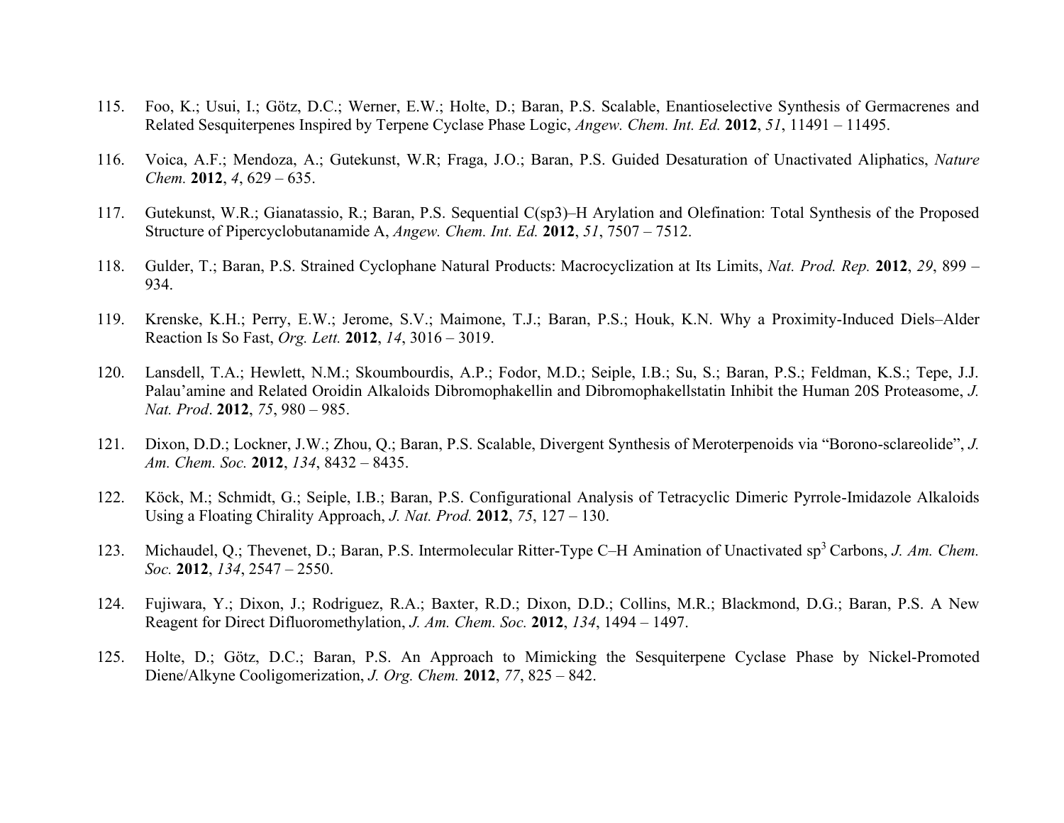115. Foo, K.; Usui, I.; Götz, D.C.; Werner, E.W.; Holte, D.; Baran, P.S. Scalable, Enantioselective Synthesis of Germacrenes and Related Sesquiterpenes Inspired by Terpene Cyclase Phase Logic, *Angew. Chem. Int. Ed.* **2012**, *51*, 11491 – 11495.

116. Voica, A.F.; Mendoza, A.; Gutekunst, W.R; Fraga, J.O.; Baran, P.S. Guided Desaturation of Unactivated Aliphatics, *Nature Chem.* **2012**, *4*, 629 – 635.

117. Gutekunst, W.R.; Gianatassio, R.; Baran, P.S. Sequential C(sp3)–H Arylation and Olefination: Total Synthesis of the Proposed Structure of Pipercyclobutanamide A, *Angew. Chem. Int. Ed.* **2012**, *51*, 7507 – 7512.

118. Gulder, T.; Baran, P.S. Strained Cyclophane Natural Products: Macrocyclization at Its Limits, *Nat. Prod. Rep.* **2012**, *29*, 899 – 934.

119. Krenske, K.H.; Perry, E.W.; Jerome, S.V.; Maimone, T.J.; Baran, P.S.; Houk, K.N. Why a Proximity-Induced Diels–Alder Reaction Is So Fast, *Org. Lett.* **2012**, *14*, 3016 – 3019.

120. Lansdell, T.A.; Hewlett, N.M.; Skoumbourdis, A.P.; Fodor, M.D.; Seiple, I.B.; Su, S.; Baran, P.S.; Feldman, K.S.; Tepe, J.J. Palau'amine and Related Oroidin Alkaloids Dibromophakellin and Dibromophakellstatin Inhibit the Human 20S Proteasome, *J. Nat. Prod*. **2012**, *75*, 980 – 985.

121. Dixon, D.D.; Lockner, J.W.; Zhou, Q.; Baran, P.S. Scalable, Divergent Synthesis of Meroterpenoids via "Borono-sclareolide", *J. Am. Chem. Soc.* **2012**, *134*, 8432 – 8435.

122. Köck, M.; Schmidt, G.; Seiple, I.B.; Baran, P.S. Configurational Analysis of Tetracyclic Dimeric Pyrrole-Imidazole Alkaloids Using a Floating Chirality Approach, *J. Nat. Prod.* **2012**, *75*, 127 – 130.

123. Michaudel, Q.; Thevenet, D.; Baran, P.S. Intermolecular Ritter-Type C–H Amination of Unactivated $sp^3$ Carbons, *J. Am. Chem. Soc.* **2012**, *134*, 2547 – 2550.

124. Fujiwara, Y.; Dixon, J.; Rodriguez, R.A.; Baxter, R.D.; Dixon, D.D.; Collins, M.R.; Blackmond, D.G.; Baran, P.S. A New Reagent for Direct Difluoromethylation, *J. Am. Chem. Soc.* **2012**, *134*, 1494 – 1497.

125. Holte, D.; Götz, D.C.; Baran, P.S. An Approach to Mimicking the Sesquiterpene Cyclase Phase by Nickel-Promoted Diene/Alkyne Cooligomerization, *J. Org. Chem.* **2012**, *77*, 825 – 842.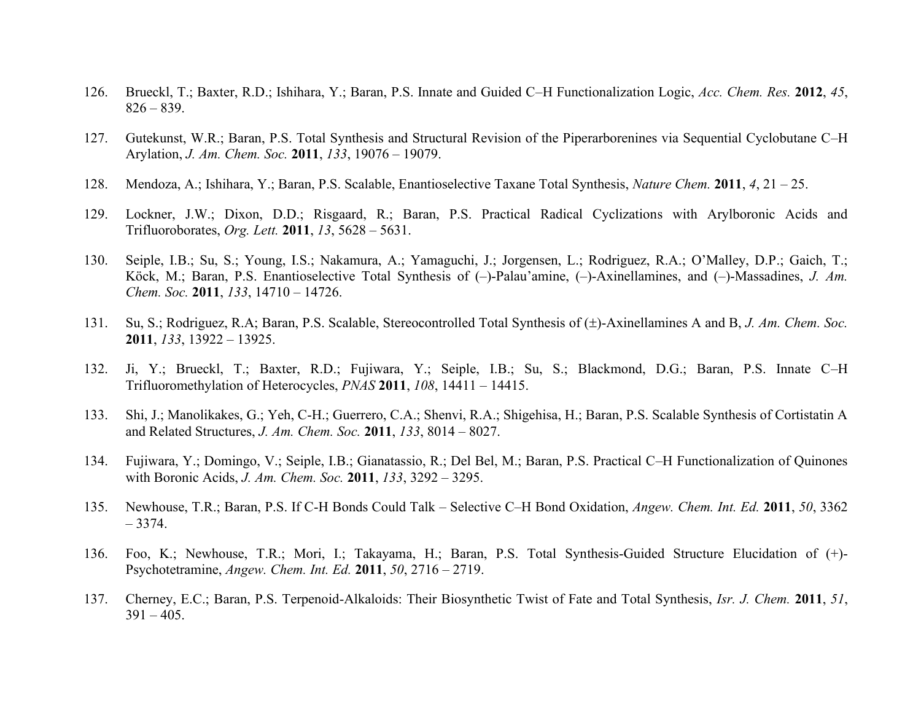126. Brueckl, T.; Baxter, R.D.; Ishihara, Y.; Baran, P.S. Innate and Guided C–H Functionalization Logic, *Acc. Chem. Res.* **2012**, *45*, 826 – 839.

127. Gutekunst, W.R.; Baran, P.S. Total Synthesis and Structural Revision of the Piperarborenines via Sequential Cyclobutane C–H Arylation, *J. Am. Chem. Soc.* **2011**, *133*, 19076 – 19079.

128. Mendoza, A.; Ishihara, Y.; Baran, P.S. Scalable, Enantioselective Taxane Total Synthesis, *Nature Chem.* **2011**, *4*, 21 – 25.

129. Lockner, J.W.; Dixon, D.D.; Risgaard, R.; Baran, P.S. Practical Radical Cyclizations with Arylboronic Acids and Trifluoroborates, *Org. Lett.* **2011**, *13*, 5628 – 5631.

130. Seiple, I.B.; Su, S.; Young, I.S.; Nakamura, A.; Yamaguchi, J.; Jorgensen, L.; Rodriguez, R.A.; O'Malley, D.P.; Gaich, T.; Köck, M.; Baran, P.S. Enantioselective Total Synthesis of (–)-Palau'amine, (–)-Axinellamines, and (–)-Massadines, *J. Am. Chem. Soc.* **2011**, *133*, 14710 – 14726.

131. Su, S.; Rodriguez, R.A; Baran, P.S. Scalable, Stereocontrolled Total Synthesis of (±)-Axinellamines A and B, *J. Am. Chem. Soc.* **2011**, *133*, 13922 – 13925.

132. Ji, Y.; Brueckl, T.; Baxter, R.D.; Fujiwara, Y.; Seiple, I.B.; Su, S.; Blackmond, D.G.; Baran, P.S. Innate C–H Trifluoromethylation of Heterocycles, *PNAS* **2011**, *108*, 14411 – 14415.

133. Shi, J.; Manolikakes, G.; Yeh, C-H.; Guerrero, C.A.; Shenvi, R.A.; Shigehisa, H.; Baran, P.S. Scalable Synthesis of Cortistatin A and Related Structures, *J. Am. Chem. Soc.* **2011**, *133*, 8014 – 8027.

134. Fujiwara, Y.; Domingo, V.; Seiple, I.B.; Gianatassio, R.; Del Bel, M.; Baran, P.S. Practical C–H Functionalization of Quinones with Boronic Acids, *J. Am. Chem. Soc.* **2011**, *133*, 3292 – 3295.

135. Newhouse, T.R.; Baran, P.S. If C-H Bonds Could Talk – Selective C–H Bond Oxidation, *Angew. Chem. Int. Ed.* **2011**, *50*, 3362 – 3374.

136. Foo, K.; Newhouse, T.R.; Mori, I.; Takayama, H.; Baran, P.S. Total Synthesis-Guided Structure Elucidation of (+)-Psychotetramine, *Angew. Chem. Int. Ed.* **2011**, *50*, 2716 – 2719.

137. Cherney, E.C.; Baran, P.S. Terpenoid-Alkaloids: Their Biosynthetic Twist of Fate and Total Synthesis, *Isr. J. Chem.* **2011**, *51*, 391 – 405.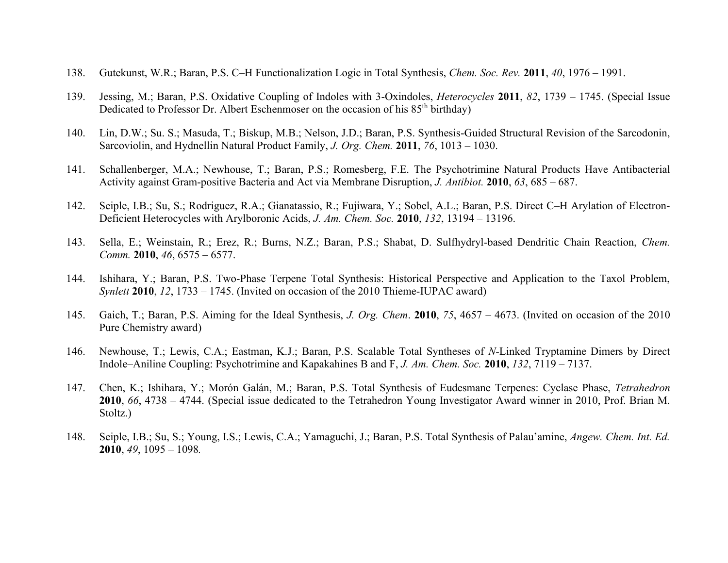138. Gutekunst, W.R.; Baran, P.S. C–H Functionalization Logic in Total Synthesis, *Chem. Soc. Rev.* **2011**, *40*, 1976 – 1991.

139. Jessing, M.; Baran, P.S. Oxidative Coupling of Indoles with 3-Oxindoles, *Heterocycles* **2011**, *82*, 1739 – 1745. (Special Issue Dedicated to Professor Dr. Albert Eschenmoser on the occasion of his 85th birthday)

140. Lin, D.W.; Su. S.; Masuda, T.; Biskup, M.B.; Nelson, J.D.; Baran, P.S. Synthesis-Guided Structural Revision of the Sarcodonin, Sarcoviolin, and Hydnellin Natural Product Family, *J. Org. Chem.* **2011**, *76*, 1013 – 1030.

141. Schallenberger, M.A.; Newhouse, T.; Baran, P.S.; Romesberg, F.E. The Psychotrimine Natural Products Have Antibacterial Activity against Gram-positive Bacteria and Act via Membrane Disruption, *J. Antibiot.* **2010**, *63*, 685 – 687.

142. Seiple, I.B.; Su, S.; Rodriguez, R.A.; Gianatassio, R.; Fujiwara, Y.; Sobel, A.L.; Baran, P.S. Direct C–H Arylation of Electron-Deficient Heterocycles with Arylboronic Acids, *J. Am. Chem. Soc.* **2010**, *132*, 13194 – 13196.

143. Sella, E.; Weinstain, R.; Erez, R.; Burns, N.Z.; Baran, P.S.; Shabat, D. Sulfhydryl-based Dendritic Chain Reaction, *Chem. Comm.* **2010**, *46*, 6575 – 6577.

144. Ishihara, Y.; Baran, P.S. Two-Phase Terpene Total Synthesis: Historical Perspective and Application to the Taxol Problem, *Synlett* **2010**, *12*, 1733 – 1745. (Invited on occasion of the 2010 Thieme-IUPAC award)

145. Gaich, T.; Baran, P.S. Aiming for the Ideal Synthesis, *J. Org. Chem*. **2010**, *75*, 4657 – 4673. (Invited on occasion of the 2010 Pure Chemistry award)

146. Newhouse, T.; Lewis, C.A.; Eastman, K.J.; Baran, P.S. Scalable Total Syntheses of *N*-Linked Tryptamine Dimers by Direct Indole–Aniline Coupling: Psychotrimine and Kapakahines B and F, *J. Am. Chem. Soc.* **2010**, *132*, 7119 – 7137.

147. Chen, K.; Ishihara, Y.; Morón Galán, M.; Baran, P.S. Total Synthesis of Eudesmane Terpenes: Cyclase Phase, *Tetrahedron* **2010**, *66*, 4738 – 4744. (Special issue dedicated to the Tetrahedron Young Investigator Award winner in 2010, Prof. Brian M. Stoltz.)

148. Seiple, I.B.; Su, S.; Young, I.S.; Lewis, C.A.; Yamaguchi, J.; Baran, P.S. Total Synthesis of Palau'amine, *Angew. Chem. Int. Ed.* **2010**, *49*, 1095 – 1098*.*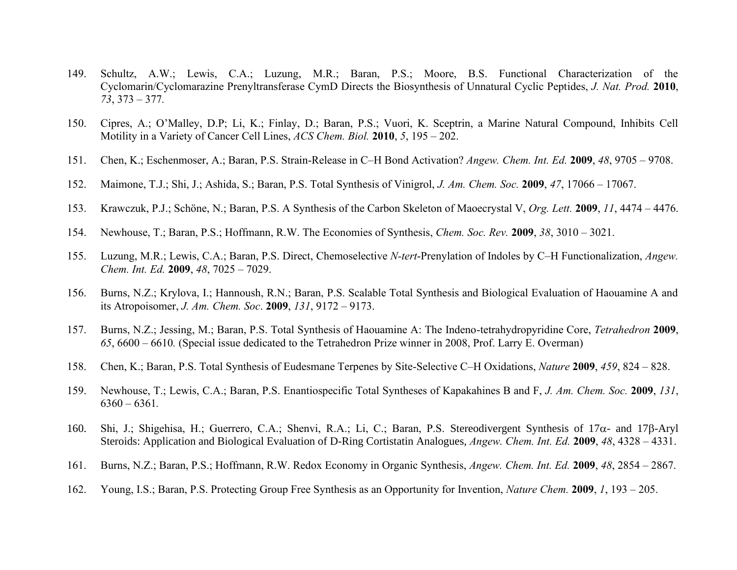149. Schultz, A.W.; Lewis, C.A.; Luzung, M.R.; Baran, P.S.; Moore, B.S. Functional Characterization of the Cyclomarin/Cyclomarazine Prenyltransferase CymD Directs the Biosynthesis of Unnatural Cyclic Peptides, *J. Nat. Prod.* **2010**, *73*, 373 – 377.

150. Cipres, A.; O'Malley, D.P; Li, K.; Finlay, D.; Baran, P.S.; Vuori, K. Sceptrin, a Marine Natural Compound, Inhibits Cell Motility in a Variety of Cancer Cell Lines, *ACS Chem. Biol.* **2010**, *5*, 195 – 202.

151. Chen, K.; Eschenmoser, A.; Baran, P.S. Strain-Release in C–H Bond Activation? *Angew. Chem. Int. Ed.* **2009**, *48*, 9705 – 9708.

152. Maimone, T.J.; Shi, J.; Ashida, S.; Baran, P.S. Total Synthesis of Vinigrol, *J. Am. Chem. Soc.* **2009**, *47*, 17066 – 17067.

153. Krawczuk, P.J.; Schöne, N.; Baran, P.S. A Synthesis of the Carbon Skeleton of Maoecrystal V, *Org. Lett.* **2009**, *11*, 4474 – 4476.

154. Newhouse, T.; Baran, P.S.; Hoffmann, R.W. The Economies of Synthesis, *Chem. Soc. Rev.* **2009**, *38*, 3010 – 3021.

155. Luzung, M.R.; Lewis, C.A.; Baran, P.S. Direct, Chemoselective *N-tert*-Prenylation of Indoles by C–H Functionalization, *Angew. Chem. Int. Ed.* **2009**, *48*, 7025 – 7029.

156. Burns, N.Z.; Krylova, I.; Hannoush, R.N.; Baran, P.S. Scalable Total Synthesis and Biological Evaluation of Haouamine A and its Atropoisomer, *J. Am. Chem. Soc*. **2009**, *131*, 9172 – 9173.

157. Burns, N.Z.; Jessing, M.; Baran, P.S. Total Synthesis of Haouamine A: The Indeno-tetrahydropyridine Core, *Tetrahedron* **2009**, *65*, 6600 – 6610. (Special issue dedicated to the Tetrahedron Prize winner in 2008, Prof. Larry E. Overman)

158. Chen, K.; Baran, P.S. Total Synthesis of Eudesmane Terpenes by Site-Selective C–H Oxidations, *Nature* **2009**, *459*, 824 – 828.

159. Newhouse, T.; Lewis, C.A.; Baran, P.S. Enantiospecific Total Syntheses of Kapakahines B and F, *J. Am. Chem. Soc.* **2009**, *131*, 6360 – 6361.

160. Shi, J.; Shigehisa, H.; Guerrero, C.A.; Shenvi, R.A.; Li, C.; Baran, P.S. Stereodivergent Synthesis of 17α- and 17β-Aryl Steroids: Application and Biological Evaluation of D-Ring Cortistatin Analogues, *Angew. Chem. Int. Ed.* **2009**, *48*, 4328 – 4331.

161. Burns, N.Z.; Baran, P.S.; Hoffmann, R.W. Redox Economy in Organic Synthesis, *Angew. Chem. Int. Ed.* **2009**, *48*, 2854 – 2867.

162. Young, I.S.; Baran, P.S. Protecting Group Free Synthesis as an Opportunity for Invention, *Nature Chem.* **2009**, *1*, 193 – 205.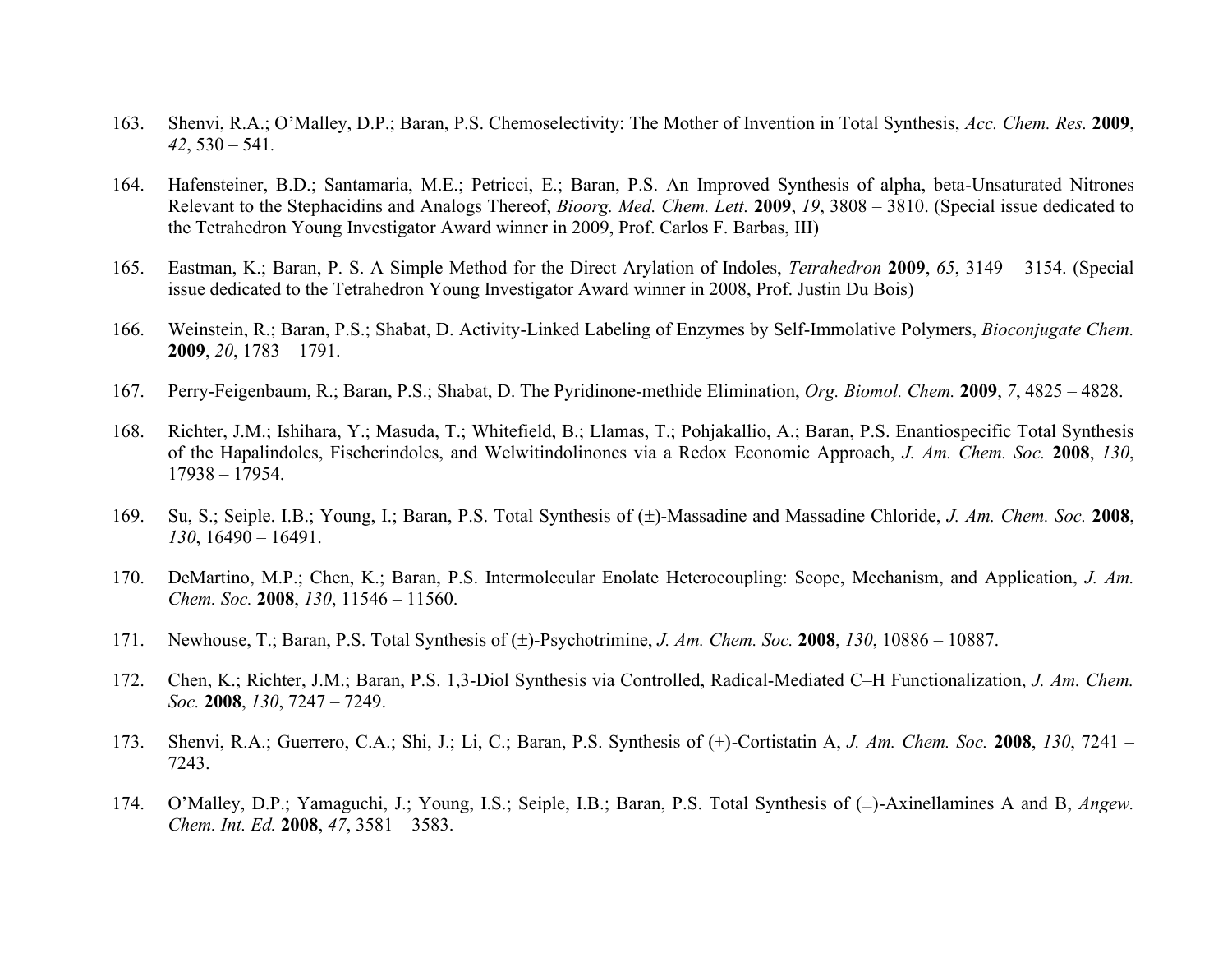163. Shenvi, R.A.; O'Malley, D.P.; Baran, P.S. Chemoselectivity: The Mother of Invention in Total Synthesis, *Acc. Chem. Res.* **2009**, *42*, 530 – 541.

164. Hafensteiner, B.D.; Santamaria, M.E.; Petricci, E.; Baran, P.S. An Improved Synthesis of alpha, beta-Unsaturated Nitrones Relevant to the Stephacidins and Analogs Thereof, *Bioorg. Med. Chem. Lett.* **2009**, *19*, 3808 – 3810. (Special issue dedicated to the Tetrahedron Young Investigator Award winner in 2009, Prof. Carlos F. Barbas, III)

165. Eastman, K.; Baran, P. S. A Simple Method for the Direct Arylation of Indoles, *Tetrahedron* **2009**, *65*, 3149 – 3154. (Special issue dedicated to the Tetrahedron Young Investigator Award winner in 2008, Prof. Justin Du Bois)

166. Weinstein, R.; Baran, P.S.; Shabat, D. Activity-Linked Labeling of Enzymes by Self-Immolative Polymers, *Bioconjugate Chem.* **2009**, *20*, 1783 – 1791.

167. Perry-Feigenbaum, R.; Baran, P.S.; Shabat, D. The Pyridinone-methide Elimination, *Org. Biomol. Chem.* **2009**, *7*, 4825 – 4828.

168. Richter, J.M.; Ishihara, Y.; Masuda, T.; Whitefield, B.; Llamas, T.; Pohjakallio, A.; Baran, P.S. Enantiospecific Total Synthesis of the Hapalindoles, Fischerindoles, and Welwitindolinones via a Redox Economic Approach, *J. Am. Chem. Soc.* **2008**, *130*, 17938 – 17954.

169. Su, S.; Seiple. I.B.; Young, I.; Baran, P.S. Total Synthesis of (±)-Massadine and Massadine Chloride, *J. Am. Chem. Soc.* **2008**, *130*, 16490 – 16491.

170. DeMartino, M.P.; Chen, K.; Baran, P.S. Intermolecular Enolate Heterocoupling: Scope, Mechanism, and Application, *J. Am. Chem. Soc.* **2008**, *130*, 11546 – 11560.

171. Newhouse, T.; Baran, P.S. Total Synthesis of (±)-Psychotrimine, *J. Am. Chem. Soc.* **2008**, *130*, 10886 – 10887.

172. Chen, K.; Richter, J.M.; Baran, P.S. 1,3-Diol Synthesis via Controlled, Radical-Mediated C–H Functionalization, *J. Am. Chem. Soc.* **2008**, *130*, 7247 – 7249.

173. Shenvi, R.A.; Guerrero, C.A.; Shi, J.; Li, C.; Baran, P.S. Synthesis of (+)-Cortistatin A, *J. Am. Chem. Soc.* **2008**, *130*, 7241 – 7243.

174. O'Malley, D.P.; Yamaguchi, J.; Young, I.S.; Seiple, I.B.; Baran, P.S. Total Synthesis of (±)-Axinellamines A and B, *Angew. Chem. Int. Ed.* **2008**, *47*, 3581 – 3583.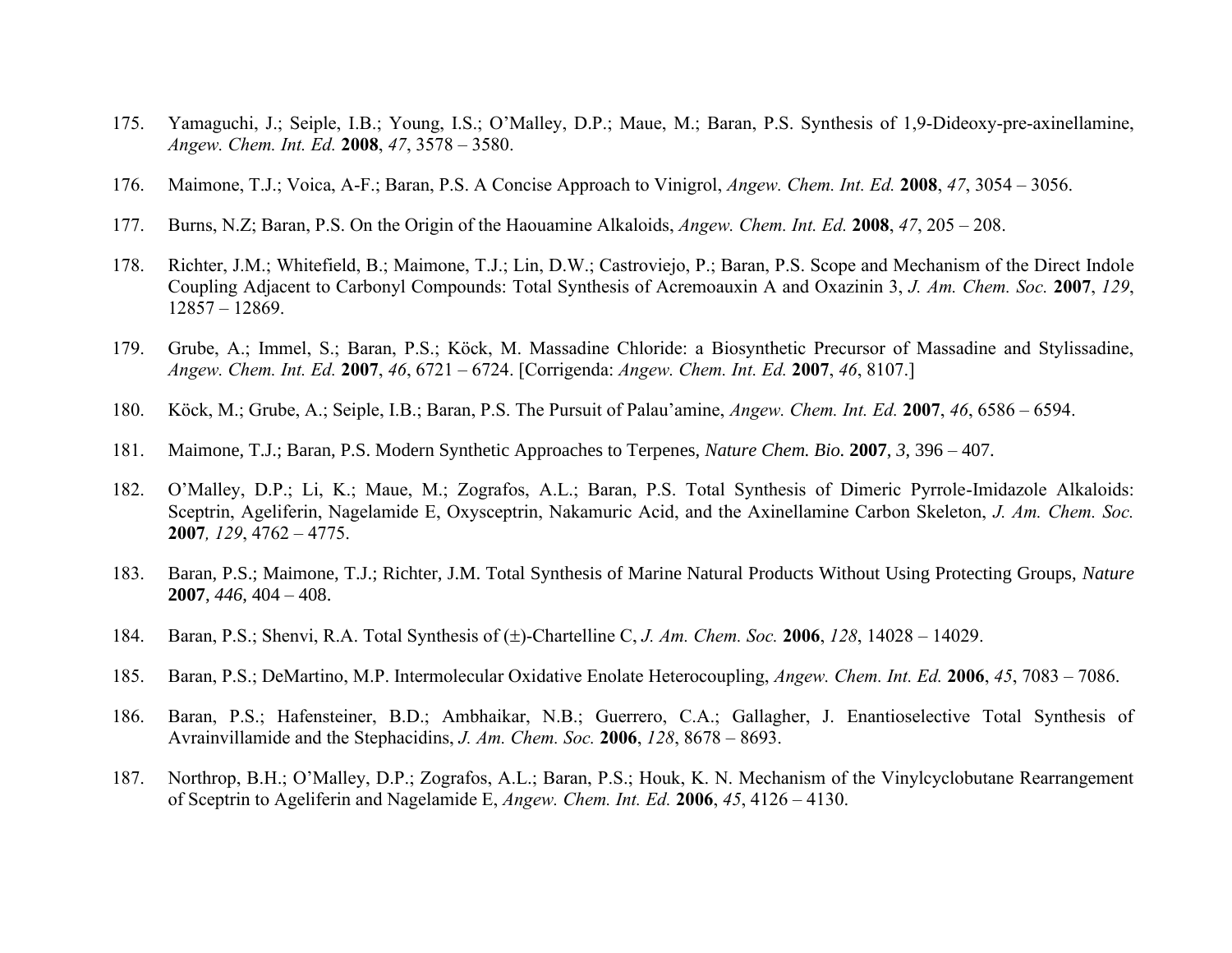175. Yamaguchi, J.; Seiple, I.B.; Young, I.S.; O'Malley, D.P.; Maue, M.; Baran, P.S. Synthesis of 1,9-Dideoxy-pre-axinellamine, *Angew. Chem. Int. Ed.* **2008**, *47*, 3578 – 3580.

176. Maimone, T.J.; Voica, A-F.; Baran, P.S. A Concise Approach to Vinigrol, *Angew. Chem. Int. Ed.* **2008**, *47*, 3054 – 3056.

177. Burns, N.Z; Baran, P.S. On the Origin of the Haouamine Alkaloids, *Angew. Chem. Int. Ed.* **2008**, *47*, 205 – 208.

178. Richter, J.M.; Whitefield, B.; Maimone, T.J.; Lin, D.W.; Castroviejo, P.; Baran, P.S. Scope and Mechanism of the Direct Indole Coupling Adjacent to Carbonyl Compounds: Total Synthesis of Acremoauxin A and Oxazinin 3, *J. Am. Chem. Soc.* **2007**, *129*, 12857 – 12869.

179. Grube, A.; Immel, S.; Baran, P.S.; Köck, M. Massadine Chloride: a Biosynthetic Precursor of Massadine and Stylissadine, *Angew. Chem. Int. Ed.* **2007**, *46*, 6721 – 6724. [Corrigenda: *Angew. Chem. Int. Ed.* **2007**, *46*, 8107.]

180. Köck, M.; Grube, A.; Seiple, I.B.; Baran, P.S. The Pursuit of Palau'amine, *Angew. Chem. Int. Ed.* **2007**, *46*, 6586 – 6594.

181. Maimone, T.J.; Baran, P.S. Modern Synthetic Approaches to Terpenes, *Nature Chem. Bio.* **2007**, *3*, 396 – 407.

182. O'Malley, D.P.; Li, K.; Maue, M.; Zografos, A.L.; Baran, P.S. Total Synthesis of Dimeric Pyrrole-Imidazole Alkaloids: Sceptrin, Ageliferin, Nagelamide E, Oxysceptrin, Nakamuric Acid, and the Axinellamine Carbon Skeleton, *J. Am. Chem. Soc.* **2007**, *129*, 4762 – 4775.

183. Baran, P.S.; Maimone, T.J.; Richter, J.M. Total Synthesis of Marine Natural Products Without Using Protecting Groups, *Nature* **2007**, *446*, 404 – 408.

184. Baran, P.S.; Shenvi, R.A. Total Synthesis of (±)-Chartelline C, *J. Am. Chem. Soc.* **2006**, *128*, 14028 – 14029.

185. Baran, P.S.; DeMartino, M.P. Intermolecular Oxidative Enolate Heterocoupling, *Angew. Chem. Int. Ed.* **2006**, *45*, 7083 – 7086.

186. Baran, P.S.; Hafensteiner, B.D.; Ambhaikar, N.B.; Guerrero, C.A.; Gallagher, J. Enantioselective Total Synthesis of Avrainvillamide and the Stephacidins, *J. Am. Chem. Soc.* **2006**, *128*, 8678 – 8693.

187. Northrop, B.H.; O'Malley, D.P.; Zografos, A.L.; Baran, P.S.; Houk, K. N. Mechanism of the Vinylcyclobutane Rearrangement of Sceptrin to Ageliferin and Nagelamide E, *Angew. Chem. Int. Ed.* **2006**, *45*, 4126 – 4130.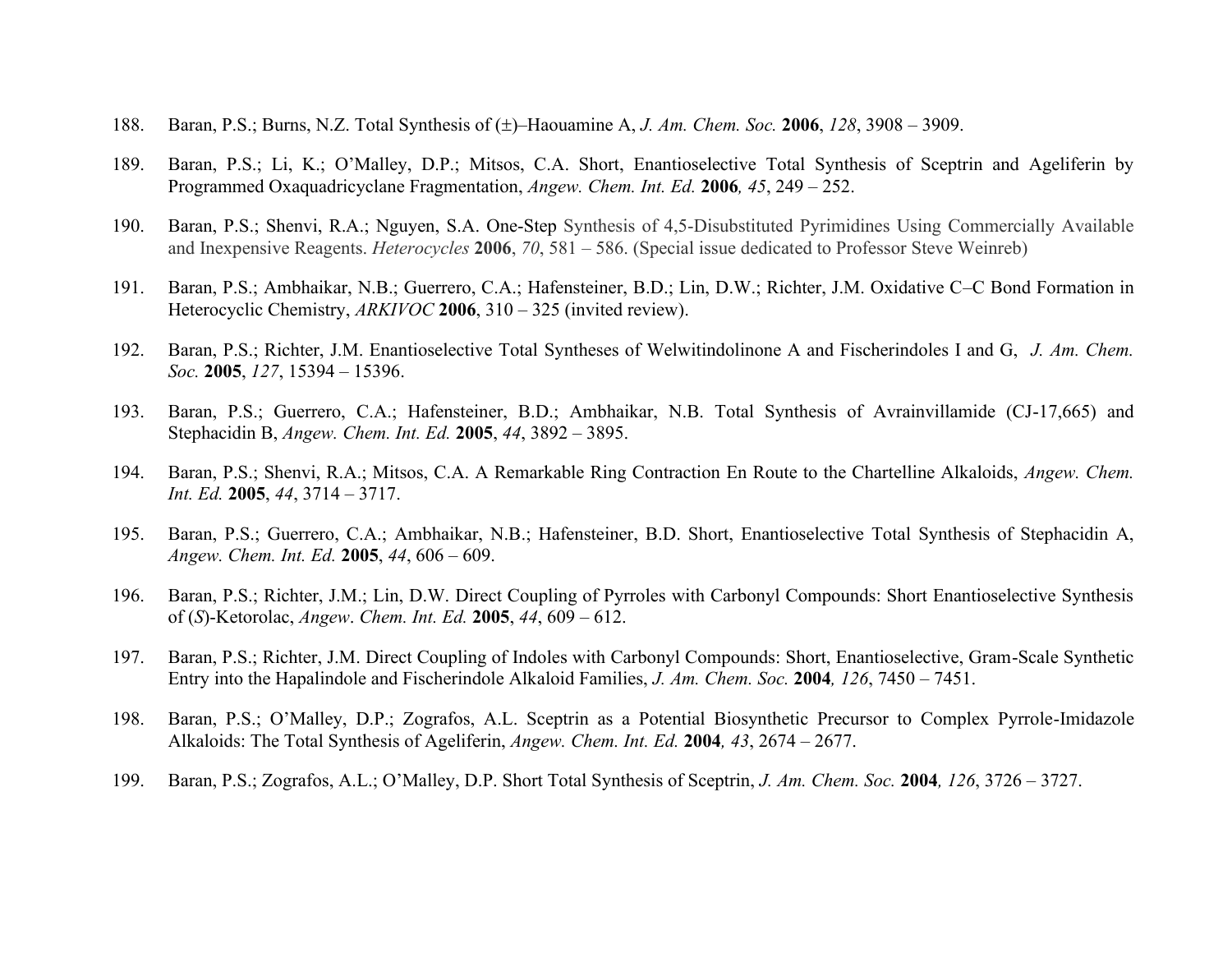188. Baran, P.S.; Burns, N.Z. Total Synthesis of (±)–Haouamine A, *J. Am. Chem. Soc.* **2006**, *128*, 3908 – 3909.

189. Baran, P.S.; Li, K.; O'Malley, D.P.; Mitsos, C.A. Short, Enantioselective Total Synthesis of Sceptrin and Ageliferin by Programmed Oxaquadricyclane Fragmentation, *Angew. Chem. Int. Ed.* **2006***, 45*, 249 – 252.

190. Baran, P.S.; Shenvi, R.A.; Nguyen, S.A. One-Step Synthesis of 4,5-Disubstituted Pyrimidines Using Commercially Available and Inexpensive Reagents. *Heterocycles* **2006**, *70*, 581 – 586. (Special issue dedicated to Professor Steve Weinreb)

191. Baran, P.S.; Ambhaikar, N.B.; Guerrero, C.A.; Hafensteiner, B.D.; Lin, D.W.; Richter, J.M. Oxidative C–C Bond Formation in Heterocyclic Chemistry, *ARKIVOC* **2006**, 310 – 325 (invited review).

192. Baran, P.S.; Richter, J.M. Enantioselective Total Syntheses of Welwitindolinone A and Fischerindoles I and G, *J. Am. Chem. Soc.* **2005**, *127*, 15394 – 15396.

193. Baran, P.S.; Guerrero, C.A.; Hafensteiner, B.D.; Ambhaikar, N.B. Total Synthesis of Avrainvillamide (CJ-17,665) and Stephacidin B, *Angew. Chem. Int. Ed.* **2005**, *44*, 3892 – 3895.

194. Baran, P.S.; Shenvi, R.A.; Mitsos, C.A. A Remarkable Ring Contraction En Route to the Chartelline Alkaloids, *Angew. Chem. Int. Ed.* **2005**, *44*, 3714 – 3717.

195. Baran, P.S.; Guerrero, C.A.; Ambhaikar, N.B.; Hafensteiner, B.D. Short, Enantioselective Total Synthesis of Stephacidin A, *Angew. Chem. Int. Ed.* **2005**, *44*, 606 – 609.

196. Baran, P.S.; Richter, J.M.; Lin, D.W. Direct Coupling of Pyrroles with Carbonyl Compounds: Short Enantioselective Synthesis of (*S*)-Ketorolac, *Angew. Chem. Int. Ed.* **2005**, *44*, 609 – 612.

197. Baran, P.S.; Richter, J.M. Direct Coupling of Indoles with Carbonyl Compounds: Short, Enantioselective, Gram-Scale Synthetic Entry into the Hapalindole and Fischerindole Alkaloid Families, *J. Am. Chem. Soc.* **2004***, 126*, 7450 – 7451.

198. Baran, P.S.; O'Malley, D.P.; Zografos, A.L. Sceptrin as a Potential Biosynthetic Precursor to Complex Pyrrole-Imidazole Alkaloids: The Total Synthesis of Ageliferin, *Angew. Chem. Int. Ed.* **2004***, 43*, 2674 – 2677.

199. Baran, P.S.; Zografos, A.L.; O'Malley, D.P. Short Total Synthesis of Sceptrin, *J. Am. Chem. Soc.* **2004***, 126*, 3726 – 3727.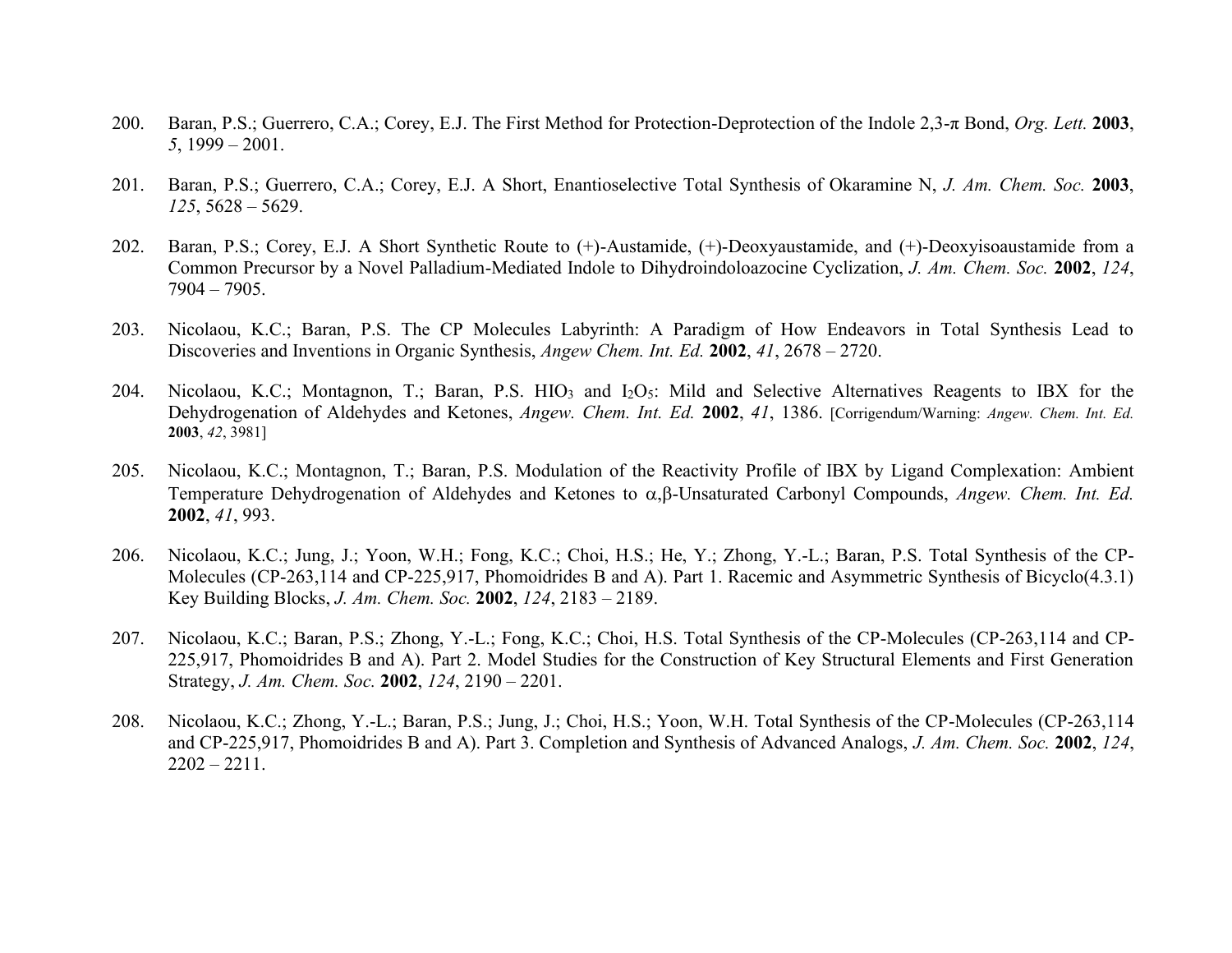200. Baran, P.S.; Guerrero, C.A.; Corey, E.J. The First Method for Protection-Deprotection of the Indole 2,3-π Bond, *Org. Lett.* **2003**, *5*, 1999 – 2001.

201. Baran, P.S.; Guerrero, C.A.; Corey, E.J. A Short, Enantioselective Total Synthesis of Okaramine N, *J. Am. Chem. Soc.* **2003**, *125*, 5628 – 5629.

202. Baran, P.S.; Corey, E.J. A Short Synthetic Route to (+)-Austamide, (+)-Deoxyaustamide, and (+)-Deoxyisoaustamide from a Common Precursor by a Novel Palladium-Mediated Indole to Dihydroindoloazocine Cyclization, *J. Am. Chem. Soc.* **2002**, *124*, 7904 – 7905.

203. Nicolaou, K.C.; Baran, P.S. The CP Molecules Labyrinth: A Paradigm of How Endeavors in Total Synthesis Lead to Discoveries and Inventions in Organic Synthesis, *Angew Chem. Int. Ed.* **2002**, *41*, 2678 – 2720.

204. Nicolaou, K.C.; Montagnon, T.; Baran, P.S. $HIO_3$ and $I_2O_5$: Mild and Selective Alternatives Reagents to IBX for the Dehydrogenation of Aldehydes and Ketones, *Angew. Chem. Int. Ed.* **2002**, *41*, 1386. [Corrigendum/Warning: *Angew. Chem. Int. Ed.* **2003**, *42*, 3981]

205. Nicolaou, K.C.; Montagnon, T.; Baran, P.S. Modulation of the Reactivity Profile of IBX by Ligand Complexation: Ambient Temperature Dehydrogenation of Aldehydes and Ketones to α,β-Unsaturated Carbonyl Compounds, *Angew. Chem. Int. Ed.* **2002**, *41*, 993.

206. Nicolaou, K.C.; Jung, J.; Yoon, W.H.; Fong, K.C.; Choi, H.S.; He, Y.; Zhong, Y.-L.; Baran, P.S. Total Synthesis of the CP-Molecules (CP-263,114 and CP-225,917, Phomoidrides B and A). Part 1. Racemic and Asymmetric Synthesis of Bicyclo(4.3.1) Key Building Blocks, *J. Am. Chem. Soc.* **2002**, *124*, 2183 – 2189.

207. Nicolaou, K.C.; Baran, P.S.; Zhong, Y.-L.; Fong, K.C.; Choi, H.S. Total Synthesis of the CP-Molecules (CP-263,114 and CP-225,917, Phomoidrides B and A). Part 2. Model Studies for the Construction of Key Structural Elements and First Generation Strategy, *J. Am. Chem. Soc.* **2002**, *124*, 2190 – 2201.

208. Nicolaou, K.C.; Zhong, Y.-L.; Baran, P.S.; Jung, J.; Choi, H.S.; Yoon, W.H. Total Synthesis of the CP-Molecules (CP-263,114 and CP-225,917, Phomoidrides B and A). Part 3. Completion and Synthesis of Advanced Analogs, *J. Am. Chem. Soc.* **2002**, *124*, 2202 – 2211.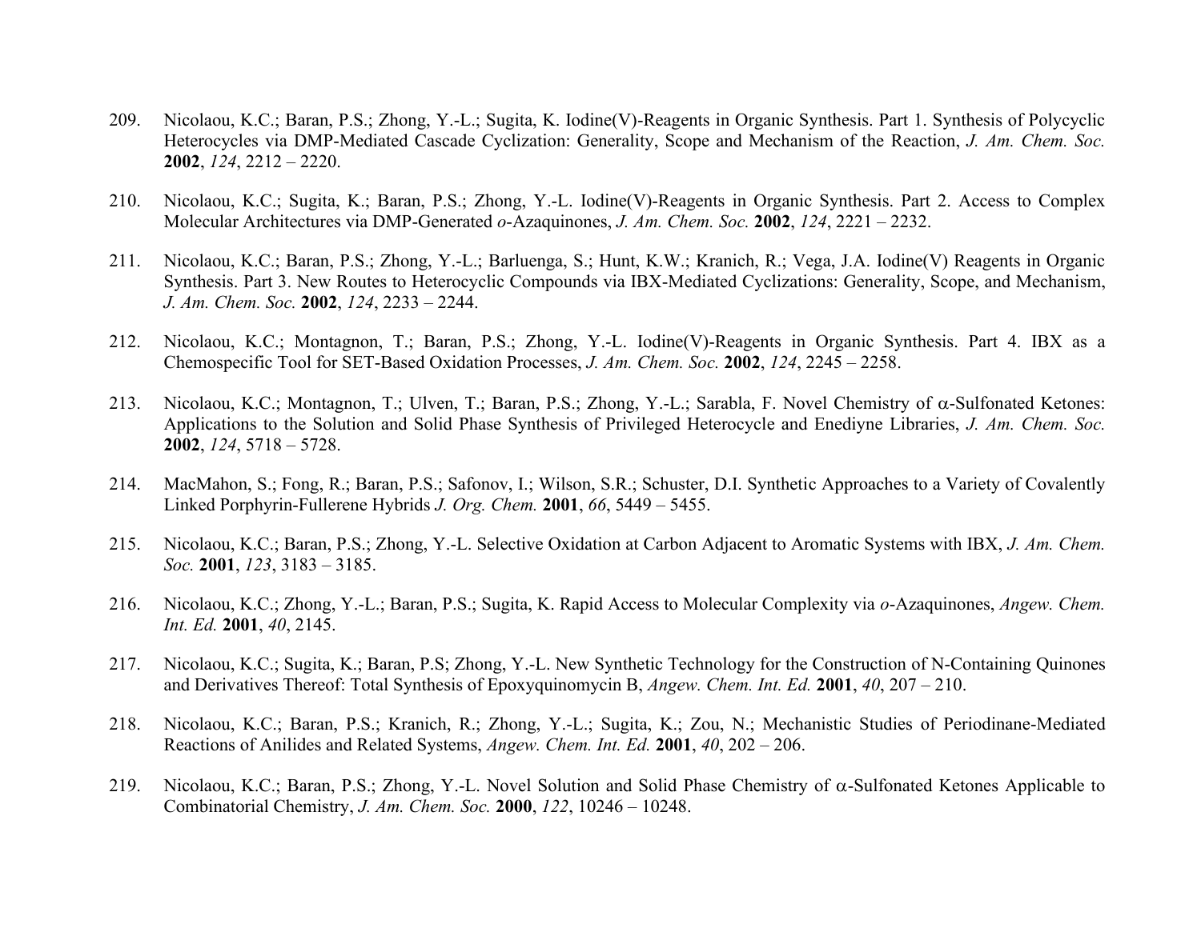209. Nicolaou, K.C.; Baran, P.S.; Zhong, Y.-L.; Sugita, K. Iodine(V)-Reagents in Organic Synthesis. Part 1. Synthesis of Polycyclic Heterocycles via DMP-Mediated Cascade Cyclization: Generality, Scope and Mechanism of the Reaction, *J. Am. Chem. Soc.* **2002**, *124*, 2212 – 2220.

210. Nicolaou, K.C.; Sugita, K.; Baran, P.S.; Zhong, Y.-L. Iodine(V)-Reagents in Organic Synthesis. Part 2. Access to Complex Molecular Architectures via DMP-Generated *o*-Azaquinones, *J. Am. Chem. Soc.* **2002**, *124*, 2221 – 2232.

211. Nicolaou, K.C.; Baran, P.S.; Zhong, Y.-L.; Barluenga, S.; Hunt, K.W.; Kranich, R.; Vega, J.A. Iodine(V) Reagents in Organic Synthesis. Part 3. New Routes to Heterocyclic Compounds via IBX-Mediated Cyclizations: Generality, Scope, and Mechanism, *J. Am. Chem. Soc.* **2002**, *124*, 2233 – 2244.

212. Nicolaou, K.C.; Montagnon, T.; Baran, P.S.; Zhong, Y.-L. Iodine(V)-Reagents in Organic Synthesis. Part 4. IBX as a Chemospecific Tool for SET-Based Oxidation Processes, *J. Am. Chem. Soc.* **2002**, *124*, 2245 – 2258.

213. Nicolaou, K.C.; Montagnon, T.; Ulven, T.; Baran, P.S.; Zhong, Y.-L.; Sarabla, F. Novel Chemistry of α-Sulfonated Ketones: Applications to the Solution and Solid Phase Synthesis of Privileged Heterocycle and Enediyne Libraries, *J. Am. Chem. Soc.* **2002**, *124*, 5718 – 5728.

214. MacMahon, S.; Fong, R.; Baran, P.S.; Safonov, I.; Wilson, S.R.; Schuster, D.I. Synthetic Approaches to a Variety of Covalently Linked Porphyrin-Fullerene Hybrids *J. Org. Chem.* **2001**, *66*, 5449 – 5455.

215. Nicolaou, K.C.; Baran, P.S.; Zhong, Y.-L. Selective Oxidation at Carbon Adjacent to Aromatic Systems with IBX, *J. Am. Chem. Soc.* **2001**, *123*, 3183 – 3185.

216. Nicolaou, K.C.; Zhong, Y.-L.; Baran, P.S.; Sugita, K. Rapid Access to Molecular Complexity via *o*-Azaquinones, *Angew. Chem. Int. Ed.* **2001**, *40*, 2145.

217. Nicolaou, K.C.; Sugita, K.; Baran, P.S; Zhong, Y.-L. New Synthetic Technology for the Construction of N-Containing Quinones and Derivatives Thereof: Total Synthesis of Epoxyquinomycin B, *Angew. Chem. Int. Ed.* **2001**, *40*, 207 – 210.

218. Nicolaou, K.C.; Baran, P.S.; Kranich, R.; Zhong, Y.-L.; Sugita, K.; Zou, N.; Mechanistic Studies of Periodinane-Mediated Reactions of Anilides and Related Systems, *Angew. Chem. Int. Ed.* **2001**, *40*, 202 – 206.

219. Nicolaou, K.C.; Baran, P.S.; Zhong, Y.-L. Novel Solution and Solid Phase Chemistry of α-Sulfonated Ketones Applicable to Combinatorial Chemistry, *J. Am. Chem. Soc.* **2000**, *122*, 10246 – 10248.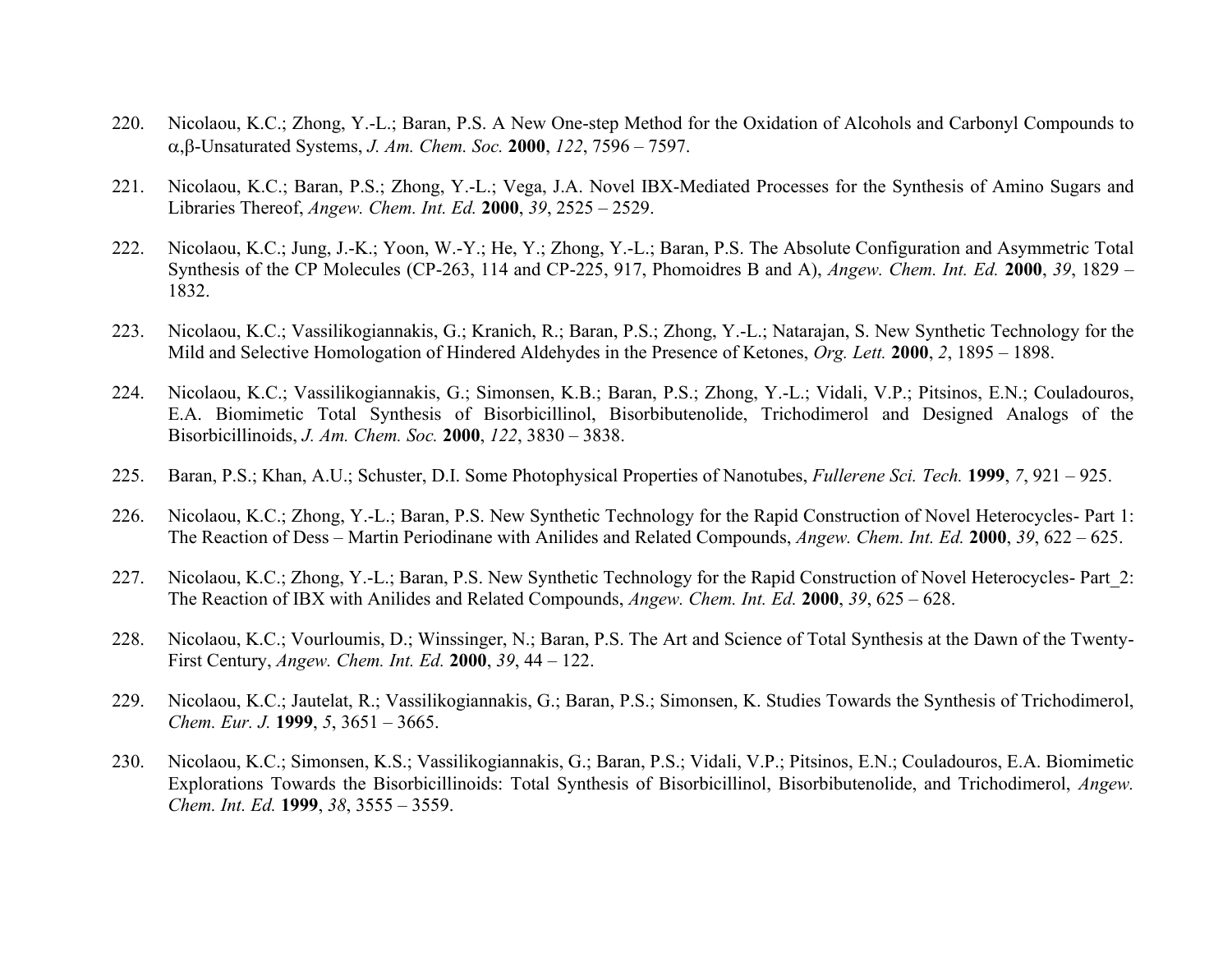220. Nicolaou, K.C.; Zhong, Y.-L.; Baran, P.S. A New One-step Method for the Oxidation of Alcohols and Carbonyl Compounds to $\alpha,\beta$-Unsaturated Systems, *J. Am. Chem. Soc.* **2000**, *122*, 7596 – 7597.

221. Nicolaou, K.C.; Baran, P.S.; Zhong, Y.-L.; Vega, J.A. Novel IBX-Mediated Processes for the Synthesis of Amino Sugars and Libraries Thereof, *Angew. Chem. Int. Ed.* **2000**, *39*, 2525 – 2529.

222. Nicolaou, K.C.; Jung, J.-K.; Yoon, W.-Y.; He, Y.; Zhong, Y.-L.; Baran, P.S. The Absolute Configuration and Asymmetric Total Synthesis of the CP Molecules (CP-263, 114 and CP-225, 917, Phomoidres B and A), *Angew. Chem. Int. Ed.* **2000**, *39*, 1829 – 1832.

223. Nicolaou, K.C.; Vassilikogiannakis, G.; Kranich, R.; Baran, P.S.; Zhong, Y.-L.; Natarajan, S. New Synthetic Technology for the Mild and Selective Homologation of Hindered Aldehydes in the Presence of Ketones, *Org. Lett.* **2000**, *2*, 1895 – 1898.

224. Nicolaou, K.C.; Vassilikogiannakis, G.; Simonsen, K.B.; Baran, P.S.; Zhong, Y.-L.; Vidali, V.P.; Pitsinos, E.N.; Couladouros, E.A. Biomimetic Total Synthesis of Bisorbicillinol, Bisorbibutenolide, Trichodimerol and Designed Analogs of the Bisorbicillinoids, *J. Am. Chem. Soc.* **2000**, *122*, 3830 – 3838.

225. Baran, P.S.; Khan, A.U.; Schuster, D.I. Some Photophysical Properties of Nanotubes, *Fullerene Sci. Tech.* **1999**, *7*, 921 – 925.

226. Nicolaou, K.C.; Zhong, Y.-L.; Baran, P.S. New Synthetic Technology for the Rapid Construction of Novel Heterocycles- Part 1: The Reaction of Dess – Martin Periodinane with Anilides and Related Compounds, *Angew. Chem. Int. Ed.* **2000**, *39*, 622 – 625.

227. Nicolaou, K.C.; Zhong, Y.-L.; Baran, P.S. New Synthetic Technology for the Rapid Construction of Novel Heterocycles- Part_2: The Reaction of IBX with Anilides and Related Compounds, *Angew. Chem. Int. Ed.* **2000**, *39*, 625 – 628.

228. Nicolaou, K.C.; Vourloumis, D.; Winssinger, N.; Baran, P.S. The Art and Science of Total Synthesis at the Dawn of the Twenty-First Century, *Angew. Chem. Int. Ed.* **2000**, *39*, 44 – 122.

229. Nicolaou, K.C.; Jautelat, R.; Vassilikogiannakis, G.; Baran, P.S.; Simonsen, K. Studies Towards the Synthesis of Trichodimerol, *Chem. Eur. J.* **1999**, *5*, 3651 – 3665.

230. Nicolaou, K.C.; Simonsen, K.S.; Vassilikogiannakis, G.; Baran, P.S.; Vidali, V.P.; Pitsinos, E.N.; Couladouros, E.A. Biomimetic Explorations Towards the Bisorbicillinoids: Total Synthesis of Bisorbicillinol, Bisorbibutenolide, and Trichodimerol, *Angew. Chem. Int. Ed.* **1999**, *38*, 3555 – 3559.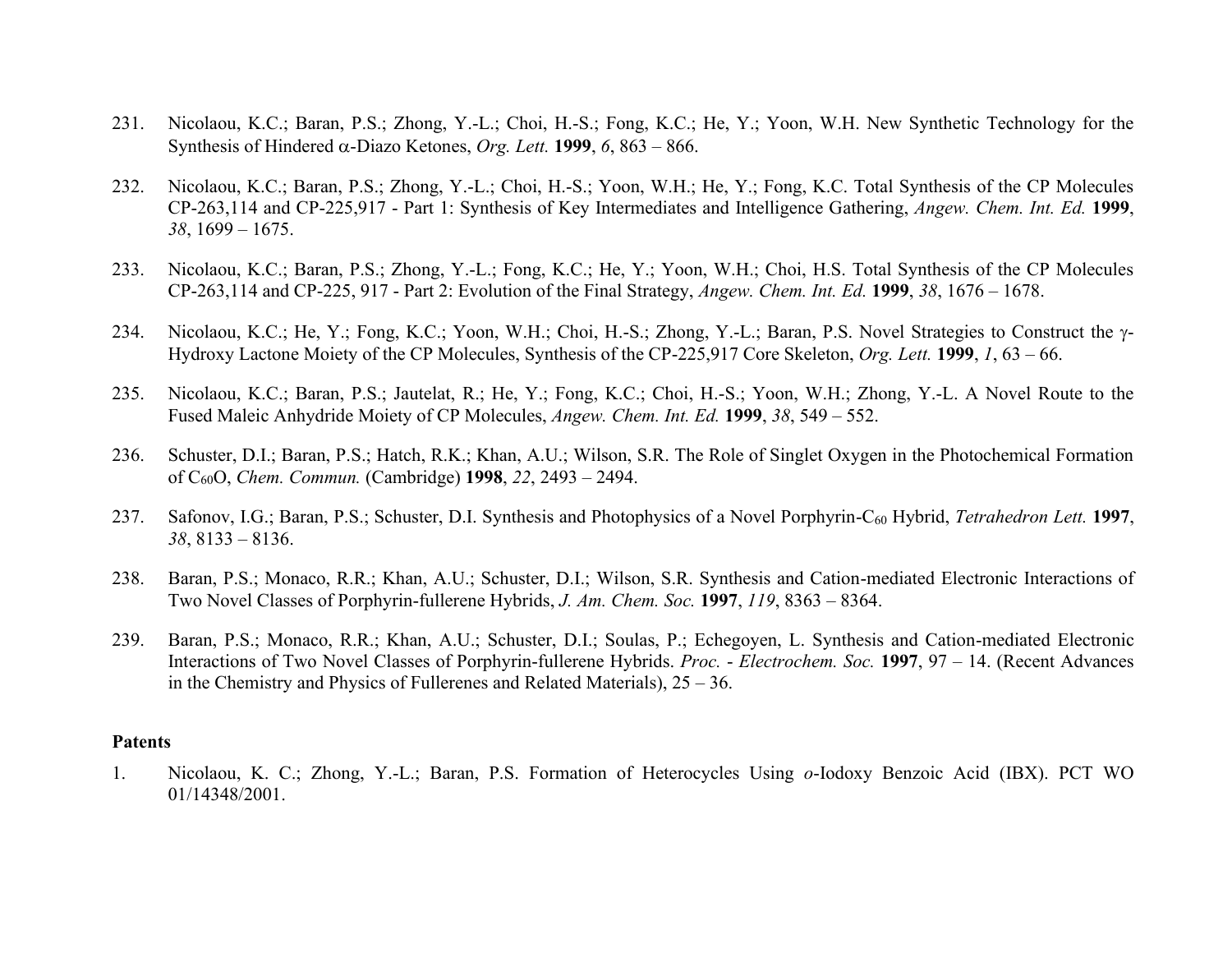231. Nicolaou, K.C.; Baran, P.S.; Zhong, Y.-L.; Choi, H.-S.; Fong, K.C.; He, Y.; Yoon, W.H. New Synthetic Technology for the Synthesis of Hindered α-Diazo Ketones, *Org. Lett.* **1999**, *6*, 863 – 866.

232. Nicolaou, K.C.; Baran, P.S.; Zhong, Y.-L.; Choi, H.-S.; Yoon, W.H.; He, Y.; Fong, K.C. Total Synthesis of the CP Molecules CP-263,114 and CP-225,917 - Part 1: Synthesis of Key Intermediates and Intelligence Gathering, *Angew. Chem. Int. Ed.* **1999**, *38*, 1699 – 1675.

233. Nicolaou, K.C.; Baran, P.S.; Zhong, Y.-L.; Fong, K.C.; He, Y.; Yoon, W.H.; Choi, H.S. Total Synthesis of the CP Molecules CP-263,114 and CP-225, 917 - Part 2: Evolution of the Final Strategy, *Angew. Chem. Int. Ed.* **1999**, *38*, 1676 – 1678.

234. Nicolaou, K.C.; He, Y.; Fong, K.C.; Yoon, W.H.; Choi, H.-S.; Zhong, Y.-L.; Baran, P.S. Novel Strategies to Construct the γ-Hydroxy Lactone Moiety of the CP Molecules, Synthesis of the CP-225,917 Core Skeleton, *Org. Lett.* **1999**, *1*, 63 – 66.

235. Nicolaou, K.C.; Baran, P.S.; Jautelat, R.; He, Y.; Fong, K.C.; Choi, H.-S.; Yoon, W.H.; Zhong, Y.-L. A Novel Route to the Fused Maleic Anhydride Moiety of CP Molecules, *Angew. Chem. Int. Ed.* **1999**, *38*, 549 – 552.

236. Schuster, D.I.; Baran, P.S.; Hatch, R.K.; Khan, A.U.; Wilson, S.R. The Role of Singlet Oxygen in the Photochemical Formation of $C_{60}O$, *Chem. Commun.* (Cambridge) **1998**, *22*, 2493 – 2494.

237. Safonov, I.G.; Baran, P.S.; Schuster, D.I. Synthesis and Photophysics of a Novel Porphyrin-$C_{60}$ Hybrid, *Tetrahedron Lett.* **1997**, *38*, 8133 – 8136.

238. Baran, P.S.; Monaco, R.R.; Khan, A.U.; Schuster, D.I.; Wilson, S.R. Synthesis and Cation-mediated Electronic Interactions of Two Novel Classes of Porphyrin-fullerene Hybrids, *J. Am. Chem. Soc.* **1997**, *119*, 8363 – 8364.

239. Baran, P.S.; Monaco, R.R.; Khan, A.U.; Schuster, D.I.; Soulas, P.; Echegoyen, L. Synthesis and Cation-mediated Electronic Interactions of Two Novel Classes of Porphyrin-fullerene Hybrids. *Proc. - Electrochem. Soc.* **1997**, 97 – 14. (Recent Advances in the Chemistry and Physics of Fullerenes and Related Materials), 25 – 36.

**Patents**

1. Nicolaou, K. C.; Zhong, Y.-L.; Baran, P.S. Formation of Heterocycles Using *o*-Iodoxy Benzoic Acid (IBX). PCT WO 01/14348/2001.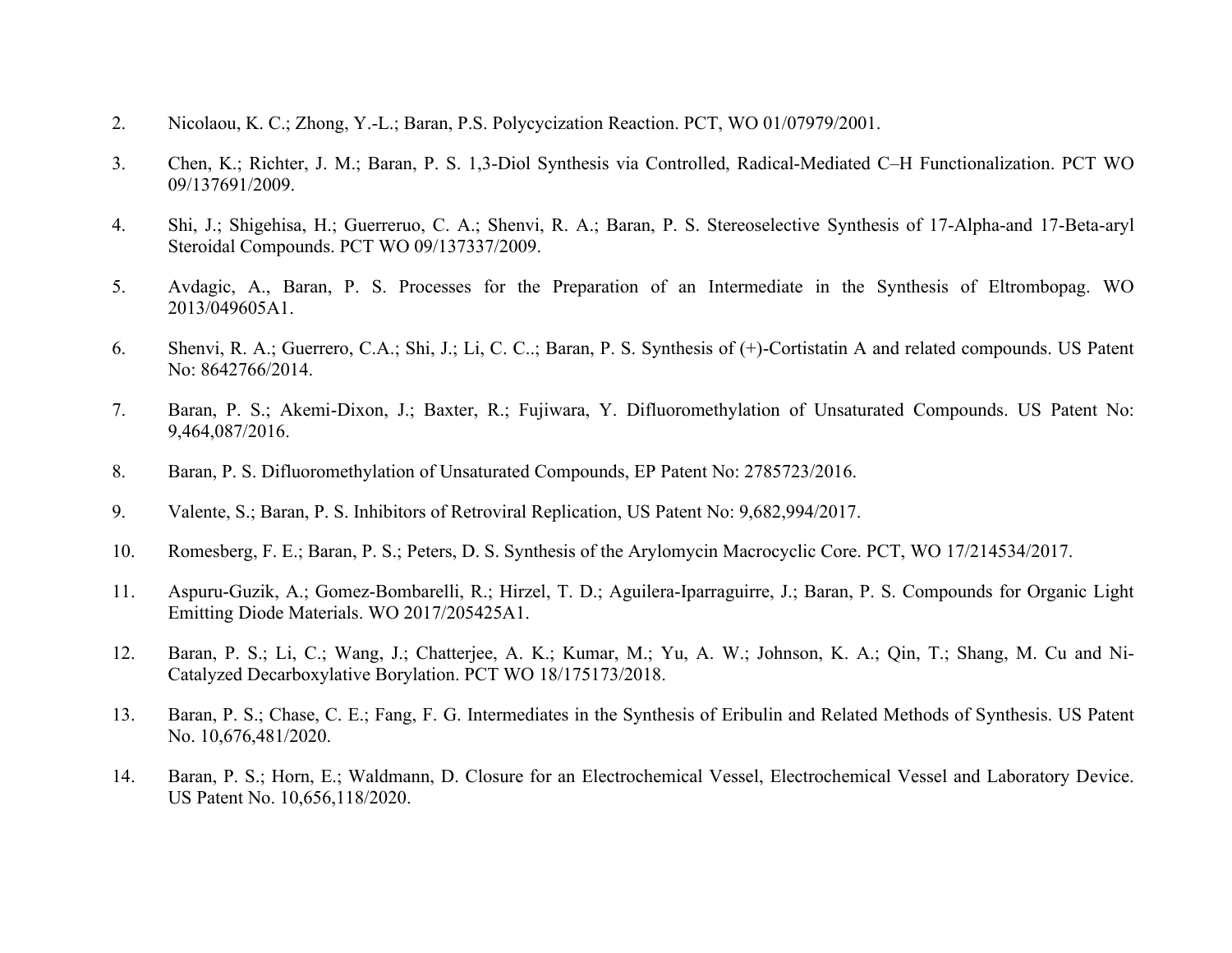2. Nicolaou, K. C.; Zhong, Y.-L.; Baran, P.S. Polycycization Reaction. PCT, WO 01/07979/2001.

3. Chen, K.; Richter, J. M.; Baran, P. S. 1,3-Diol Synthesis via Controlled, Radical-Mediated C–H Functionalization. PCT WO 09/137691/2009.

4. Shi, J.; Shigehisa, H.; Guerreruo, C. A.; Shenvi, R. A.; Baran, P. S. Stereoselective Synthesis of 17-Alpha-and 17-Beta-aryl Steroidal Compounds. PCT WO 09/137337/2009.

5. Avdagic, A., Baran, P. S. Processes for the Preparation of an Intermediate in the Synthesis of Eltrombopag. WO 2013/049605A1.

6. Shenvi, R. A.; Guerrero, C.A.; Shi, J.; Li, C. C..; Baran, P. S. Synthesis of (+)-Cortistatin A and related compounds. US Patent No: 8642766/2014.

7. Baran, P. S.; Akemi-Dixon, J.; Baxter, R.; Fujiwara, Y. Difluoromethylation of Unsaturated Compounds. US Patent No: 9,464,087/2016.

8. Baran, P. S. Difluoromethylation of Unsaturated Compounds, EP Patent No: 2785723/2016.

9. Valente, S.; Baran, P. S. Inhibitors of Retroviral Replication, US Patent No: 9,682,994/2017.

10. Romesberg, F. E.; Baran, P. S.; Peters, D. S. Synthesis of the Arylomycin Macrocyclic Core. PCT, WO 17/214534/2017.

11. Aspuru-Guzik, A.; Gomez-Bombarelli, R.; Hirzel, T. D.; Aguilera-Iparraguirre, J.; Baran, P. S. Compounds for Organic Light Emitting Diode Materials. WO 2017/205425A1.

12. Baran, P. S.; Li, C.; Wang, J.; Chatterjee, A. K.; Kumar, M.; Yu, A. W.; Johnson, K. A.; Qin, T.; Shang, M. Cu and Ni-Catalyzed Decarboxylative Borylation. PCT WO 18/175173/2018.

13. Baran, P. S.; Chase, C. E.; Fang, F. G. Intermediates in the Synthesis of Eribulin and Related Methods of Synthesis. US Patent No. 10,676,481/2020.

14. Baran, P. S.; Horn, E.; Waldmann, D. Closure for an Electrochemical Vessel, Electrochemical Vessel and Laboratory Device. US Patent No. 10,656,118/2020.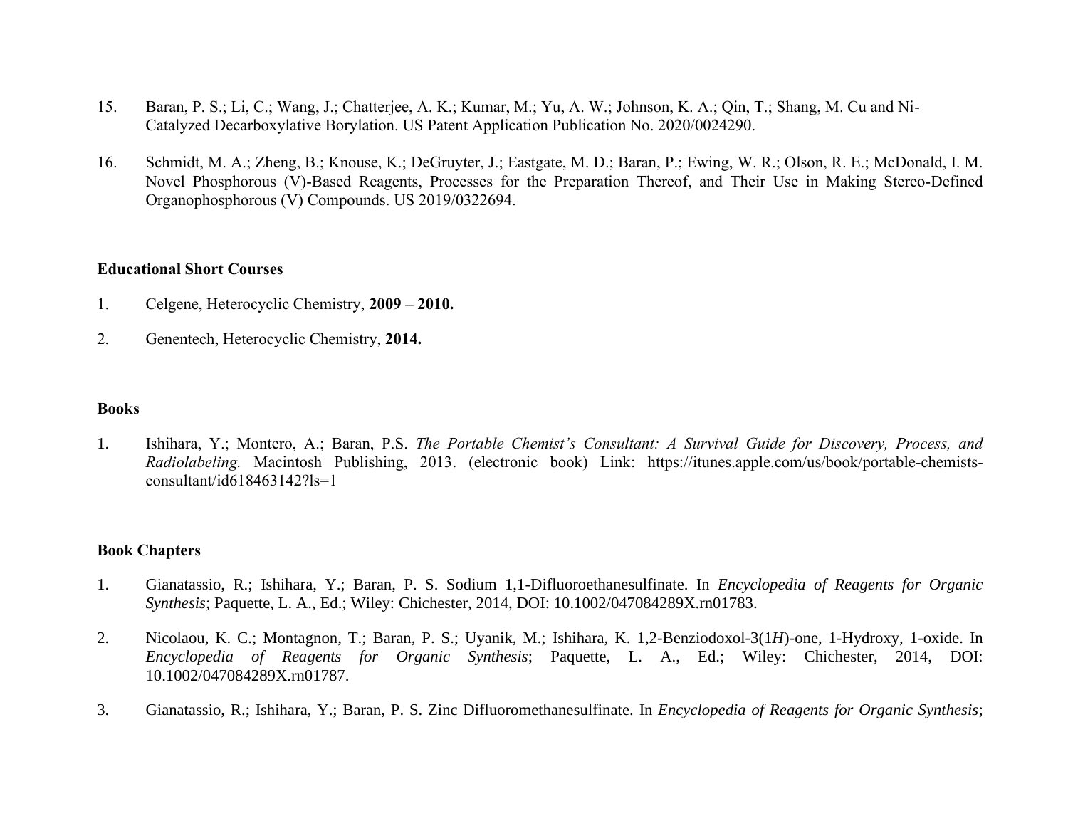15. Baran, P. S.; Li, C.; Wang, J.; Chatterjee, A. K.; Kumar, M.; Yu, A. W.; Johnson, K. A.; Qin, T.; Shang, M. Cu and Ni-Catalyzed Decarboxylative Borylation. US Patent Application Publication No. 2020/0024290.

16. Schmidt, M. A.; Zheng, B.; Knouse, K.; DeGruyter, J.; Eastgate, M. D.; Baran, P.; Ewing, W. R.; Olson, R. E.; McDonald, I. M. Novel Phosphorous (V)-Based Reagents, Processes for the Preparation Thereof, and Their Use in Making Stereo-Defined Organophosphorous (V) Compounds. US 2019/0322694.

**Educational Short Courses**

1. Celgene, Heterocyclic Chemistry, **2009 – 2010.**

2. Genentech, Heterocyclic Chemistry, **2014.**

**Books**

1. Ishihara, Y.; Montero, A.; Baran, P.S. *The Portable Chemist's Consultant: A Survival Guide for Discovery, Process, and Radiolabeling.* Macintosh Publishing, 2013. (electronic book) Link: https://itunes.apple.com/us/book/portable-chemists-consultant/id618463142?ls=1

**Book Chapters**

1. Gianatassio, R.; Ishihara, Y.; Baran, P. S. Sodium 1,1-Difluoroethanesulfinate. In *Encyclopedia of Reagents for Organic Synthesis*; Paquette, L. A., Ed.; Wiley: Chichester, 2014, DOI: 10.1002/047084289X.rn01783.

2. Nicolaou, K. C.; Montagnon, T.; Baran, P. S.; Uyanik, M.; Ishihara, K. 1,2-Benziodoxol-3(1*H*)-one, 1-Hydroxy, 1-oxide. In *Encyclopedia of Reagents for Organic Synthesis*; Paquette, L. A., Ed.; Wiley: Chichester, 2014, DOI: 10.1002/047084289X.rn01787.

3. Gianatassio, R.; Ishihara, Y.; Baran, P. S. Zinc Difluoromethanesulfinate. In *Encyclopedia of Reagents for Organic Synthesis*;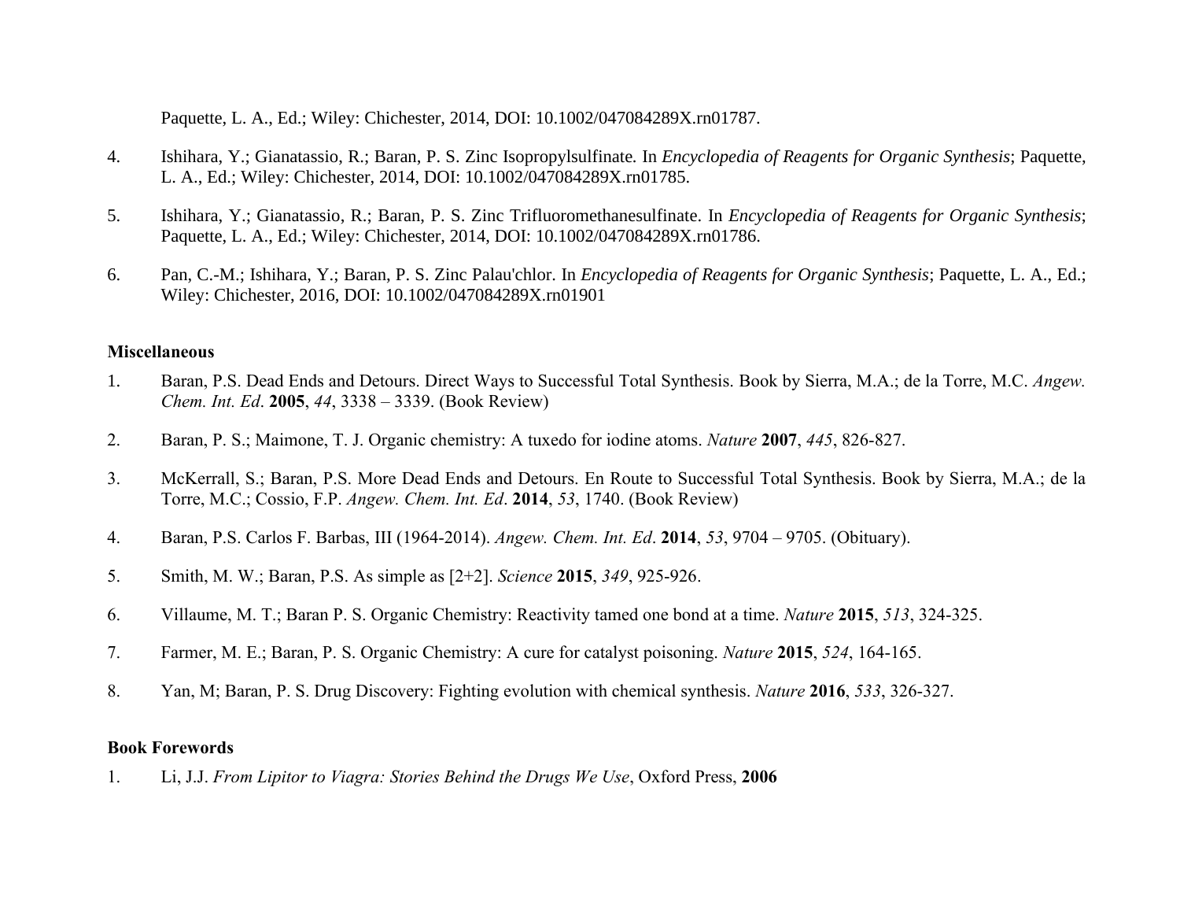Paquette, L. A., Ed.; Wiley: Chichester, 2014, DOI: 10.1002/047084289X.rn01787.

4. Ishihara, Y.; Gianatassio, R.; Baran, P. S. Zinc Isopropylsulfinate. In *Encyclopedia of Reagents for Organic Synthesis*; Paquette, L. A., Ed.; Wiley: Chichester, 2014, DOI: 10.1002/047084289X.rn01785.

5. Ishihara, Y.; Gianatassio, R.; Baran, P. S. Zinc Trifluoromethanesulfinate. In *Encyclopedia of Reagents for Organic Synthesis*; Paquette, L. A., Ed.; Wiley: Chichester, 2014, DOI: 10.1002/047084289X.rn01786.

6. Pan, C.-M.; Ishihara, Y.; Baran, P. S. Zinc Palau'chlor. In *Encyclopedia of Reagents for Organic Synthesis*; Paquette, L. A., Ed.; Wiley: Chichester, 2016, DOI: 10.1002/047084289X.rn01901

**Miscellaneous**

1. Baran, P.S. Dead Ends and Detours. Direct Ways to Successful Total Synthesis. Book by Sierra, M.A.; de la Torre, M.C. *Angew. Chem. Int. Ed*. **2005**, *44*, 3338 – 3339. (Book Review)

2. Baran, P. S.; Maimone, T. J. Organic chemistry: A tuxedo for iodine atoms. *Nature* **2007**, *445*, 826-827.

3. McKerrall, S.; Baran, P.S. More Dead Ends and Detours. En Route to Successful Total Synthesis. Book by Sierra, M.A.; de la Torre, M.C.; Cossio, F.P. *Angew. Chem. Int. Ed*. **2014**, *53*, 1740. (Book Review)

4. Baran, P.S. Carlos F. Barbas, III (1964-2014). *Angew. Chem. Int. Ed*. **2014**, *53*, 9704 – 9705. (Obituary).

5. Smith, M. W.; Baran, P.S. As simple as [2+2]. *Science* **2015**, *349*, 925-926.

6. Villaume, M. T.; Baran P. S. Organic Chemistry: Reactivity tamed one bond at a time. *Nature* **2015**, *513*, 324-325.

7. Farmer, M. E.; Baran, P. S. Organic Chemistry: A cure for catalyst poisoning. *Nature* **2015**, *524*, 164-165.

8. Yan, M; Baran, P. S. Drug Discovery: Fighting evolution with chemical synthesis. *Nature* **2016**, *533*, 326-327.

**Book Forewords**

1. Li, J.J. *From Lipitor to Viagra: Stories Behind the Drugs We Use*, Oxford Press, **2006**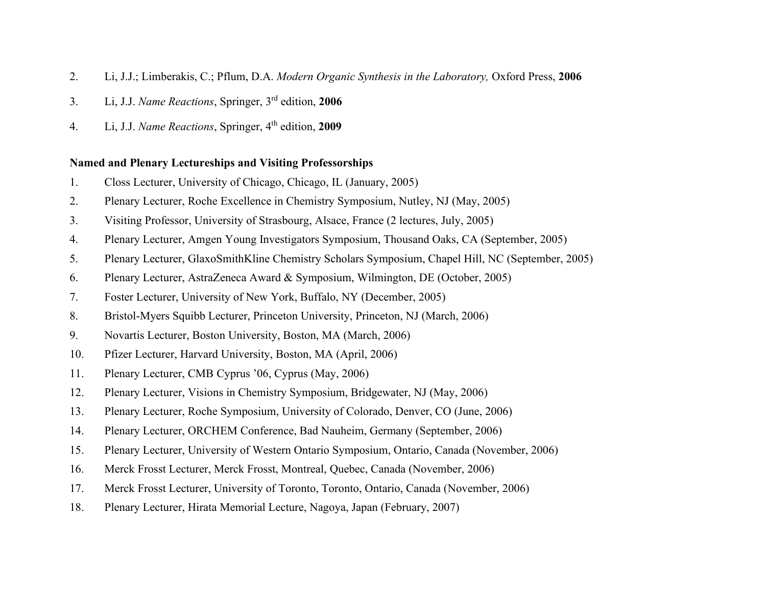2. Li, J.J.; Limberakis, C.; Pflum, D.A. *Modern Organic Synthesis in the Laboratory,* Oxford Press, **2006**

3. Li, J.J. *Name Reactions*, Springer, 3rd edition, **2006**

4. Li, J.J. *Name Reactions*, Springer, 4th edition, **2009**

**Named and Plenary Lectureships and Visiting Professorships**

1. Closs Lecturer, University of Chicago, Chicago, IL (January, 2005)
2. Plenary Lecturer, Roche Excellence in Chemistry Symposium, Nutley, NJ (May, 2005)
3. Visiting Professor, University of Strasbourg, Alsace, France (2 lectures, July, 2005)
4. Plenary Lecturer, Amgen Young Investigators Symposium, Thousand Oaks, CA (September, 2005)
5. Plenary Lecturer, GlaxoSmithKline Chemistry Scholars Symposium, Chapel Hill, NC (September, 2005)
6. Plenary Lecturer, AstraZeneca Award & Symposium, Wilmington, DE (October, 2005)
7. Foster Lecturer, University of New York, Buffalo, NY (December, 2005)
8. Bristol-Myers Squibb Lecturer, Princeton University, Princeton, NJ (March, 2006)
9. Novartis Lecturer, Boston University, Boston, MA (March, 2006)
10. Pfizer Lecturer, Harvard University, Boston, MA (April, 2006)
11. Plenary Lecturer, CMB Cyprus '06, Cyprus (May, 2006)
12. Plenary Lecturer, Visions in Chemistry Symposium, Bridgewater, NJ (May, 2006)
13. Plenary Lecturer, Roche Symposium, University of Colorado, Denver, CO (June, 2006)
14. Plenary Lecturer, ORCHEM Conference, Bad Nauheim, Germany (September, 2006)
15. Plenary Lecturer, University of Western Ontario Symposium, Ontario, Canada (November, 2006)
16. Merck Frosst Lecturer, Merck Frosst, Montreal, Quebec, Canada (November, 2006)
17. Merck Frosst Lecturer, University of Toronto, Toronto, Ontario, Canada (November, 2006)
18. Plenary Lecturer, Hirata Memorial Lecture, Nagoya, Japan (February, 2007)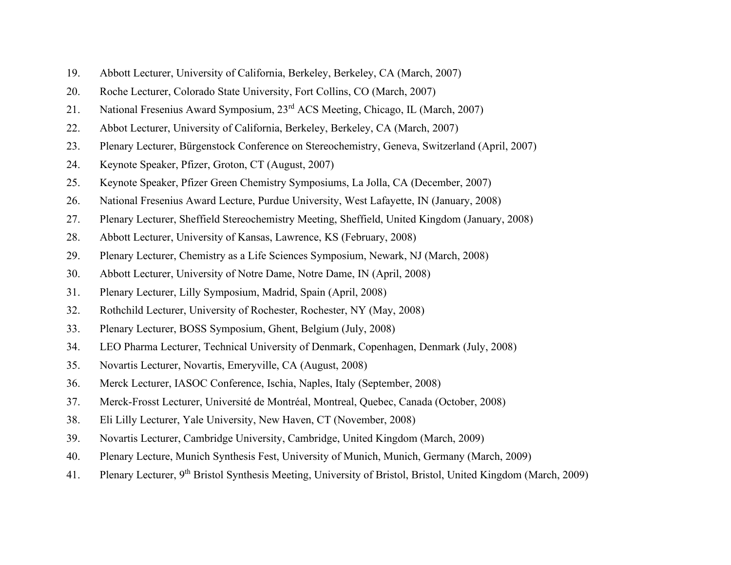19. Abbott Lecturer, University of California, Berkeley, Berkeley, CA (March, 2007)
20. Roche Lecturer, Colorado State University, Fort Collins, CO (March, 2007)
21. National Fresenius Award Symposium, 23rd ACS Meeting, Chicago, IL (March, 2007)
22. Abbot Lecturer, University of California, Berkeley, Berkeley, CA (March, 2007)
23. Plenary Lecturer, Bürgenstock Conference on Stereochemistry, Geneva, Switzerland (April, 2007)
24. Keynote Speaker, Pfizer, Groton, CT (August, 2007)
25. Keynote Speaker, Pfizer Green Chemistry Symposiums, La Jolla, CA (December, 2007)
26. National Fresenius Award Lecture, Purdue University, West Lafayette, IN (January, 2008)
27. Plenary Lecturer, Sheffield Stereochemistry Meeting, Sheffield, United Kingdom (January, 2008)
28. Abbott Lecturer, University of Kansas, Lawrence, KS (February, 2008)
29. Plenary Lecturer, Chemistry as a Life Sciences Symposium, Newark, NJ (March, 2008)
30. Abbott Lecturer, University of Notre Dame, Notre Dame, IN (April, 2008)
31. Plenary Lecturer, Lilly Symposium, Madrid, Spain (April, 2008)
32. Rothchild Lecturer, University of Rochester, Rochester, NY (May, 2008)
33. Plenary Lecturer, BOSS Symposium, Ghent, Belgium (July, 2008)
34. LEO Pharma Lecturer, Technical University of Denmark, Copenhagen, Denmark (July, 2008)
35. Novartis Lecturer, Novartis, Emeryville, CA (August, 2008)
36. Merck Lecturer, IASOC Conference, Ischia, Naples, Italy (September, 2008)
37. Merck-Frosst Lecturer, Université de Montréal, Montreal, Quebec, Canada (October, 2008)
38. Eli Lilly Lecturer, Yale University, New Haven, CT (November, 2008)
39. Novartis Lecturer, Cambridge University, Cambridge, United Kingdom (March, 2009)
40. Plenary Lecture, Munich Synthesis Fest, University of Munich, Munich, Germany (March, 2009)
41. Plenary Lecturer, 9th Bristol Synthesis Meeting, University of Bristol, Bristol, United Kingdom (March, 2009)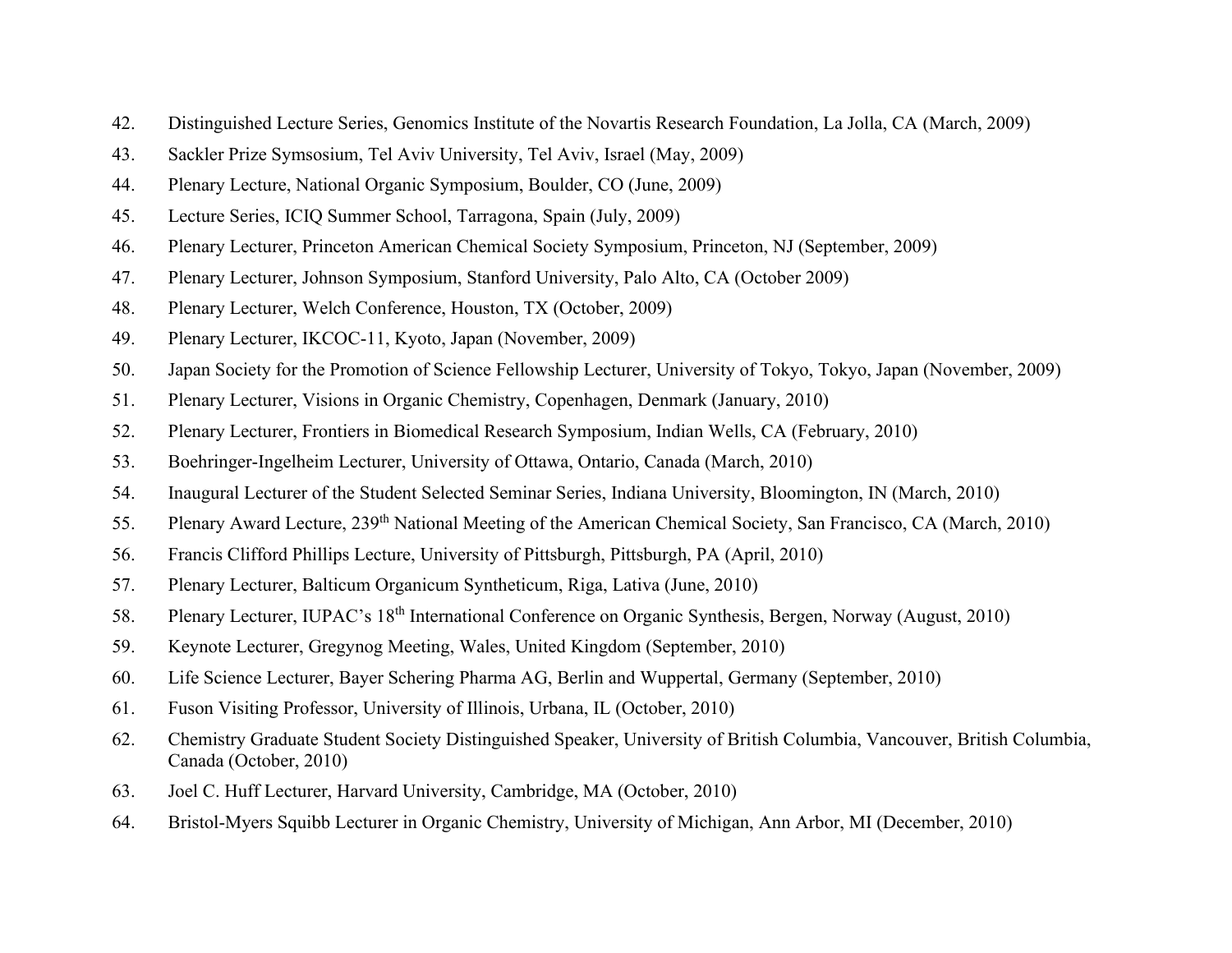42. Distinguished Lecture Series, Genomics Institute of the Novartis Research Foundation, La Jolla, CA (March, 2009)
43. Sackler Prize Symsosium, Tel Aviv University, Tel Aviv, Israel (May, 2009)
44. Plenary Lecture, National Organic Symposium, Boulder, CO (June, 2009)
45. Lecture Series, ICIQ Summer School, Tarragona, Spain (July, 2009)
46. Plenary Lecturer, Princeton American Chemical Society Symposium, Princeton, NJ (September, 2009)
47. Plenary Lecturer, Johnson Symposium, Stanford University, Palo Alto, CA (October 2009)
48. Plenary Lecturer, Welch Conference, Houston, TX (October, 2009)
49. Plenary Lecturer, IKCOC-11, Kyoto, Japan (November, 2009)
50. Japan Society for the Promotion of Science Fellowship Lecturer, University of Tokyo, Tokyo, Japan (November, 2009)
51. Plenary Lecturer, Visions in Organic Chemistry, Copenhagen, Denmark (January, 2010)
52. Plenary Lecturer, Frontiers in Biomedical Research Symposium, Indian Wells, CA (February, 2010)
53. Boehringer-Ingelheim Lecturer, University of Ottawa, Ontario, Canada (March, 2010)
54. Inaugural Lecturer of the Student Selected Seminar Series, Indiana University, Bloomington, IN (March, 2010)
55. Plenary Award Lecture, 239th National Meeting of the American Chemical Society, San Francisco, CA (March, 2010)
56. Francis Clifford Phillips Lecture, University of Pittsburgh, Pittsburgh, PA (April, 2010)
57. Plenary Lecturer, Balticum Organicum Syntheticum, Riga, Lativa (June, 2010)
58. Plenary Lecturer, IUPAC's 18th International Conference on Organic Synthesis, Bergen, Norway (August, 2010)
59. Keynote Lecturer, Gregynog Meeting, Wales, United Kingdom (September, 2010)
60. Life Science Lecturer, Bayer Schering Pharma AG, Berlin and Wuppertal, Germany (September, 2010)
61. Fuson Visiting Professor, University of Illinois, Urbana, IL (October, 2010)
62. Chemistry Graduate Student Society Distinguished Speaker, University of British Columbia, Vancouver, British Columbia, Canada (October, 2010)
63. Joel C. Huff Lecturer, Harvard University, Cambridge, MA (October, 2010)
64. Bristol-Myers Squibb Lecturer in Organic Chemistry, University of Michigan, Ann Arbor, MI (December, 2010)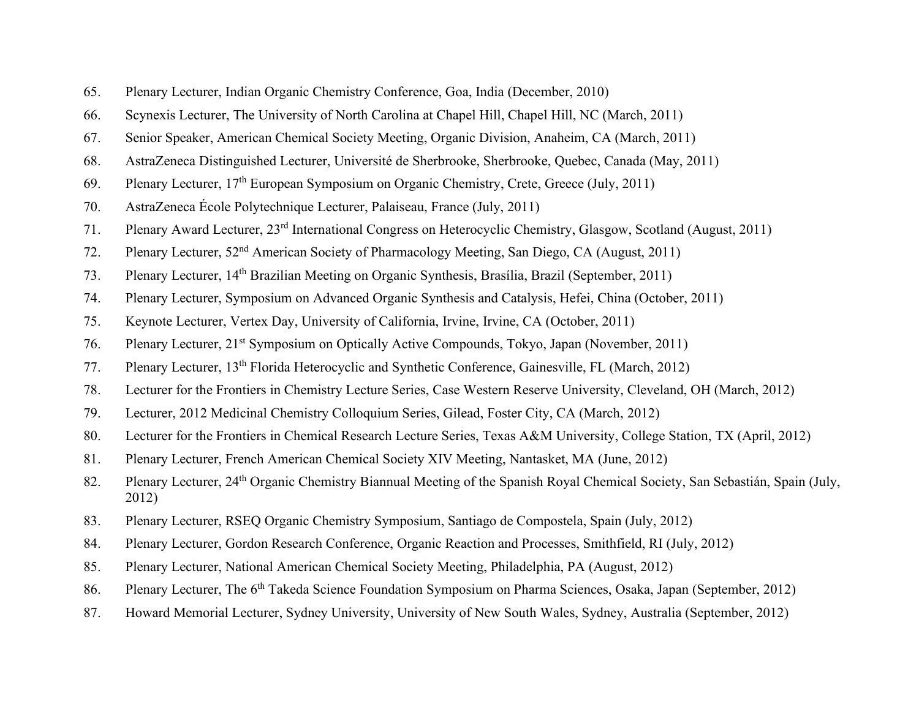65. Plenary Lecturer, Indian Organic Chemistry Conference, Goa, India (December, 2010)
66. Scynexis Lecturer, The University of North Carolina at Chapel Hill, Chapel Hill, NC (March, 2011)
67. Senior Speaker, American Chemical Society Meeting, Organic Division, Anaheim, CA (March, 2011)
68. AstraZeneca Distinguished Lecturer, Université de Sherbrooke, Sherbrooke, Quebec, Canada (May, 2011)
69. Plenary Lecturer, 17th European Symposium on Organic Chemistry, Crete, Greece (July, 2011)
70. AstraZeneca École Polytechnique Lecturer, Palaiseau, France (July, 2011)
71. Plenary Award Lecturer, 23rd International Congress on Heterocyclic Chemistry, Glasgow, Scotland (August, 2011)
72. Plenary Lecturer, 52nd American Society of Pharmacology Meeting, San Diego, CA (August, 2011)
73. Plenary Lecturer, 14th Brazilian Meeting on Organic Synthesis, Brasília, Brazil (September, 2011)
74. Plenary Lecturer, Symposium on Advanced Organic Synthesis and Catalysis, Hefei, China (October, 2011)
75. Keynote Lecturer, Vertex Day, University of California, Irvine, Irvine, CA (October, 2011)
76. Plenary Lecturer, 21st Symposium on Optically Active Compounds, Tokyo, Japan (November, 2011)
77. Plenary Lecturer, 13th Florida Heterocyclic and Synthetic Conference, Gainesville, FL (March, 2012)
78. Lecturer for the Frontiers in Chemistry Lecture Series, Case Western Reserve University, Cleveland, OH (March, 2012)
79. Lecturer, 2012 Medicinal Chemistry Colloquium Series, Gilead, Foster City, CA (March, 2012)
80. Lecturer for the Frontiers in Chemical Research Lecture Series, Texas A&M University, College Station, TX (April, 2012)
81. Plenary Lecturer, French American Chemical Society XIV Meeting, Nantasket, MA (June, 2012)
82. Plenary Lecturer, 24th Organic Chemistry Biannual Meeting of the Spanish Royal Chemical Society, San Sebastián, Spain (July, 2012)
83. Plenary Lecturer, RSEQ Organic Chemistry Symposium, Santiago de Compostela, Spain (July, 2012)
84. Plenary Lecturer, Gordon Research Conference, Organic Reaction and Processes, Smithfield, RI (July, 2012)
85. Plenary Lecturer, National American Chemical Society Meeting, Philadelphia, PA (August, 2012)
86. Plenary Lecturer, The 6th Takeda Science Foundation Symposium on Pharma Sciences, Osaka, Japan (September, 2012)
87. Howard Memorial Lecturer, Sydney University, University of New South Wales, Sydney, Australia (September, 2012)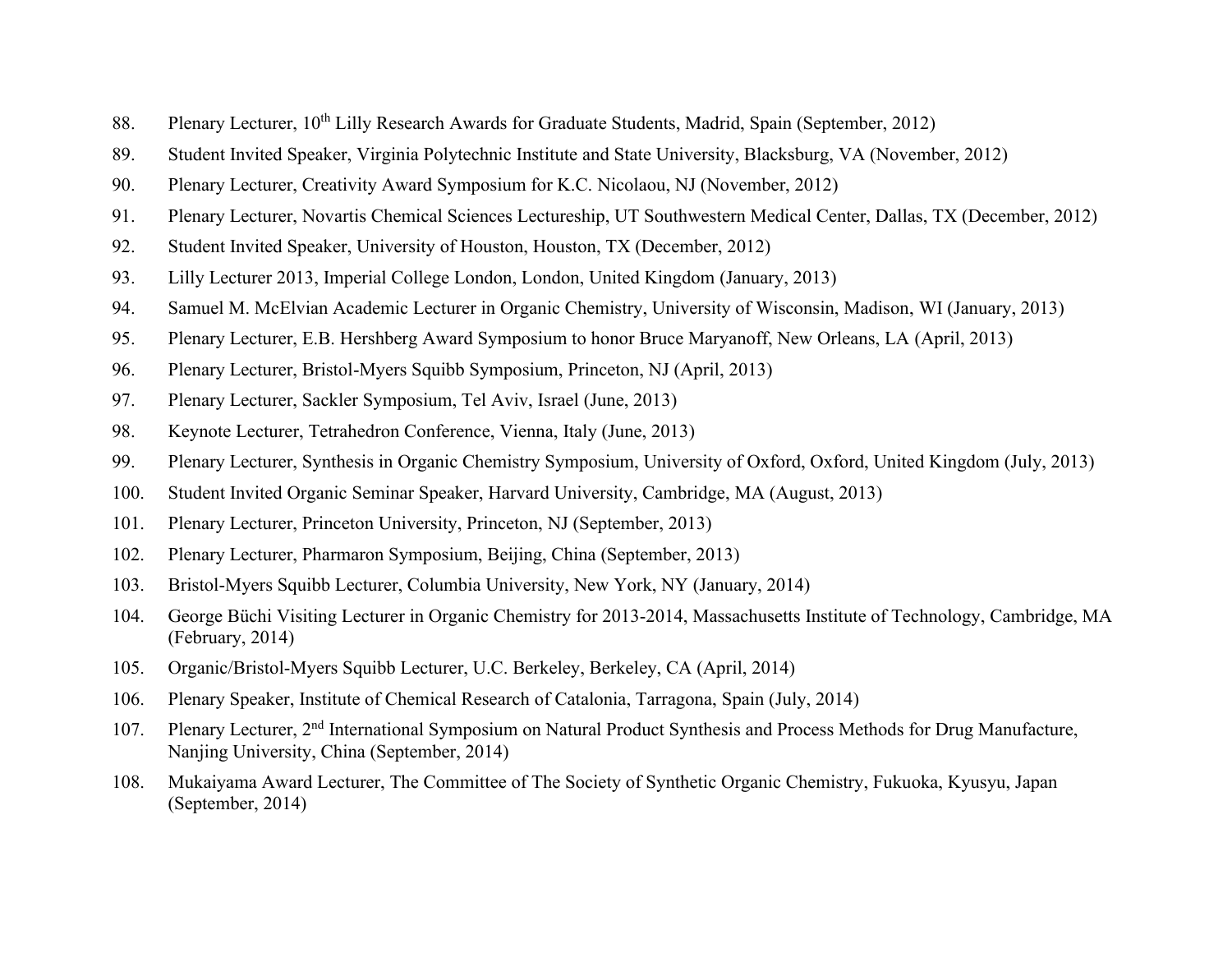88. Plenary Lecturer, 10th Lilly Research Awards for Graduate Students, Madrid, Spain (September, 2012)
89. Student Invited Speaker, Virginia Polytechnic Institute and State University, Blacksburg, VA (November, 2012)
90. Plenary Lecturer, Creativity Award Symposium for K.C. Nicolaou, NJ (November, 2012)
91. Plenary Lecturer, Novartis Chemical Sciences Lectureship, UT Southwestern Medical Center, Dallas, TX (December, 2012)
92. Student Invited Speaker, University of Houston, Houston, TX (December, 2012)
93. Lilly Lecturer 2013, Imperial College London, London, United Kingdom (January, 2013)
94. Samuel M. McElvian Academic Lecturer in Organic Chemistry, University of Wisconsin, Madison, WI (January, 2013)
95. Plenary Lecturer, E.B. Hershberg Award Symposium to honor Bruce Maryanoff, New Orleans, LA (April, 2013)
96. Plenary Lecturer, Bristol-Myers Squibb Symposium, Princeton, NJ (April, 2013)
97. Plenary Lecturer, Sackler Symposium, Tel Aviv, Israel (June, 2013)
98. Keynote Lecturer, Tetrahedron Conference, Vienna, Italy (June, 2013)
99. Plenary Lecturer, Synthesis in Organic Chemistry Symposium, University of Oxford, Oxford, United Kingdom (July, 2013)
100. Student Invited Organic Seminar Speaker, Harvard University, Cambridge, MA (August, 2013)
101. Plenary Lecturer, Princeton University, Princeton, NJ (September, 2013)
102. Plenary Lecturer, Pharmaron Symposium, Beijing, China (September, 2013)
103. Bristol-Myers Squibb Lecturer, Columbia University, New York, NY (January, 2014)
104. George Büchi Visiting Lecturer in Organic Chemistry for 2013-2014, Massachusetts Institute of Technology, Cambridge, MA (February, 2014)
105. Organic/Bristol-Myers Squibb Lecturer, U.C. Berkeley, Berkeley, CA (April, 2014)
106. Plenary Speaker, Institute of Chemical Research of Catalonia, Tarragona, Spain (July, 2014)
107. Plenary Lecturer, 2nd International Symposium on Natural Product Synthesis and Process Methods for Drug Manufacture, Nanjing University, China (September, 2014)
108. Mukaiyama Award Lecturer, The Committee of The Society of Synthetic Organic Chemistry, Fukuoka, Kyusyu, Japan (September, 2014)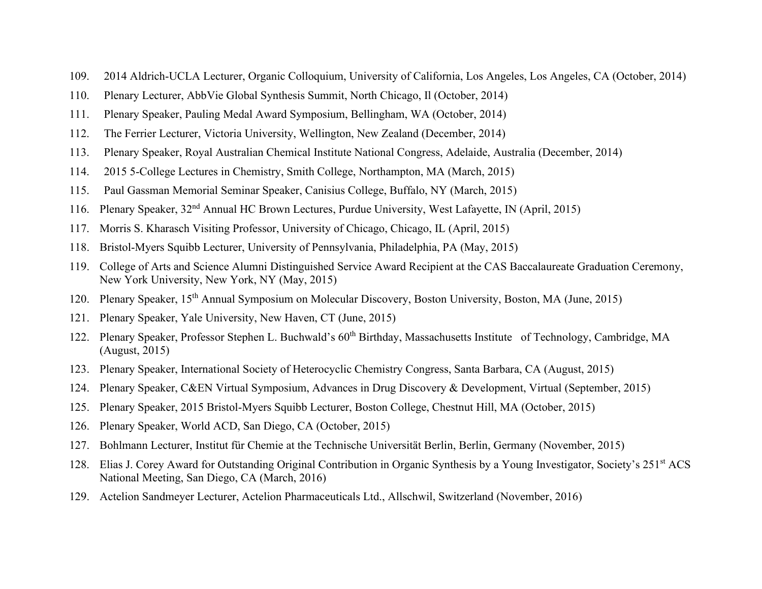109. 2014 Aldrich-UCLA Lecturer, Organic Colloquium, University of California, Los Angeles, Los Angeles, CA (October, 2014)
110. Plenary Lecturer, AbbVie Global Synthesis Summit, North Chicago, Il (October, 2014)
111. Plenary Speaker, Pauling Medal Award Symposium, Bellingham, WA (October, 2014)
112. The Ferrier Lecturer, Victoria University, Wellington, New Zealand (December, 2014)
113. Plenary Speaker, Royal Australian Chemical Institute National Congress, Adelaide, Australia (December, 2014)
114. 2015 5-College Lectures in Chemistry, Smith College, Northampton, MA (March, 2015)
115. Paul Gassman Memorial Seminar Speaker, Canisius College, Buffalo, NY (March, 2015)
116. Plenary Speaker, 32nd Annual HC Brown Lectures, Purdue University, West Lafayette, IN (April, 2015)
117. Morris S. Kharasch Visiting Professor, University of Chicago, Chicago, IL (April, 2015)
118. Bristol-Myers Squibb Lecturer, University of Pennsylvania, Philadelphia, PA (May, 2015)
119. College of Arts and Science Alumni Distinguished Service Award Recipient at the CAS Baccalaureate Graduation Ceremony, New York University, New York, NY (May, 2015)
120. Plenary Speaker, 15th Annual Symposium on Molecular Discovery, Boston University, Boston, MA (June, 2015)
121. Plenary Speaker, Yale University, New Haven, CT (June, 2015)
122. Plenary Speaker, Professor Stephen L. Buchwald's 60th Birthday, Massachusetts Institute of Technology, Cambridge, MA (August, 2015)
123. Plenary Speaker, International Society of Heterocyclic Chemistry Congress, Santa Barbara, CA (August, 2015)
124. Plenary Speaker, C&EN Virtual Symposium, Advances in Drug Discovery & Development, Virtual (September, 2015)
125. Plenary Speaker, 2015 Bristol-Myers Squibb Lecturer, Boston College, Chestnut Hill, MA (October, 2015)
126. Plenary Speaker, World ACD, San Diego, CA (October, 2015)
127. Bohlmann Lecturer, Institut für Chemie at the Technische Universität Berlin, Berlin, Germany (November, 2015)
128. Elias J. Corey Award for Outstanding Original Contribution in Organic Synthesis by a Young Investigator, Society's 251st ACS National Meeting, San Diego, CA (March, 2016)
129. Actelion Sandmeyer Lecturer, Actelion Pharmaceuticals Ltd., Allschwil, Switzerland (November, 2016)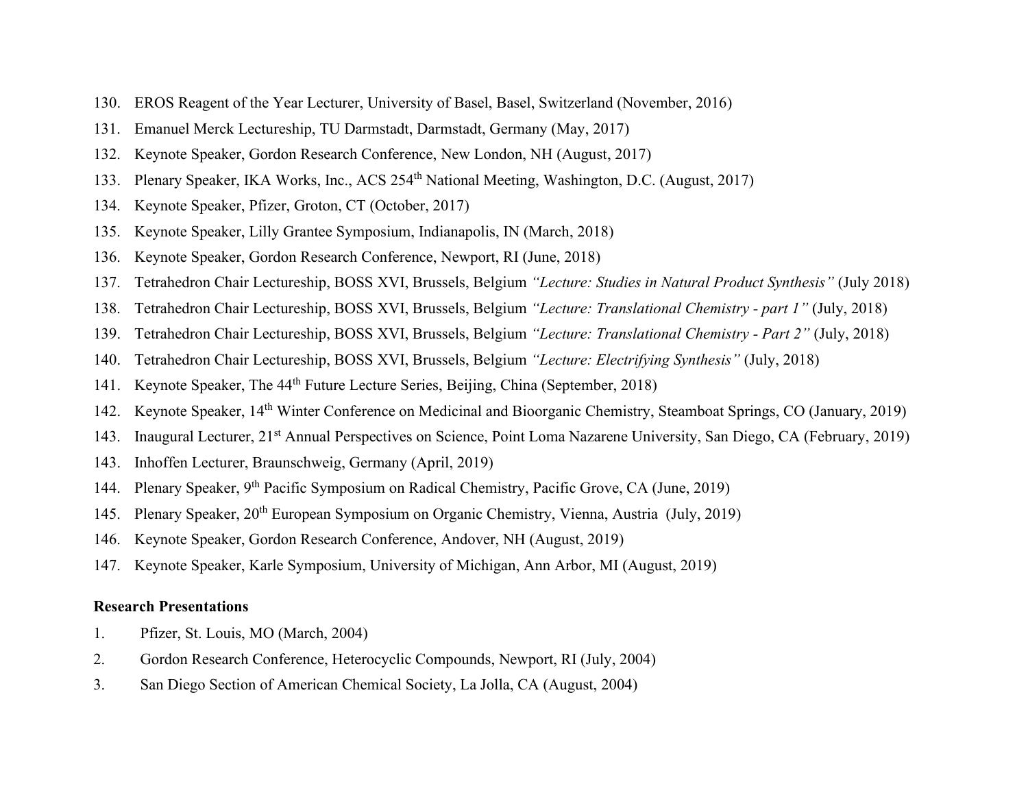130. EROS Reagent of the Year Lecturer, University of Basel, Basel, Switzerland (November, 2016)
131. Emanuel Merck Lectureship, TU Darmstadt, Darmstadt, Germany (May, 2017)
132. Keynote Speaker, Gordon Research Conference, New London, NH (August, 2017)
133. Plenary Speaker, IKA Works, Inc., ACS 254th National Meeting, Washington, D.C. (August, 2017)
134. Keynote Speaker, Pfizer, Groton, CT (October, 2017)
135. Keynote Speaker, Lilly Grantee Symposium, Indianapolis, IN (March, 2018)
136. Keynote Speaker, Gordon Research Conference, Newport, RI (June, 2018)
137. Tetrahedron Chair Lectureship, BOSS XVI, Brussels, Belgium *"Lecture: Studies in Natural Product Synthesis"* (July 2018)
138. Tetrahedron Chair Lectureship, BOSS XVI, Brussels, Belgium *"Lecture: Translational Chemistry - part 1"* (July, 2018)
139. Tetrahedron Chair Lectureship, BOSS XVI, Brussels, Belgium *"Lecture: Translational Chemistry - Part 2"* (July, 2018)
140. Tetrahedron Chair Lectureship, BOSS XVI, Brussels, Belgium *"Lecture: Electrifying Synthesis"* (July, 2018)
141. Keynote Speaker, The 44th Future Lecture Series, Beijing, China (September, 2018)
142. Keynote Speaker, 14th Winter Conference on Medicinal and Bioorganic Chemistry, Steamboat Springs, CO (January, 2019)
143. Inaugural Lecturer, 21st Annual Perspectives on Science, Point Loma Nazarene University, San Diego, CA (February, 2019)
143. Inhoffen Lecturer, Braunschweig, Germany (April, 2019)
144. Plenary Speaker, 9th Pacific Symposium on Radical Chemistry, Pacific Grove, CA (June, 2019)
145. Plenary Speaker, 20th European Symposium on Organic Chemistry, Vienna, Austria (July, 2019)
146. Keynote Speaker, Gordon Research Conference, Andover, NH (August, 2019)
147. Keynote Speaker, Karle Symposium, University of Michigan, Ann Arbor, MI (August, 2019)

**Research Presentations**

1. Pfizer, St. Louis, MO (March, 2004)
2. Gordon Research Conference, Heterocyclic Compounds, Newport, RI (July, 2004)
3. San Diego Section of American Chemical Society, La Jolla, CA (August, 2004)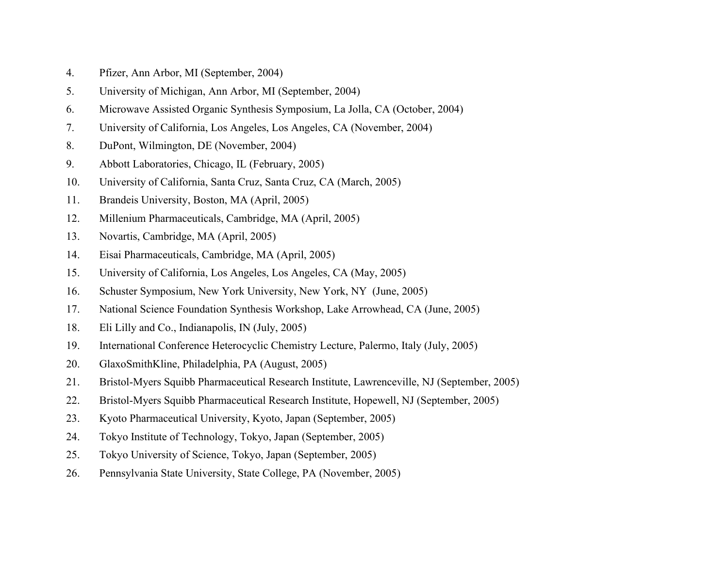4. Pfizer, Ann Arbor, MI (September, 2004)
5. University of Michigan, Ann Arbor, MI (September, 2004)
6. Microwave Assisted Organic Synthesis Symposium, La Jolla, CA (October, 2004)
7. University of California, Los Angeles, Los Angeles, CA (November, 2004)
8. DuPont, Wilmington, DE (November, 2004)
9. Abbott Laboratories, Chicago, IL (February, 2005)
10. University of California, Santa Cruz, Santa Cruz, CA (March, 2005)
11. Brandeis University, Boston, MA (April, 2005)
12. Millenium Pharmaceuticals, Cambridge, MA (April, 2005)
13. Novartis, Cambridge, MA (April, 2005)
14. Eisai Pharmaceuticals, Cambridge, MA (April, 2005)
15. University of California, Los Angeles, Los Angeles, CA (May, 2005)
16. Schuster Symposium, New York University, New York, NY (June, 2005)
17. National Science Foundation Synthesis Workshop, Lake Arrowhead, CA (June, 2005)
18. Eli Lilly and Co., Indianapolis, IN (July, 2005)
19. International Conference Heterocyclic Chemistry Lecture, Palermo, Italy (July, 2005)
20. GlaxoSmithKline, Philadelphia, PA (August, 2005)
21. Bristol-Myers Squibb Pharmaceutical Research Institute, Lawrenceville, NJ (September, 2005)
22. Bristol-Myers Squibb Pharmaceutical Research Institute, Hopewell, NJ (September, 2005)
23. Kyoto Pharmaceutical University, Kyoto, Japan (September, 2005)
24. Tokyo Institute of Technology, Tokyo, Japan (September, 2005)
25. Tokyo University of Science, Tokyo, Japan (September, 2005)
26. Pennsylvania State University, State College, PA (November, 2005)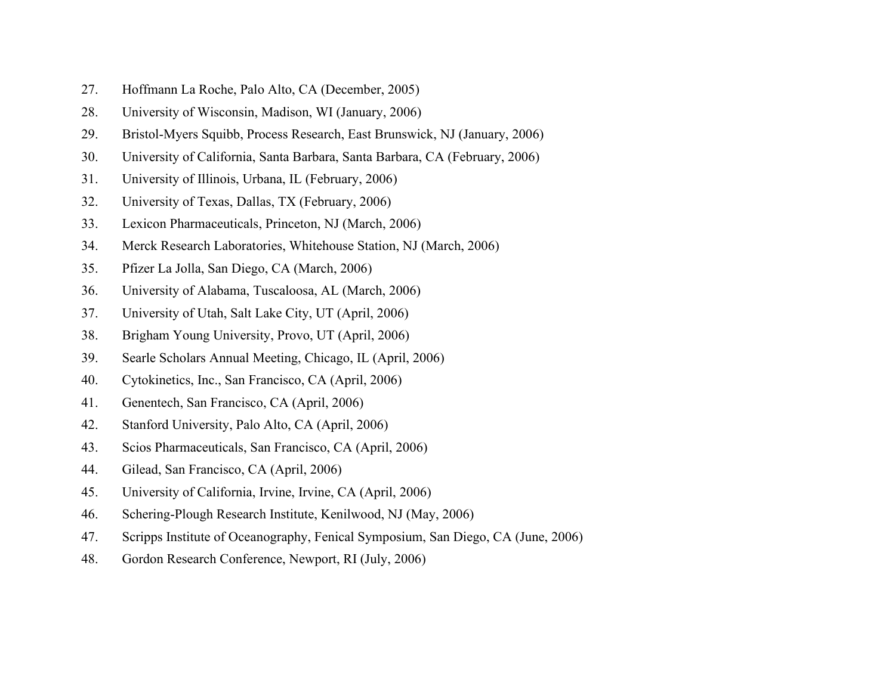27. Hoffmann La Roche, Palo Alto, CA (December, 2005)
28. University of Wisconsin, Madison, WI (January, 2006)
29. Bristol-Myers Squibb, Process Research, East Brunswick, NJ (January, 2006)
30. University of California, Santa Barbara, Santa Barbara, CA (February, 2006)
31. University of Illinois, Urbana, IL (February, 2006)
32. University of Texas, Dallas, TX (February, 2006)
33. Lexicon Pharmaceuticals, Princeton, NJ (March, 2006)
34. Merck Research Laboratories, Whitehouse Station, NJ (March, 2006)
35. Pfizer La Jolla, San Diego, CA (March, 2006)
36. University of Alabama, Tuscaloosa, AL (March, 2006)
37. University of Utah, Salt Lake City, UT (April, 2006)
38. Brigham Young University, Provo, UT (April, 2006)
39. Searle Scholars Annual Meeting, Chicago, IL (April, 2006)
40. Cytokinetics, Inc., San Francisco, CA (April, 2006)
41. Genentech, San Francisco, CA (April, 2006)
42. Stanford University, Palo Alto, CA (April, 2006)
43. Scios Pharmaceuticals, San Francisco, CA (April, 2006)
44. Gilead, San Francisco, CA (April, 2006)
45. University of California, Irvine, Irvine, CA (April, 2006)
46. Schering-Plough Research Institute, Kenilwood, NJ (May, 2006)
47. Scripps Institute of Oceanography, Fenical Symposium, San Diego, CA (June, 2006)
48. Gordon Research Conference, Newport, RI (July, 2006)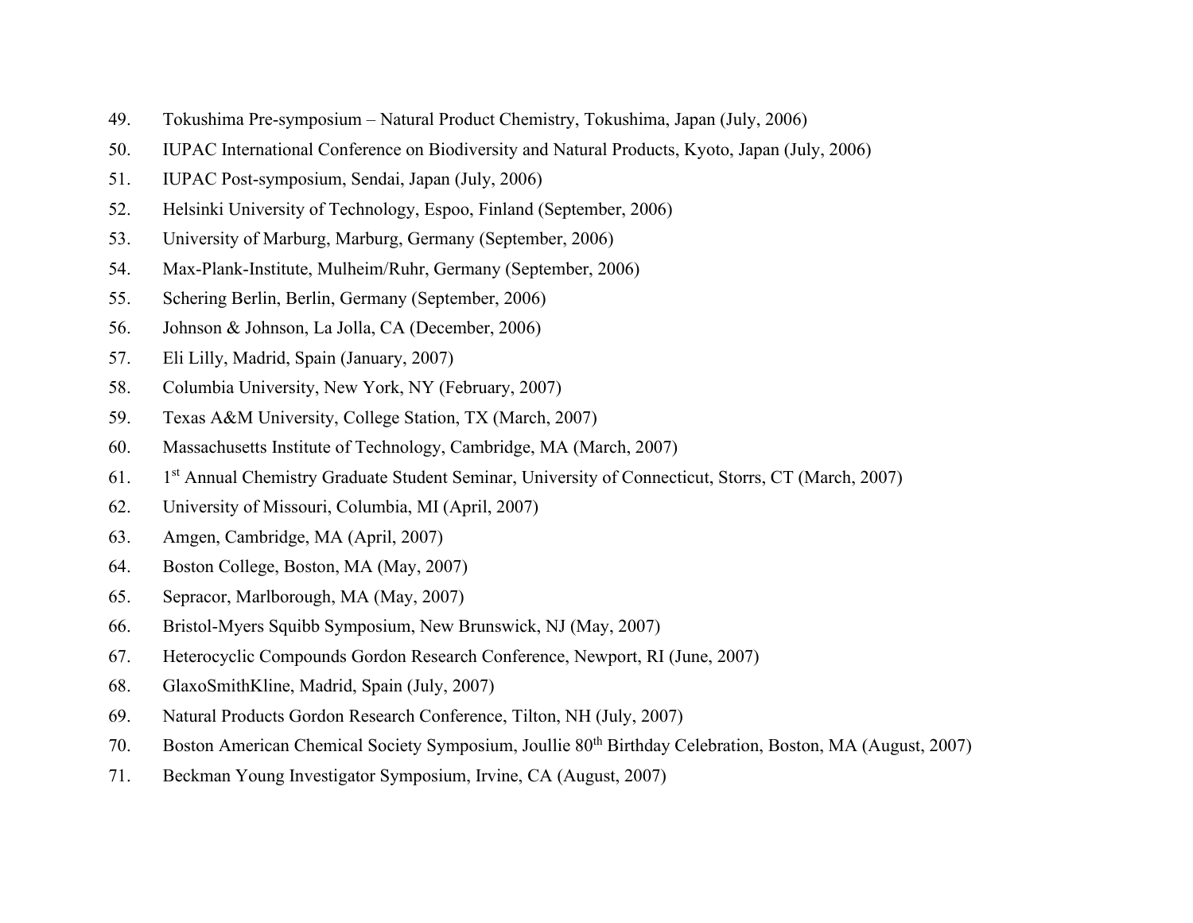49. Tokushima Pre-symposium – Natural Product Chemistry, Tokushima, Japan (July, 2006)
50. IUPAC International Conference on Biodiversity and Natural Products, Kyoto, Japan (July, 2006)
51. IUPAC Post-symposium, Sendai, Japan (July, 2006)
52. Helsinki University of Technology, Espoo, Finland (September, 2006)
53. University of Marburg, Marburg, Germany (September, 2006)
54. Max-Plank-Institute, Mulheim/Ruhr, Germany (September, 2006)
55. Schering Berlin, Berlin, Germany (September, 2006)
56. Johnson & Johnson, La Jolla, CA (December, 2006)
57. Eli Lilly, Madrid, Spain (January, 2007)
58. Columbia University, New York, NY (February, 2007)
59. Texas A&M University, College Station, TX (March, 2007)
60. Massachusetts Institute of Technology, Cambridge, MA (March, 2007)
61. 1st Annual Chemistry Graduate Student Seminar, University of Connecticut, Storrs, CT (March, 2007)
62. University of Missouri, Columbia, MI (April, 2007)
63. Amgen, Cambridge, MA (April, 2007)
64. Boston College, Boston, MA (May, 2007)
65. Sepracor, Marlborough, MA (May, 2007)
66. Bristol-Myers Squibb Symposium, New Brunswick, NJ (May, 2007)
67. Heterocyclic Compounds Gordon Research Conference, Newport, RI (June, 2007)
68. GlaxoSmithKline, Madrid, Spain (July, 2007)
69. Natural Products Gordon Research Conference, Tilton, NH (July, 2007)
70. Boston American Chemical Society Symposium, Joullie 80th Birthday Celebration, Boston, MA (August, 2007)
71. Beckman Young Investigator Symposium, Irvine, CA (August, 2007)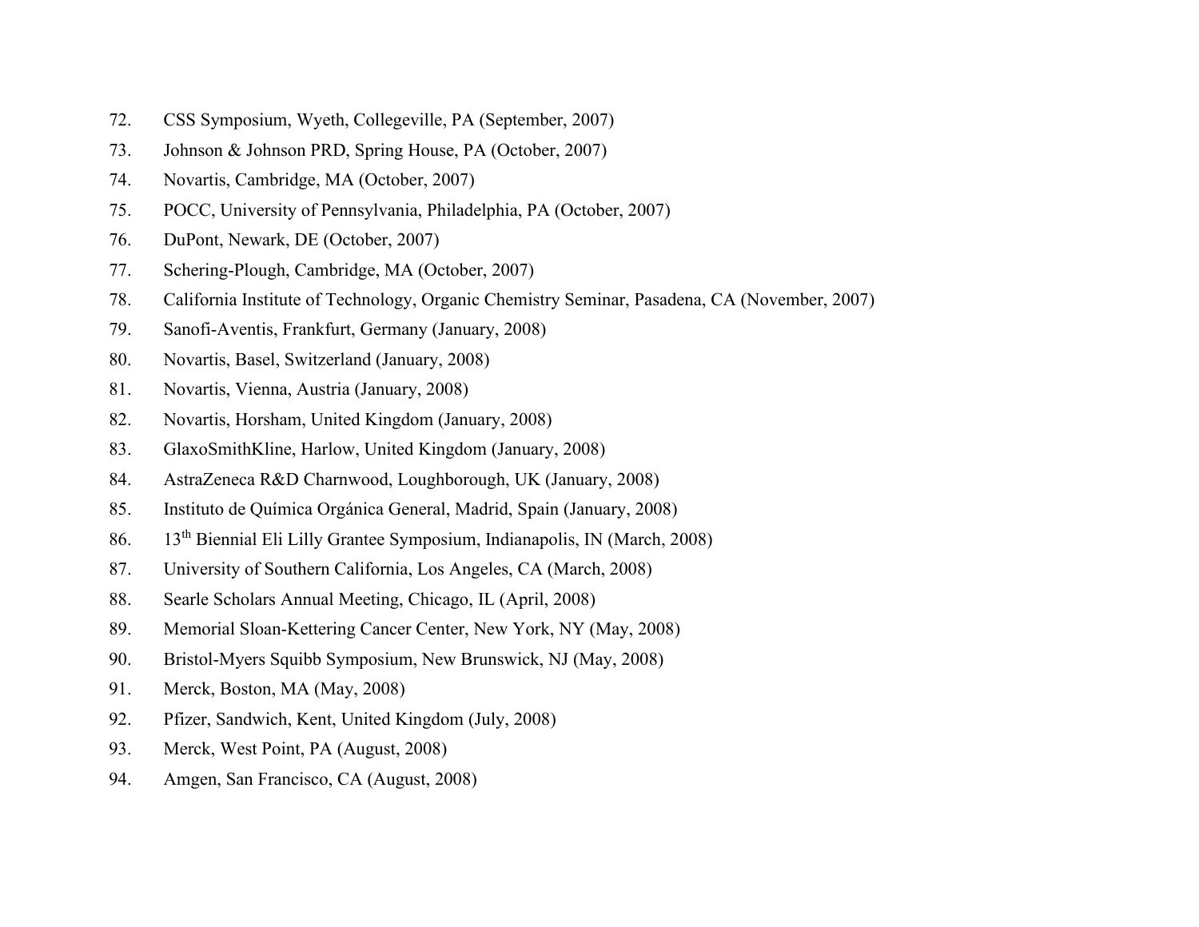72. CSS Symposium, Wyeth, Collegeville, PA (September, 2007)
73. Johnson & Johnson PRD, Spring House, PA (October, 2007)
74. Novartis, Cambridge, MA (October, 2007)
75. POCC, University of Pennsylvania, Philadelphia, PA (October, 2007)
76. DuPont, Newark, DE (October, 2007)
77. Schering-Plough, Cambridge, MA (October, 2007)
78. California Institute of Technology, Organic Chemistry Seminar, Pasadena, CA (November, 2007)
79. Sanofi-Aventis, Frankfurt, Germany (January, 2008)
80. Novartis, Basel, Switzerland (January, 2008)
81. Novartis, Vienna, Austria (January, 2008)
82. Novartis, Horsham, United Kingdom (January, 2008)
83. GlaxoSmithKline, Harlow, United Kingdom (January, 2008)
84. AstraZeneca R&D Charnwood, Loughborough, UK (January, 2008)
85. Instituto de Química Orgánica General, Madrid, Spain (January, 2008)
86. 13th Biennial Eli Lilly Grantee Symposium, Indianapolis, IN (March, 2008)
87. University of Southern California, Los Angeles, CA (March, 2008)
88. Searle Scholars Annual Meeting, Chicago, IL (April, 2008)
89. Memorial Sloan-Kettering Cancer Center, New York, NY (May, 2008)
90. Bristol-Myers Squibb Symposium, New Brunswick, NJ (May, 2008)
91. Merck, Boston, MA (May, 2008)
92. Pfizer, Sandwich, Kent, United Kingdom (July, 2008)
93. Merck, West Point, PA (August, 2008)
94. Amgen, San Francisco, CA (August, 2008)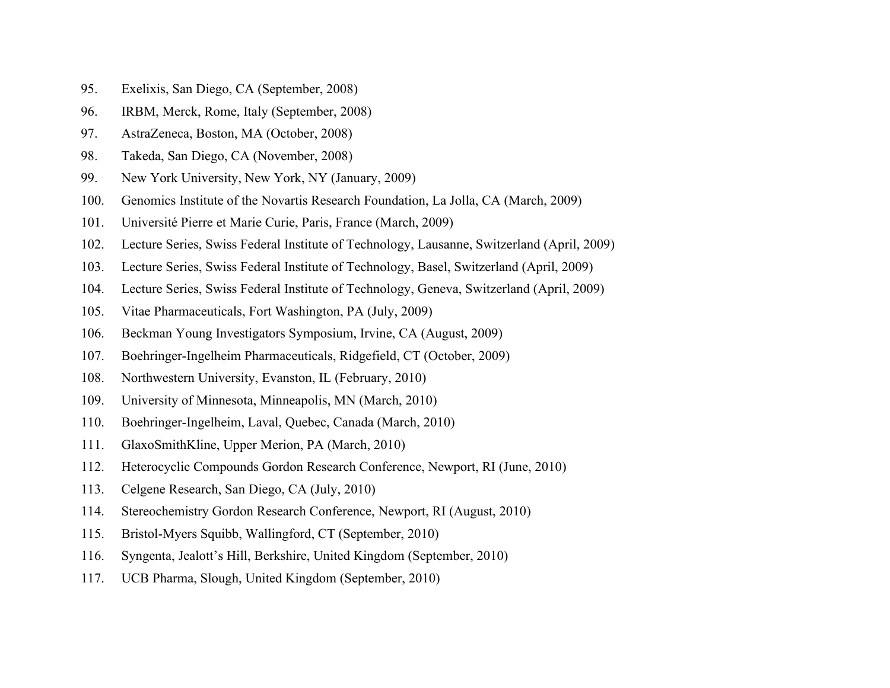95. Exelixis, San Diego, CA (September, 2008)
96. IRBM, Merck, Rome, Italy (September, 2008)
97. AstraZeneca, Boston, MA (October, 2008)
98. Takeda, San Diego, CA (November, 2008)
99. New York University, New York, NY (January, 2009)
100. Genomics Institute of the Novartis Research Foundation, La Jolla, CA (March, 2009)
101. Université Pierre et Marie Curie, Paris, France (March, 2009)
102. Lecture Series, Swiss Federal Institute of Technology, Lausanne, Switzerland (April, 2009)
103. Lecture Series, Swiss Federal Institute of Technology, Basel, Switzerland (April, 2009)
104. Lecture Series, Swiss Federal Institute of Technology, Geneva, Switzerland (April, 2009)
105. Vitae Pharmaceuticals, Fort Washington, PA (July, 2009)
106. Beckman Young Investigators Symposium, Irvine, CA (August, 2009)
107. Boehringer-Ingelheim Pharmaceuticals, Ridgefield, CT (October, 2009)
108. Northwestern University, Evanston, IL (February, 2010)
109. University of Minnesota, Minneapolis, MN (March, 2010)
110. Boehringer-Ingelheim, Laval, Quebec, Canada (March, 2010)
111. GlaxoSmithKline, Upper Merion, PA (March, 2010)
112. Heterocyclic Compounds Gordon Research Conference, Newport, RI (June, 2010)
113. Celgene Research, San Diego, CA (July, 2010)
114. Stereochemistry Gordon Research Conference, Newport, RI (August, 2010)
115. Bristol-Myers Squibb, Wallingford, CT (September, 2010)
116. Syngenta, Jealott's Hill, Berkshire, United Kingdom (September, 2010)
117. UCB Pharma, Slough, United Kingdom (September, 2010)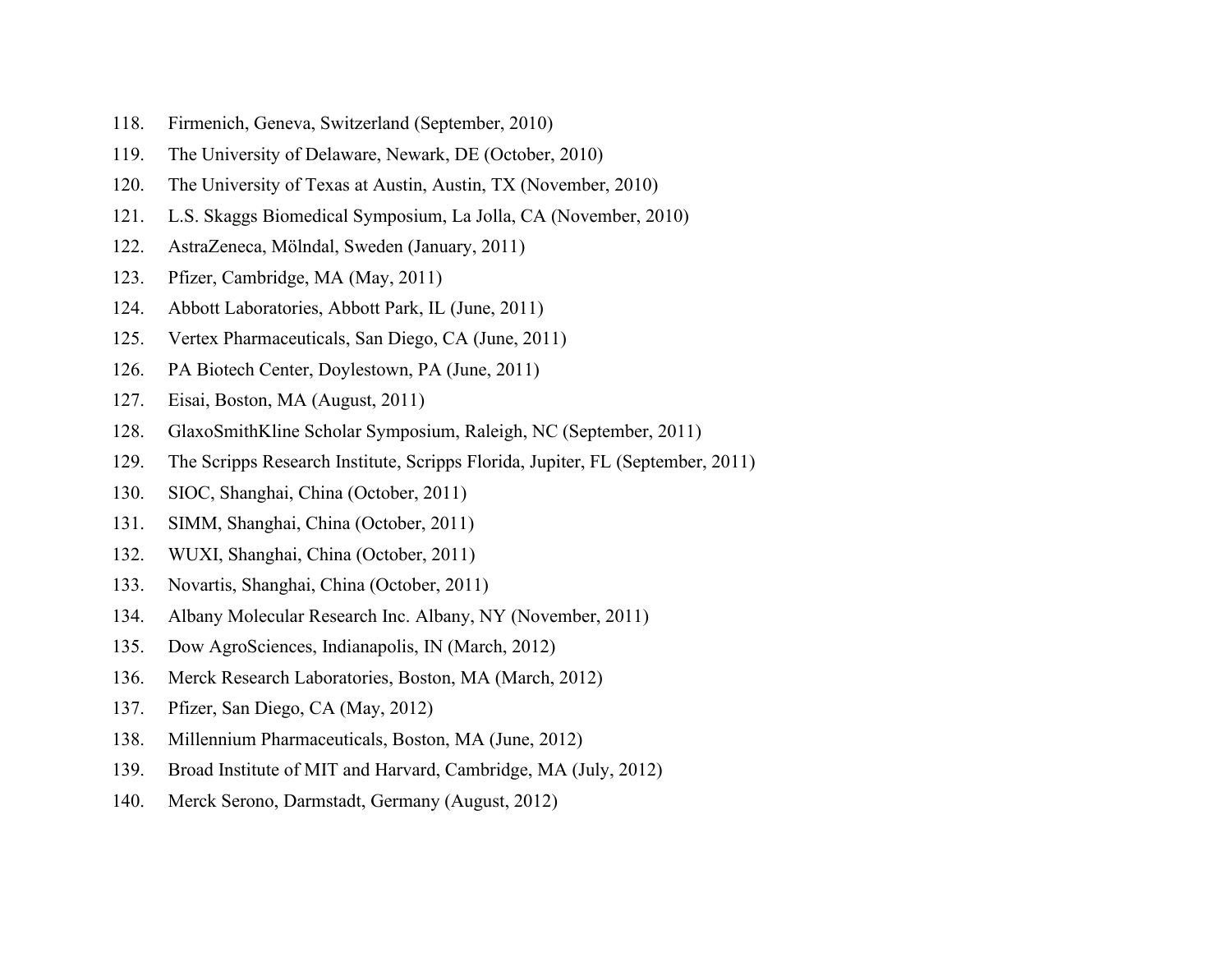118. Firmenich, Geneva, Switzerland (September, 2010)
119. The University of Delaware, Newark, DE (October, 2010)
120. The University of Texas at Austin, Austin, TX (November, 2010)
121. L.S. Skaggs Biomedical Symposium, La Jolla, CA (November, 2010)
122. AstraZeneca, Mölndal, Sweden (January, 2011)
123. Pfizer, Cambridge, MA (May, 2011)
124. Abbott Laboratories, Abbott Park, IL (June, 2011)
125. Vertex Pharmaceuticals, San Diego, CA (June, 2011)
126. PA Biotech Center, Doylestown, PA (June, 2011)
127. Eisai, Boston, MA (August, 2011)
128. GlaxoSmithKline Scholar Symposium, Raleigh, NC (September, 2011)
129. The Scripps Research Institute, Scripps Florida, Jupiter, FL (September, 2011)
130. SIOC, Shanghai, China (October, 2011)
131. SIMM, Shanghai, China (October, 2011)
132. WUXI, Shanghai, China (October, 2011)
133. Novartis, Shanghai, China (October, 2011)
134. Albany Molecular Research Inc. Albany, NY (November, 2011)
135. Dow AgroSciences, Indianapolis, IN (March, 2012)
136. Merck Research Laboratories, Boston, MA (March, 2012)
137. Pfizer, San Diego, CA (May, 2012)
138. Millennium Pharmaceuticals, Boston, MA (June, 2012)
139. Broad Institute of MIT and Harvard, Cambridge, MA (July, 2012)
140. Merck Serono, Darmstadt, Germany (August, 2012)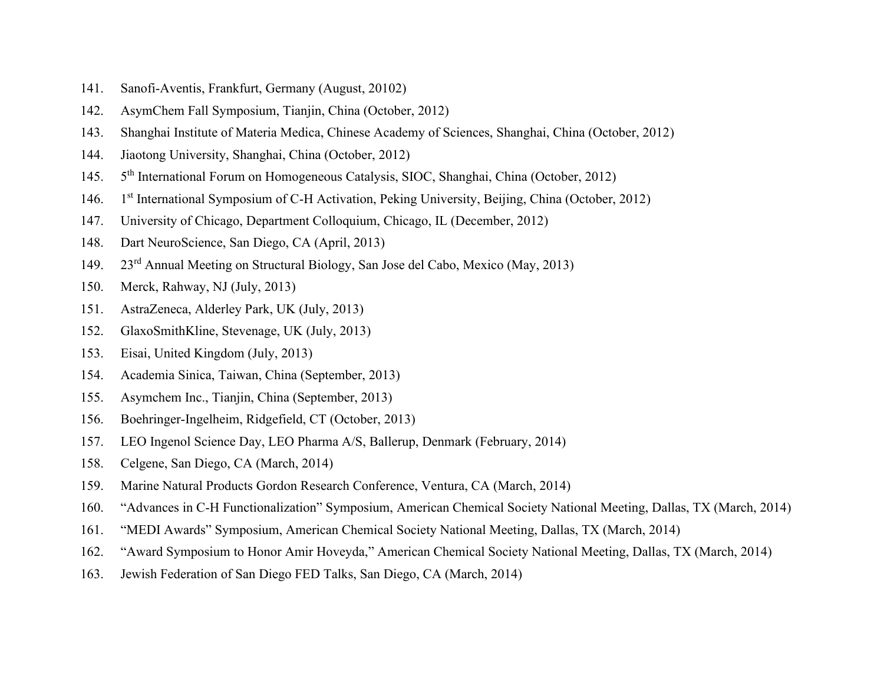141. Sanofi-Aventis, Frankfurt, Germany (August, 20102)
142. AsymChem Fall Symposium, Tianjin, China (October, 2012)
143. Shanghai Institute of Materia Medica, Chinese Academy of Sciences, Shanghai, China (October, 2012)
144. Jiaotong University, Shanghai, China (October, 2012)
145. 5th International Forum on Homogeneous Catalysis, SIOC, Shanghai, China (October, 2012)
146. 1st International Symposium of C-H Activation, Peking University, Beijing, China (October, 2012)
147. University of Chicago, Department Colloquium, Chicago, IL (December, 2012)
148. Dart NeuroScience, San Diego, CA (April, 2013)
149. 23rd Annual Meeting on Structural Biology, San Jose del Cabo, Mexico (May, 2013)
150. Merck, Rahway, NJ (July, 2013)
151. AstraZeneca, Alderley Park, UK (July, 2013)
152. GlaxoSmithKline, Stevenage, UK (July, 2013)
153. Eisai, United Kingdom (July, 2013)
154. Academia Sinica, Taiwan, China (September, 2013)
155. Asymchem Inc., Tianjin, China (September, 2013)
156. Boehringer-Ingelheim, Ridgefield, CT (October, 2013)
157. LEO Ingenol Science Day, LEO Pharma A/S, Ballerup, Denmark (February, 2014)
158. Celgene, San Diego, CA (March, 2014)
159. Marine Natural Products Gordon Research Conference, Ventura, CA (March, 2014)
160. "Advances in C-H Functionalization" Symposium, American Chemical Society National Meeting, Dallas, TX (March, 2014)
161. "MEDI Awards" Symposium, American Chemical Society National Meeting, Dallas, TX (March, 2014)
162. "Award Symposium to Honor Amir Hoveyda," American Chemical Society National Meeting, Dallas, TX (March, 2014)
163. Jewish Federation of San Diego FED Talks, San Diego, CA (March, 2014)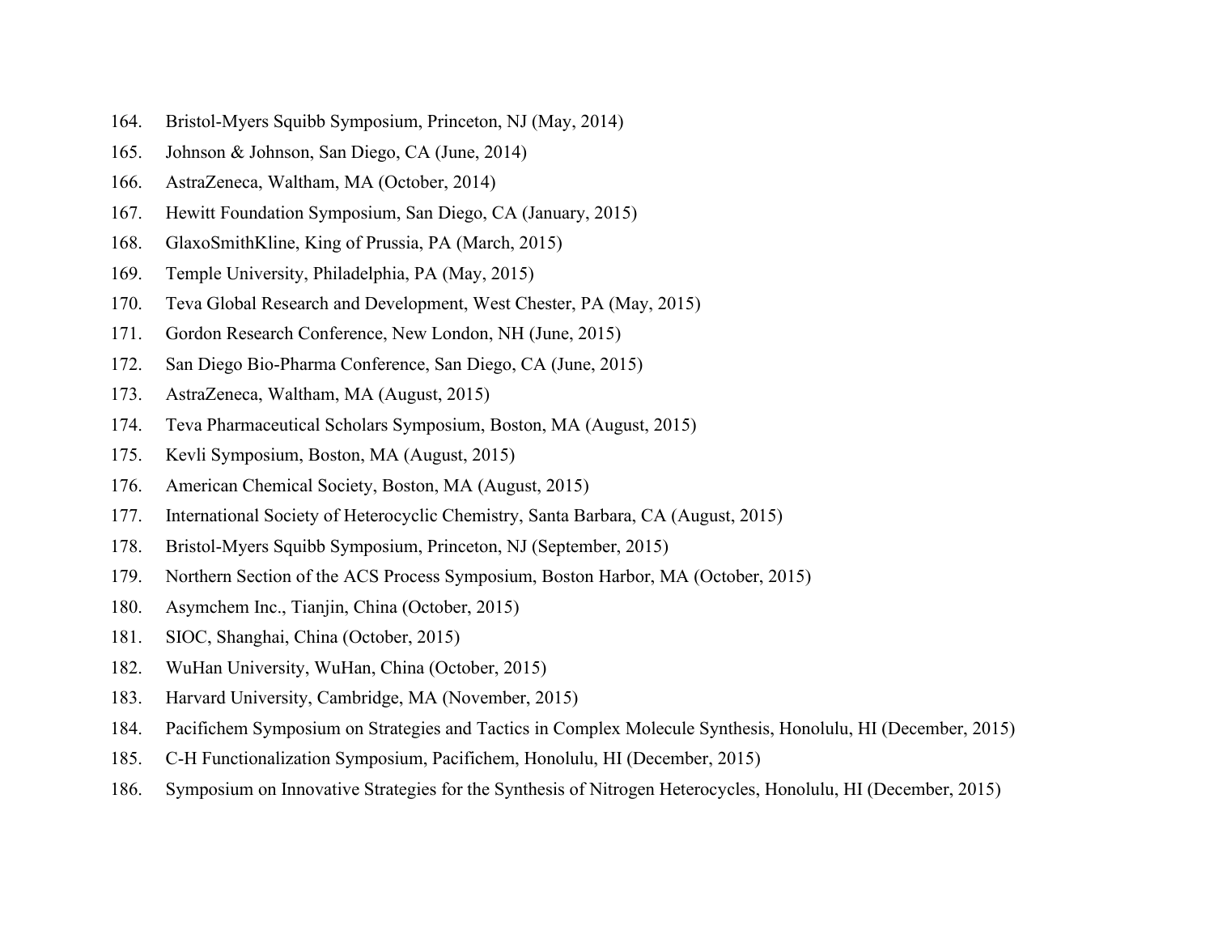164. Bristol-Myers Squibb Symposium, Princeton, NJ (May, 2014)
165. Johnson & Johnson, San Diego, CA (June, 2014)
166. AstraZeneca, Waltham, MA (October, 2014)
167. Hewitt Foundation Symposium, San Diego, CA (January, 2015)
168. GlaxoSmithKline, King of Prussia, PA (March, 2015)
169. Temple University, Philadelphia, PA (May, 2015)
170. Teva Global Research and Development, West Chester, PA (May, 2015)
171. Gordon Research Conference, New London, NH (June, 2015)
172. San Diego Bio-Pharma Conference, San Diego, CA (June, 2015)
173. AstraZeneca, Waltham, MA (August, 2015)
174. Teva Pharmaceutical Scholars Symposium, Boston, MA (August, 2015)
175. Kevli Symposium, Boston, MA (August, 2015)
176. American Chemical Society, Boston, MA (August, 2015)
177. International Society of Heterocyclic Chemistry, Santa Barbara, CA (August, 2015)
178. Bristol-Myers Squibb Symposium, Princeton, NJ (September, 2015)
179. Northern Section of the ACS Process Symposium, Boston Harbor, MA (October, 2015)
180. Asymchem Inc., Tianjin, China (October, 2015)
181. SIOC, Shanghai, China (October, 2015)
182. WuHan University, WuHan, China (October, 2015)
183. Harvard University, Cambridge, MA (November, 2015)
184. Pacifichem Symposium on Strategies and Tactics in Complex Molecule Synthesis, Honolulu, HI (December, 2015)
185. C-H Functionalization Symposium, Pacifichem, Honolulu, HI (December, 2015)
186. Symposium on Innovative Strategies for the Synthesis of Nitrogen Heterocycles, Honolulu, HI (December, 2015)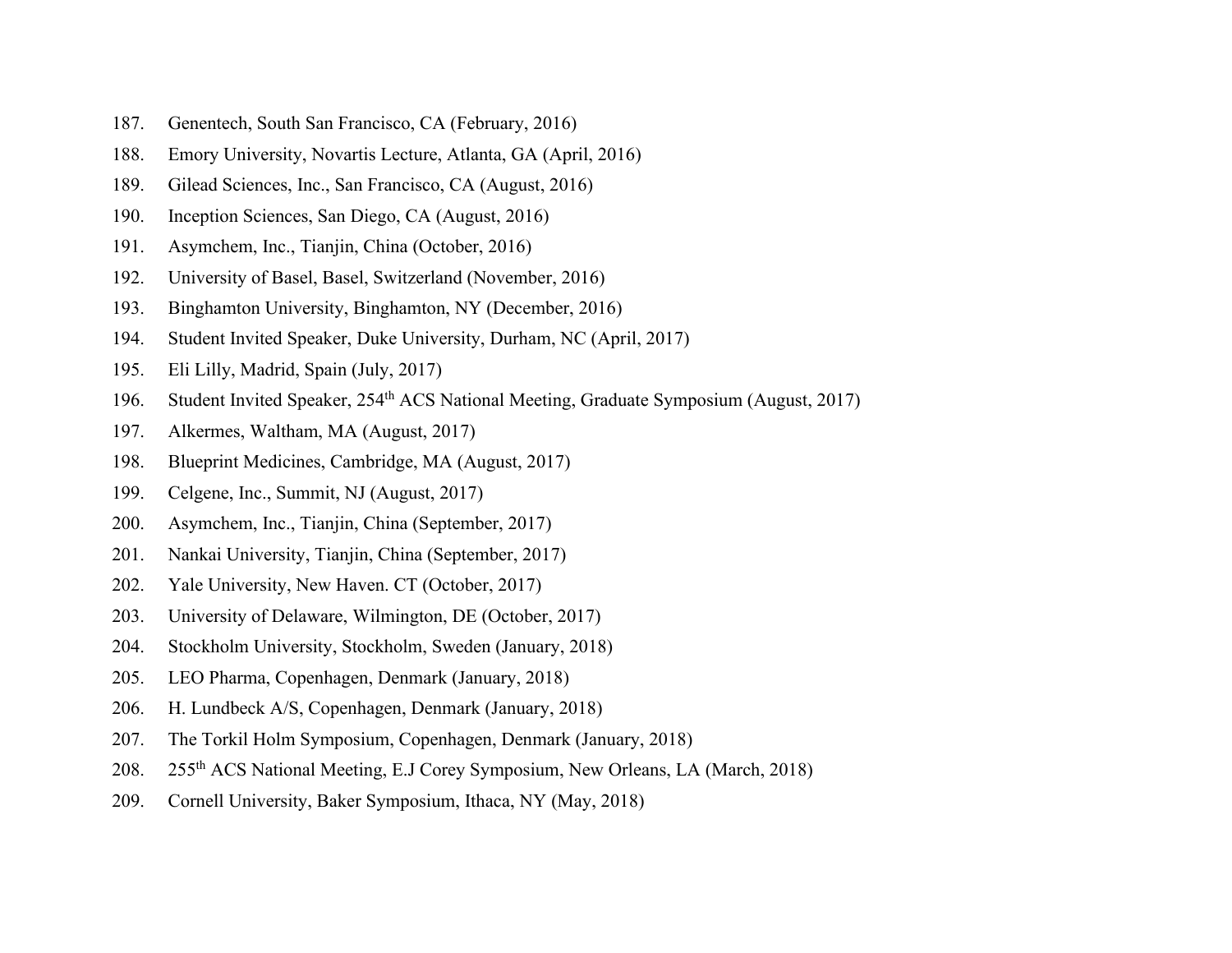187. Genentech, South San Francisco, CA (February, 2016)
188. Emory University, Novartis Lecture, Atlanta, GA (April, 2016)
189. Gilead Sciences, Inc., San Francisco, CA (August, 2016)
190. Inception Sciences, San Diego, CA (August, 2016)
191. Asymchem, Inc., Tianjin, China (October, 2016)
192. University of Basel, Basel, Switzerland (November, 2016)
193. Binghamton University, Binghamton, NY (December, 2016)
194. Student Invited Speaker, Duke University, Durham, NC (April, 2017)
195. Eli Lilly, Madrid, Spain (July, 2017)
196. Student Invited Speaker, 254$^{th}$ ACS National Meeting, Graduate Symposium (August, 2017)
197. Alkermes, Waltham, MA (August, 2017)
198. Blueprint Medicines, Cambridge, MA (August, 2017)
199. Celgene, Inc., Summit, NJ (August, 2017)
200. Asymchem, Inc., Tianjin, China (September, 2017)
201. Nankai University, Tianjin, China (September, 2017)
202. Yale University, New Haven. CT (October, 2017)
203. University of Delaware, Wilmington, DE (October, 2017)
204. Stockholm University, Stockholm, Sweden (January, 2018)
205. LEO Pharma, Copenhagen, Denmark (January, 2018)
206. H. Lundbeck A/S, Copenhagen, Denmark (January, 2018)
207. The Torkil Holm Symposium, Copenhagen, Denmark (January, 2018)
208. 255$^{th}$ ACS National Meeting, E.J Corey Symposium, New Orleans, LA (March, 2018)
209. Cornell University, Baker Symposium, Ithaca, NY (May, 2018)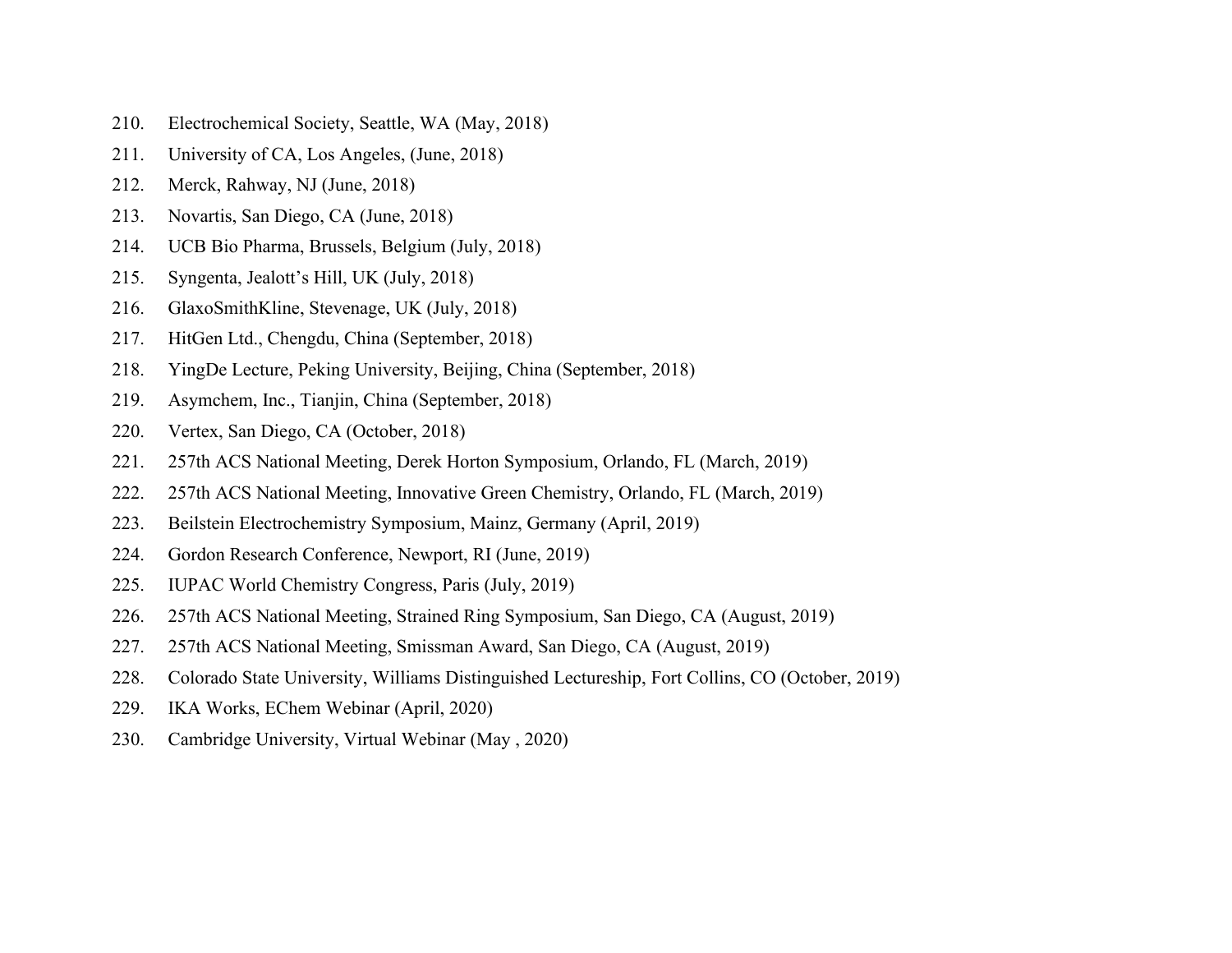210. Electrochemical Society, Seattle, WA (May, 2018)
211. University of CA, Los Angeles, (June, 2018)
212. Merck, Rahway, NJ (June, 2018)
213. Novartis, San Diego, CA (June, 2018)
214. UCB Bio Pharma, Brussels, Belgium (July, 2018)
215. Syngenta, Jealott's Hill, UK (July, 2018)
216. GlaxoSmithKline, Stevenage, UK (July, 2018)
217. HitGen Ltd., Chengdu, China (September, 2018)
218. YingDe Lecture, Peking University, Beijing, China (September, 2018)
219. Asymchem, Inc., Tianjin, China (September, 2018)
220. Vertex, San Diego, CA (October, 2018)
221. 257th ACS National Meeting, Derek Horton Symposium, Orlando, FL (March, 2019)
222. 257th ACS National Meeting, Innovative Green Chemistry, Orlando, FL (March, 2019)
223. Beilstein Electrochemistry Symposium, Mainz, Germany (April, 2019)
224. Gordon Research Conference, Newport, RI (June, 2019)
225. IUPAC World Chemistry Congress, Paris (July, 2019)
226. 257th ACS National Meeting, Strained Ring Symposium, San Diego, CA (August, 2019)
227. 257th ACS National Meeting, Smissman Award, San Diego, CA (August, 2019)
228. Colorado State University, Williams Distinguished Lectureship, Fort Collins, CO (October, 2019)
229. IKA Works, EChem Webinar (April, 2020)
230. Cambridge University, Virtual Webinar (May , 2020)